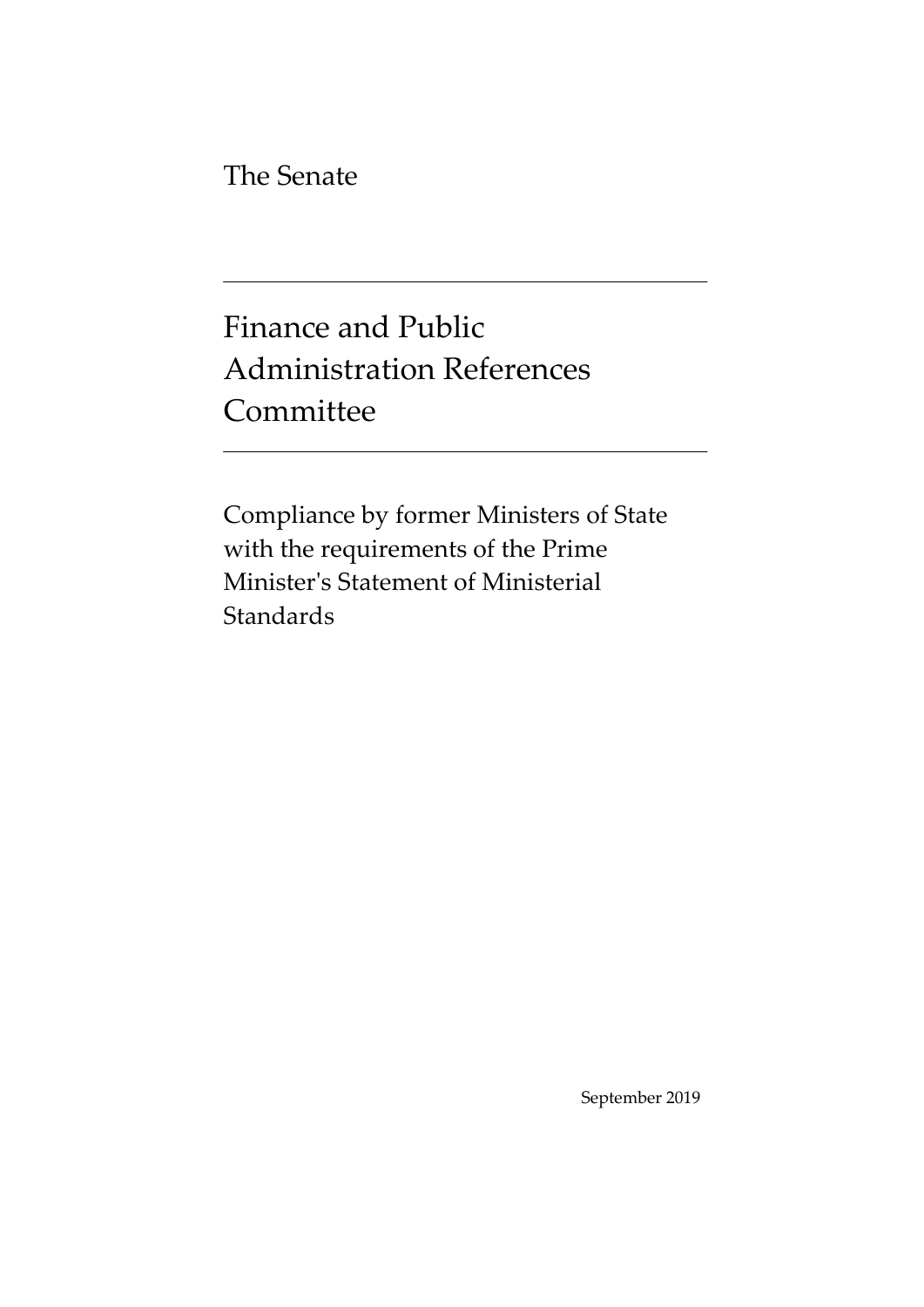The Senate

---

# Finance and Public Administration References Committee

---

Compliance by former Ministers of State with the requirements of the Prime Minister's Statement of Ministerial Standards

September 2019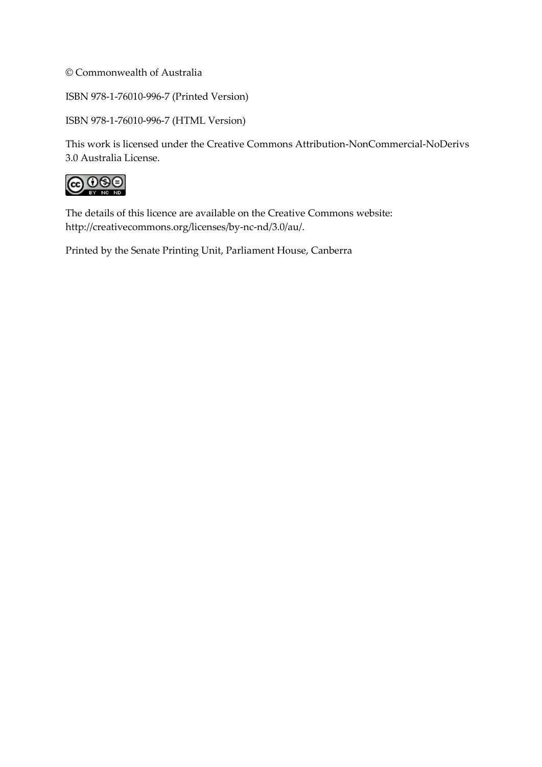© Commonwealth of Australia

ISBN 978-1-76010-996-7 (Printed Version)

ISBN 978-1-76010-996-7 (HTML Version)

This work is licensed under the Creative Commons Attribution-NonCommercial-NoDerivs 3.0 Australia License.

The details of this licence are available on the Creative Commons website: http://creativecommons.org/licenses/by-nc-nd/3.0/au/.

Printed by the Senate Printing Unit, Parliament House, Canberra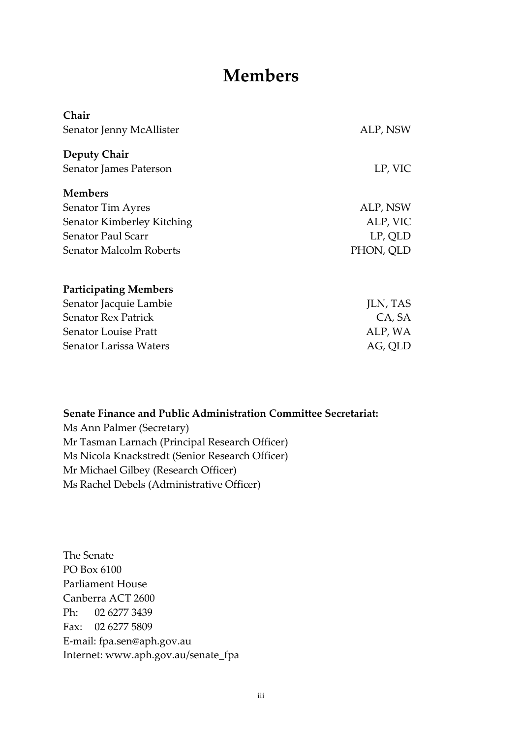# Members

| | |
|---|---|
| **Chair** | |
| Senator Jenny McAllister | ALP, NSW |
| **Deputy Chair** | |
| Senator James Paterson | LP, VIC |
| **Members** | |
| Senator Tim Ayres | ALP, NSW |
| Senator Kimberley Kitching | ALP, VIC |
| Senator Paul Scarr | LP, QLD |
| Senator Malcolm Roberts | PHON, QLD |
| **Participating Members** | |
| Senator Jacquie Lambie | JLN, TAS |
| Senator Rex Patrick | CA, SA |
| Senator Louise Pratt | ALP, WA |
| Senator Larissa Waters | AG, QLD |

**Senate Finance and Public Administration Committee Secretariat:**

Ms Ann Palmer (Secretary)
Mr Tasman Larnach (Principal Research Officer)
Ms Nicola Knackstredt (Senior Research Officer)
Mr Michael Gilbey (Research Officer)
Ms Rachel Debels (Administrative Officer)

The Senate
PO Box 6100
Parliament House
Canberra ACT 2600
Ph: 02 6277 3439
Fax: 02 6277 5809
E-mail: fpa.sen@aph.gov.au
Internet: www.aph.gov.au/senate_fpa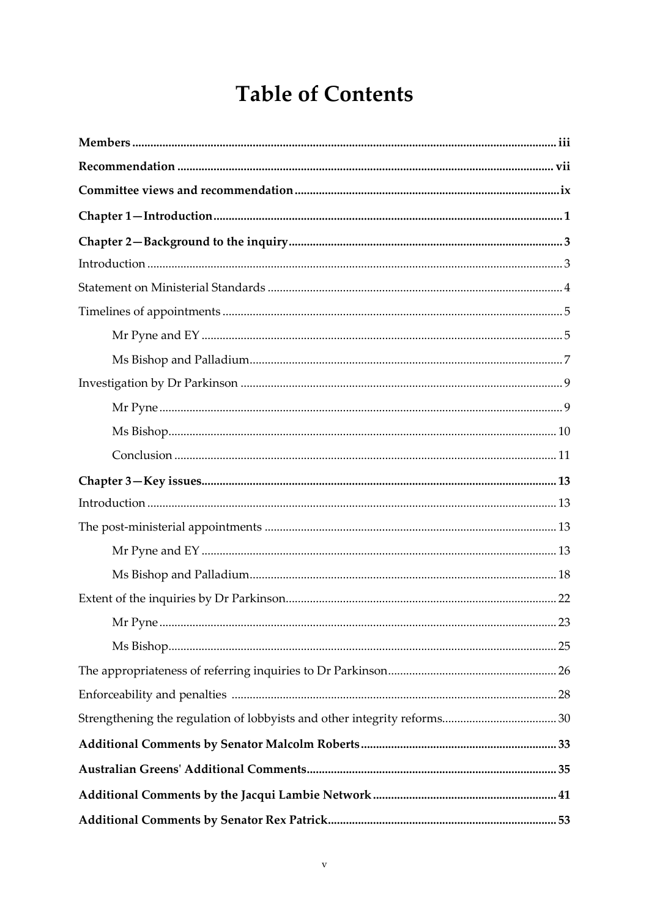# Table of Contents

**Members** ..... **iii**

**Recommendation** ..... **vii**

**Committee views and recommendation** ..... **ix**

**Chapter 1—Introduction** ..... **1**

**Chapter 2—Background to the inquiry** ..... **3**

Introduction ..... 3

Statement on Ministerial Standards ..... 4

Timelines of appointments ..... 5

- Mr Pyne and EY ..... 5
- Ms Bishop and Palladium ..... 7

Investigation by Dr Parkinson ..... 9

- Mr Pyne ..... 9
- Ms Bishop ..... 10
- Conclusion ..... 11

**Chapter 3—Key issues** ..... **13**

Introduction ..... 13

The post-ministerial appointments ..... 13

- Mr Pyne and EY ..... 13
- Ms Bishop and Palladium ..... 18

Extent of the inquiries by Dr Parkinson ..... 22

- Mr Pyne ..... 23
- Ms Bishop ..... 25

The appropriateness of referring inquiries to Dr Parkinson ..... 26

Enforceability and penalties ..... 28

Strengthening the regulation of lobbyists and other integrity reforms ..... 30

**Additional Comments by Senator Malcolm Roberts** ..... **33**

**Australian Greens' Additional Comments** ..... **35**

**Additional Comments by the Jacqui Lambie Network** ..... **41**

**Additional Comments by Senator Rex Patrick** ..... **53**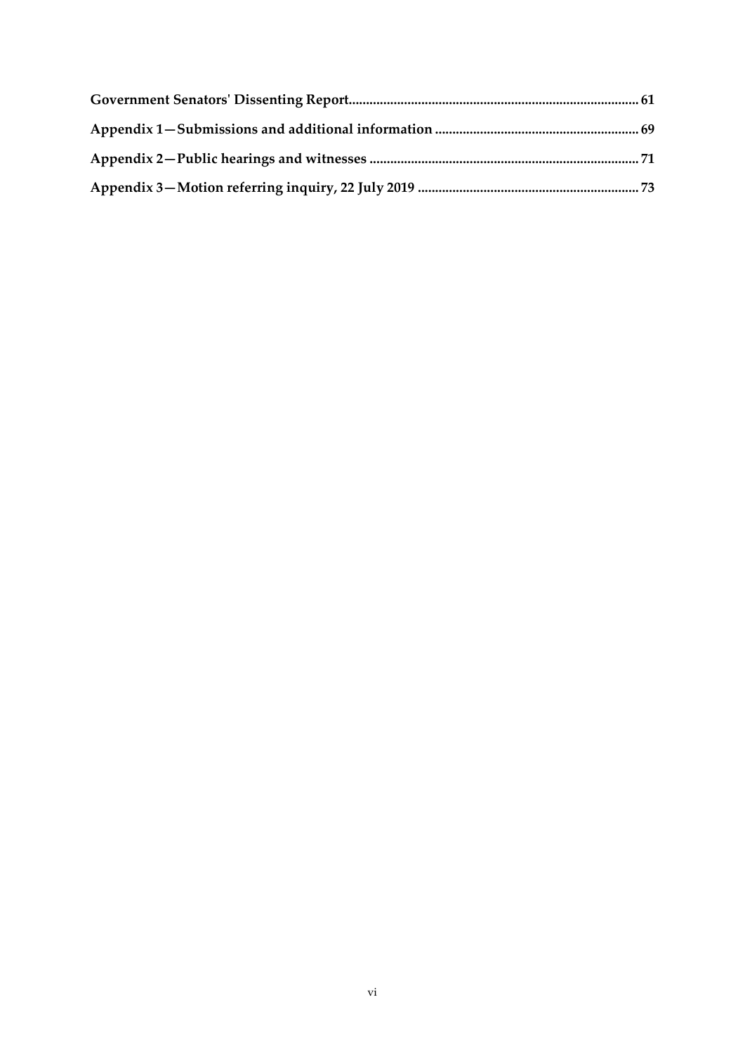**Government Senators' Dissenting Report** ..................................................................................... 61

**Appendix 1—Submissions and additional information** ........................................................... 69

**Appendix 2—Public hearings and witnesses** ............................................................................. 71

**Appendix 3—Motion referring inquiry, 22 July 2019** ................................................................ 73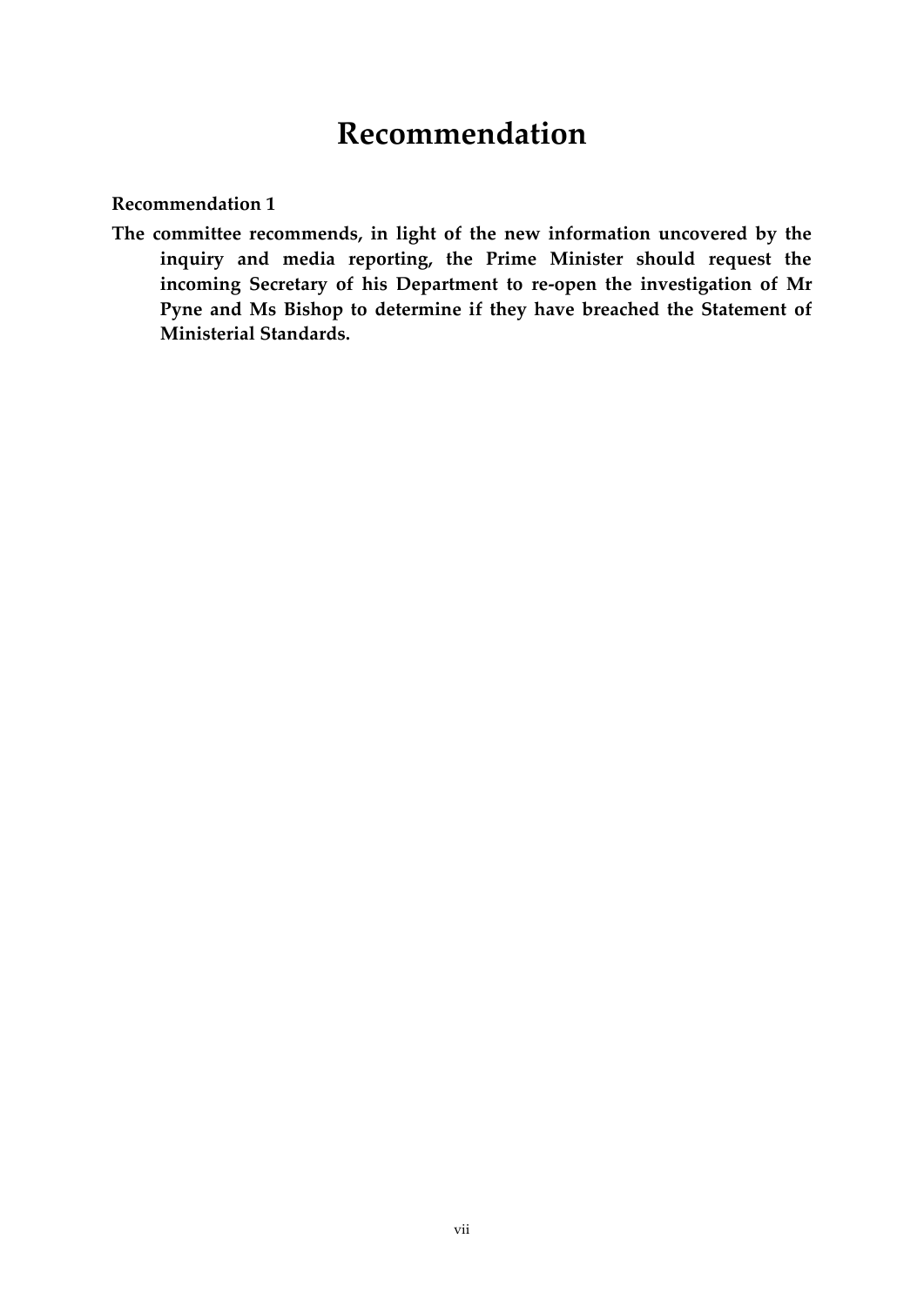# Recommendation

**Recommendation 1**

**The committee recommends, in light of the new information uncovered by the inquiry and media reporting, the Prime Minister should request the incoming Secretary of his Department to re-open the investigation of Mr Pyne and Ms Bishop to determine if they have breached the Statement of Ministerial Standards.**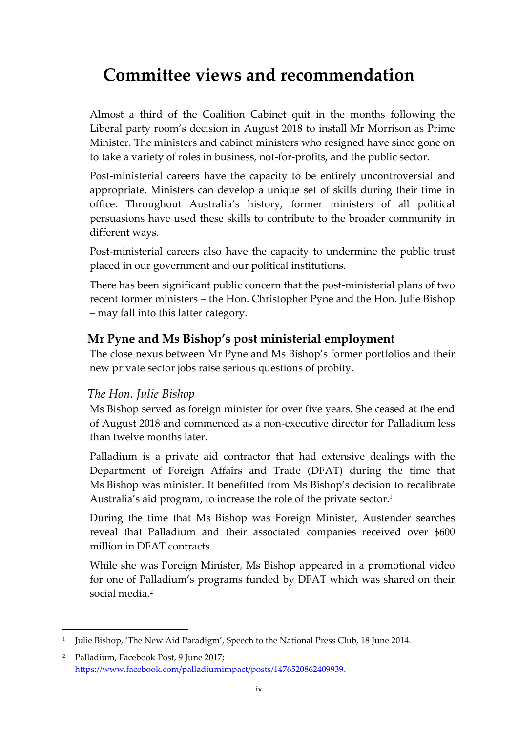# Committee views and recommendation

Almost a third of the Coalition Cabinet quit in the months following the Liberal party room's decision in August 2018 to install Mr Morrison as Prime Minister. The ministers and cabinet ministers who resigned have since gone on to take a variety of roles in business, not-for-profits, and the public sector.

Post-ministerial careers have the capacity to be entirely uncontroversial and appropriate. Ministers can develop a unique set of skills during their time in office. Throughout Australia's history, former ministers of all political persuasions have used these skills to contribute to the broader community in different ways.

Post-ministerial careers also have the capacity to undermine the public trust placed in our government and our political institutions.

There has been significant public concern that the post-ministerial plans of two recent former ministers – the Hon. Christopher Pyne and the Hon. Julie Bishop – may fall into this latter category.

## Mr Pyne and Ms Bishop's post ministerial employment

The close nexus between Mr Pyne and Ms Bishop's former portfolios and their new private sector jobs raise serious questions of probity.

### *The Hon. Julie Bishop*

Ms Bishop served as foreign minister for over five years. She ceased at the end of August 2018 and commenced as a non-executive director for Palladium less than twelve months later.

Palladium is a private aid contractor that had extensive dealings with the Department of Foreign Affairs and Trade (DFAT) during the time that Ms Bishop was minister. It benefitted from Ms Bishop's decision to recalibrate Australia's aid program, to increase the role of the private sector.[1]

During the time that Ms Bishop was Foreign Minister, Austender searches reveal that Palladium and their associated companies received over $600 million in DFAT contracts.

While she was Foreign Minister, Ms Bishop appeared in a promotional video for one of Palladium's programs funded by DFAT which was shared on their social media.[2]

---

[1] Julie Bishop, 'The New Aid Paradigm', Speech to the National Press Club, 18 June 2014.

[2] Palladium, Facebook Post, 9 June 2017; https://www.facebook.com/palladiumimpact/posts/1476520862409939.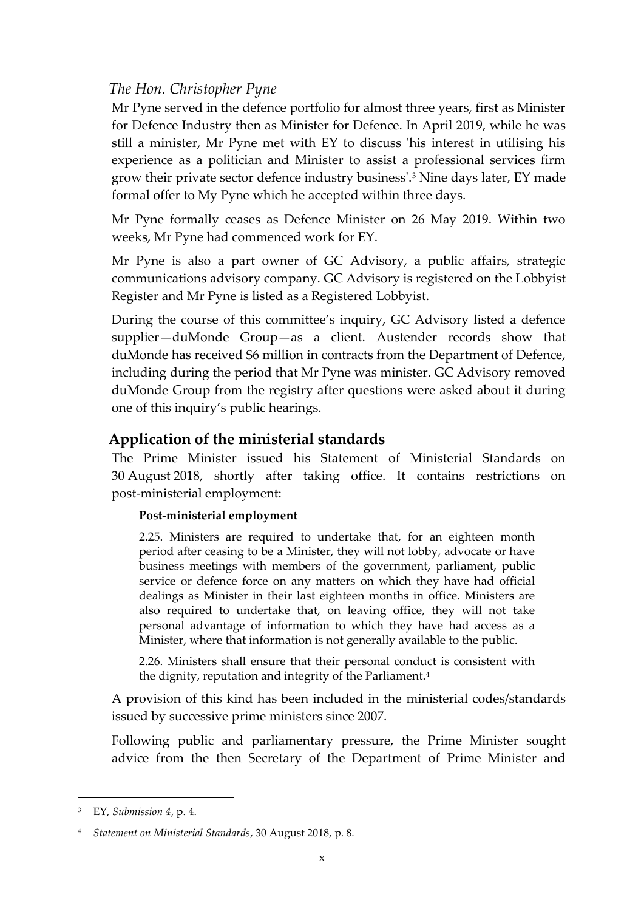### *The Hon. Christopher Pyne*

Mr Pyne served in the defence portfolio for almost three years, first as Minister for Defence Industry then as Minister for Defence. In April 2019, while he was still a minister, Mr Pyne met with EY to discuss 'his interest in utilising his experience as a politician and Minister to assist a professional services firm grow their private sector defence industry business'.[3] Nine days later, EY made formal offer to My Pyne which he accepted within three days.

Mr Pyne formally ceases as Defence Minister on 26 May 2019. Within two weeks, Mr Pyne had commenced work for EY.

Mr Pyne is also a part owner of GC Advisory, a public affairs, strategic communications advisory company. GC Advisory is registered on the Lobbyist Register and Mr Pyne is listed as a Registered Lobbyist.

During the course of this committee's inquiry, GC Advisory listed a defence supplier—duMonde Group—as a client. Austender records show that duMonde has received $6 million in contracts from the Department of Defence, including during the period that Mr Pyne was minister. GC Advisory removed duMonde Group from the registry after questions were asked about it during one of this inquiry's public hearings.

## Application of the ministerial standards

The Prime Minister issued his Statement of Ministerial Standards on 30 August 2018, shortly after taking office. It contains restrictions on post-ministerial employment:

> **Post-ministerial employment**
>
> 2.25. Ministers are required to undertake that, for an eighteen month period after ceasing to be a Minister, they will not lobby, advocate or have business meetings with members of the government, parliament, public service or defence force on any matters on which they have had official dealings as Minister in their last eighteen months in office. Ministers are also required to undertake that, on leaving office, they will not take personal advantage of information to which they have had access as a Minister, where that information is not generally available to the public.
>
> 2.26. Ministers shall ensure that their personal conduct is consistent with the dignity, reputation and integrity of the Parliament.[4]

A provision of this kind has been included in the ministerial codes/standards issued by successive prime ministers since 2007.

Following public and parliamentary pressure, the Prime Minister sought advice from the then Secretary of the Department of Prime Minister and

---

[3] EY, *Submission 4*, p. 4.

[4] *Statement on Ministerial Standards*, 30 August 2018, p. 8.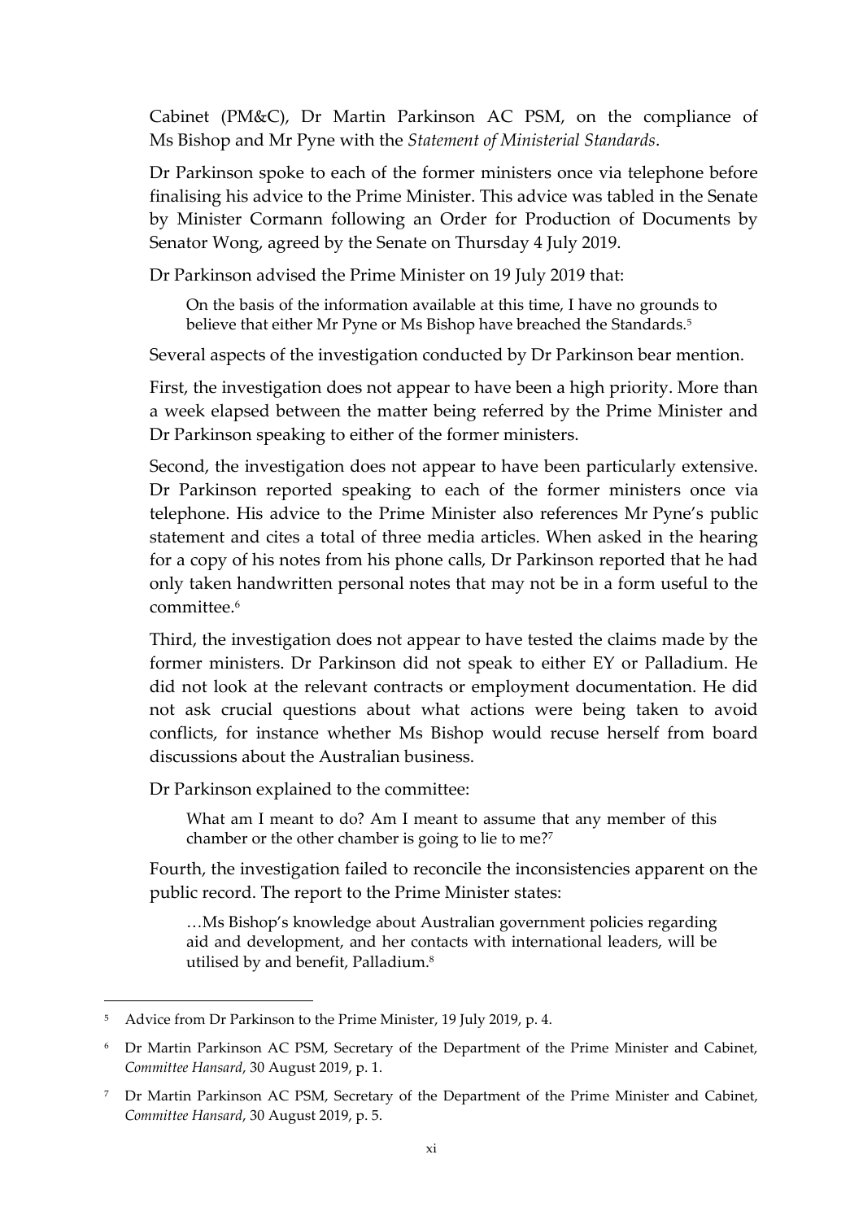Cabinet (PM&C), Dr Martin Parkinson AC PSM, on the compliance of Ms Bishop and Mr Pyne with the *Statement of Ministerial Standards*.

Dr Parkinson spoke to each of the former ministers once via telephone before finalising his advice to the Prime Minister. This advice was tabled in the Senate by Minister Cormann following an Order for Production of Documents by Senator Wong, agreed by the Senate on Thursday 4 July 2019.

Dr Parkinson advised the Prime Minister on 19 July 2019 that:

> On the basis of the information available at this time, I have no grounds to believe that either Mr Pyne or Ms Bishop have breached the Standards.[5]

Several aspects of the investigation conducted by Dr Parkinson bear mention.

First, the investigation does not appear to have been a high priority. More than a week elapsed between the matter being referred by the Prime Minister and Dr Parkinson speaking to either of the former ministers.

Second, the investigation does not appear to have been particularly extensive. Dr Parkinson reported speaking to each of the former ministers once via telephone. His advice to the Prime Minister also references Mr Pyne's public statement and cites a total of three media articles. When asked in the hearing for a copy of his notes from his phone calls, Dr Parkinson reported that he had only taken handwritten personal notes that may not be in a form useful to the committee.[6]

Third, the investigation does not appear to have tested the claims made by the former ministers. Dr Parkinson did not speak to either EY or Palladium. He did not look at the relevant contracts or employment documentation. He did not ask crucial questions about what actions were being taken to avoid conflicts, for instance whether Ms Bishop would recuse herself from board discussions about the Australian business.

Dr Parkinson explained to the committee:

> What am I meant to do? Am I meant to assume that any member of this chamber or the other chamber is going to lie to me?[7]

Fourth, the investigation failed to reconcile the inconsistencies apparent on the public record. The report to the Prime Minister states:

> …Ms Bishop's knowledge about Australian government policies regarding aid and development, and her contacts with international leaders, will be utilised by and benefit, Palladium.[8]

---

[5] Advice from Dr Parkinson to the Prime Minister, 19 July 2019, p. 4.

[6] Dr Martin Parkinson AC PSM, Secretary of the Department of the Prime Minister and Cabinet, *Committee Hansard*, 30 August 2019, p. 1.

[7] Dr Martin Parkinson AC PSM, Secretary of the Department of the Prime Minister and Cabinet, *Committee Hansard*, 30 August 2019, p. 5.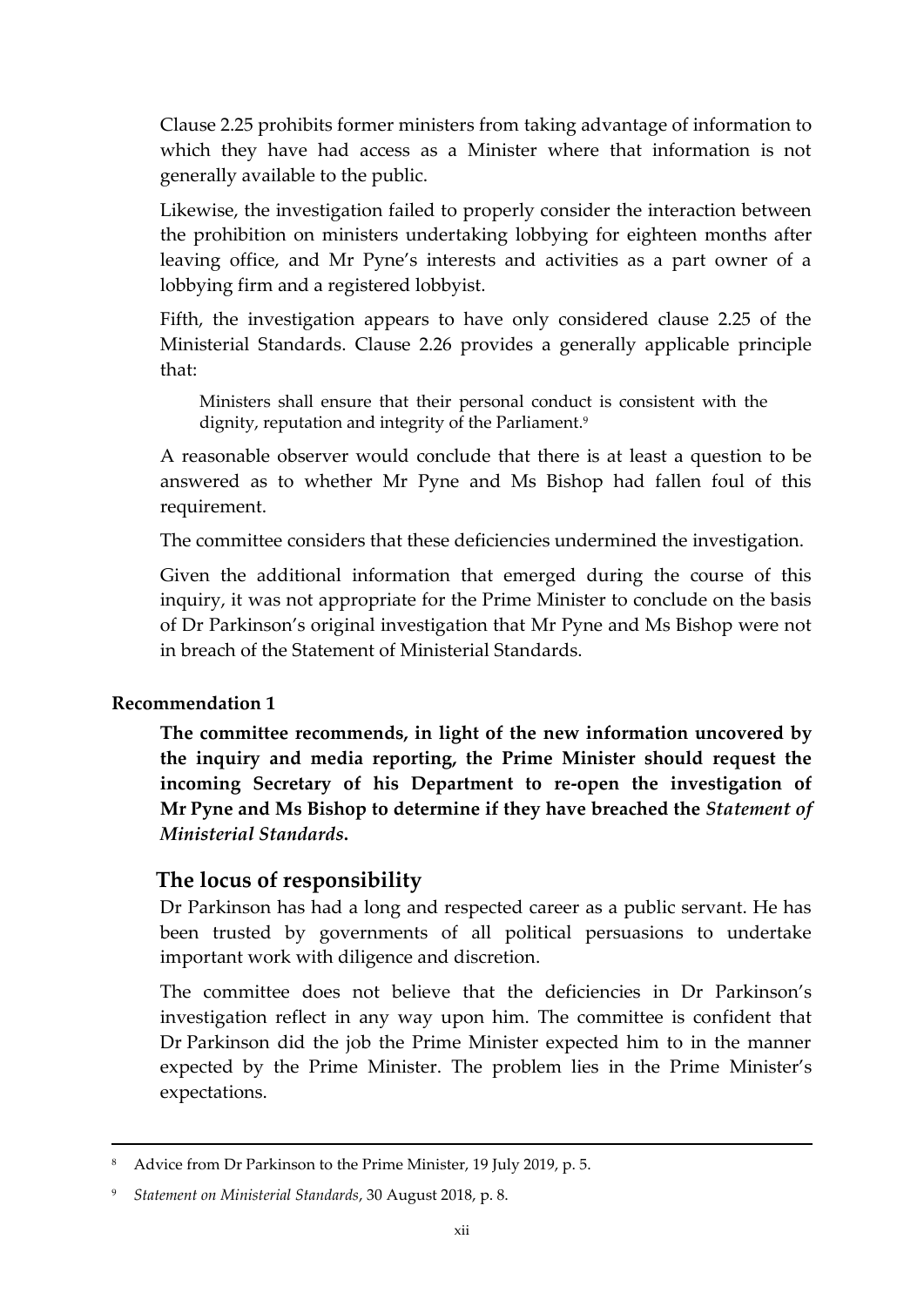Clause 2.25 prohibits former ministers from taking advantage of information to which they have had access as a Minister where that information is not generally available to the public.

Likewise, the investigation failed to properly consider the interaction between the prohibition on ministers undertaking lobbying for eighteen months after leaving office, and Mr Pyne's interests and activities as a part owner of a lobbying firm and a registered lobbyist.

Fifth, the investigation appears to have only considered clause 2.25 of the Ministerial Standards. Clause 2.26 provides a generally applicable principle that:

> Ministers shall ensure that their personal conduct is consistent with the dignity, reputation and integrity of the Parliament.[9]

A reasonable observer would conclude that there is at least a question to be answered as to whether Mr Pyne and Ms Bishop had fallen foul of this requirement.

The committee considers that these deficiencies undermined the investigation.

Given the additional information that emerged during the course of this inquiry, it was not appropriate for the Prime Minister to conclude on the basis of Dr Parkinson's original investigation that Mr Pyne and Ms Bishop were not in breach of the Statement of Ministerial Standards.

**Recommendation 1**

**The committee recommends, in light of the new information uncovered by the inquiry and media reporting, the Prime Minister should request the incoming Secretary of his Department to re-open the investigation of Mr Pyne and Ms Bishop to determine if they have breached the *Statement of Ministerial Standards*.**

## The locus of responsibility

Dr Parkinson has had a long and respected career as a public servant. He has been trusted by governments of all political persuasions to undertake important work with diligence and discretion.

The committee does not believe that the deficiencies in Dr Parkinson's investigation reflect in any way upon him. The committee is confident that Dr Parkinson did the job the Prime Minister expected him to in the manner expected by the Prime Minister. The problem lies in the Prime Minister's expectations.

---

[8] Advice from Dr Parkinson to the Prime Minister, 19 July 2019, p. 5.

[9] *Statement on Ministerial Standards*, 30 August 2018, p. 8.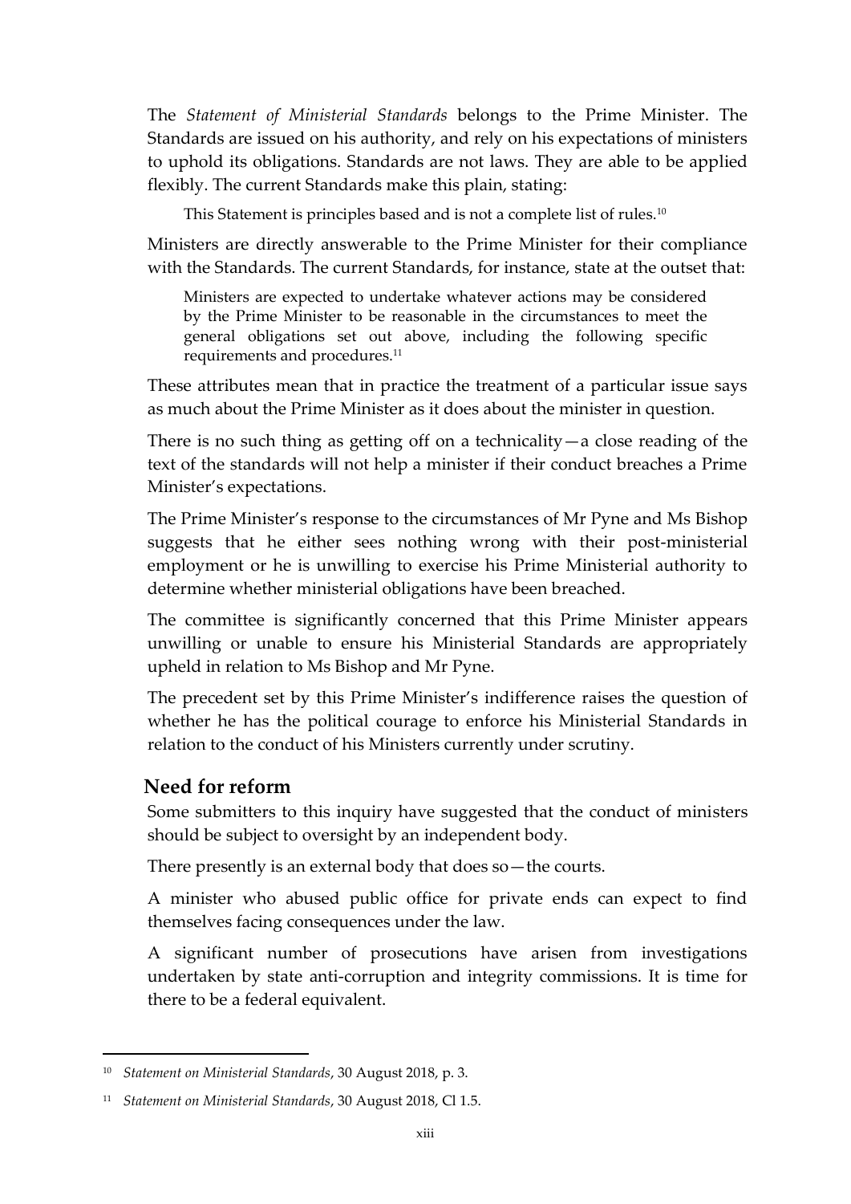The *Statement of Ministerial Standards* belongs to the Prime Minister. The Standards are issued on his authority, and rely on his expectations of ministers to uphold its obligations. Standards are not laws. They are able to be applied flexibly. The current Standards make this plain, stating:

> This Statement is principles based and is not a complete list of rules.[10]

Ministers are directly answerable to the Prime Minister for their compliance with the Standards. The current Standards, for instance, state at the outset that:

> Ministers are expected to undertake whatever actions may be considered by the Prime Minister to be reasonable in the circumstances to meet the general obligations set out above, including the following specific requirements and procedures.[11]

These attributes mean that in practice the treatment of a particular issue says as much about the Prime Minister as it does about the minister in question.

There is no such thing as getting off on a technicality—a close reading of the text of the standards will not help a minister if their conduct breaches a Prime Minister's expectations.

The Prime Minister's response to the circumstances of Mr Pyne and Ms Bishop suggests that he either sees nothing wrong with their post-ministerial employment or he is unwilling to exercise his Prime Ministerial authority to determine whether ministerial obligations have been breached.

The committee is significantly concerned that this Prime Minister appears unwilling or unable to ensure his Ministerial Standards are appropriately upheld in relation to Ms Bishop and Mr Pyne.

The precedent set by this Prime Minister's indifference raises the question of whether he has the political courage to enforce his Ministerial Standards in relation to the conduct of his Ministers currently under scrutiny.

## Need for reform

Some submitters to this inquiry have suggested that the conduct of ministers should be subject to oversight by an independent body.

There presently is an external body that does so—the courts.

A minister who abused public office for private ends can expect to find themselves facing consequences under the law.

A significant number of prosecutions have arisen from investigations undertaken by state anti-corruption and integrity commissions. It is time for there to be a federal equivalent.

---

[10] *Statement on Ministerial Standards*, 30 August 2018, p. 3.

[11] *Statement on Ministerial Standards*, 30 August 2018, Cl 1.5.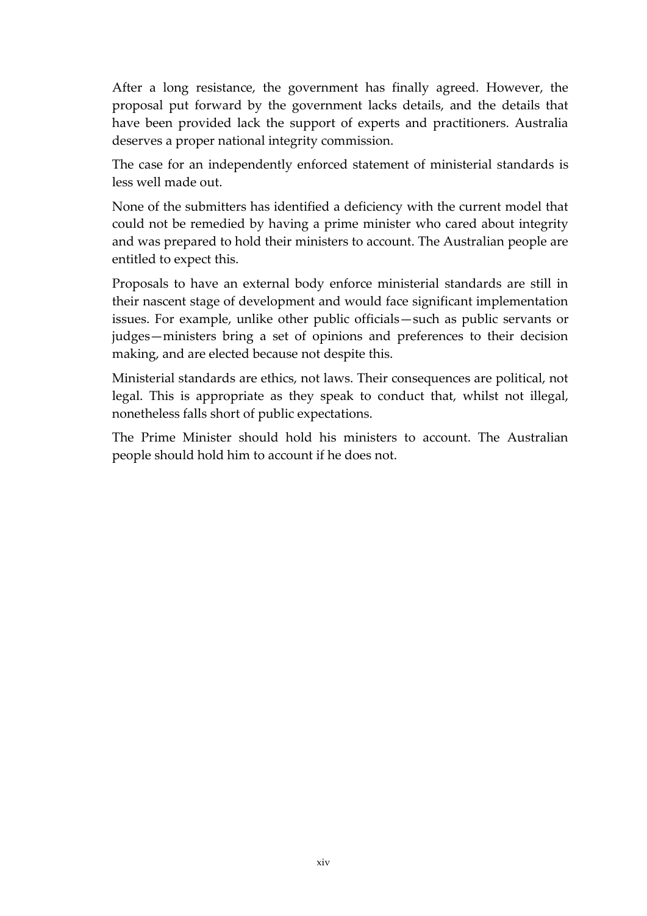After a long resistance, the government has finally agreed. However, the proposal put forward by the government lacks details, and the details that have been provided lack the support of experts and practitioners. Australia deserves a proper national integrity commission.

The case for an independently enforced statement of ministerial standards is less well made out.

None of the submitters has identified a deficiency with the current model that could not be remedied by having a prime minister who cared about integrity and was prepared to hold their ministers to account. The Australian people are entitled to expect this.

Proposals to have an external body enforce ministerial standards are still in their nascent stage of development and would face significant implementation issues. For example, unlike other public officials—such as public servants or judges—ministers bring a set of opinions and preferences to their decision making, and are elected because not despite this.

Ministerial standards are ethics, not laws. Their consequences are political, not legal. This is appropriate as they speak to conduct that, whilst not illegal, nonetheless falls short of public expectations.

The Prime Minister should hold his ministers to account. The Australian people should hold him to account if he does not.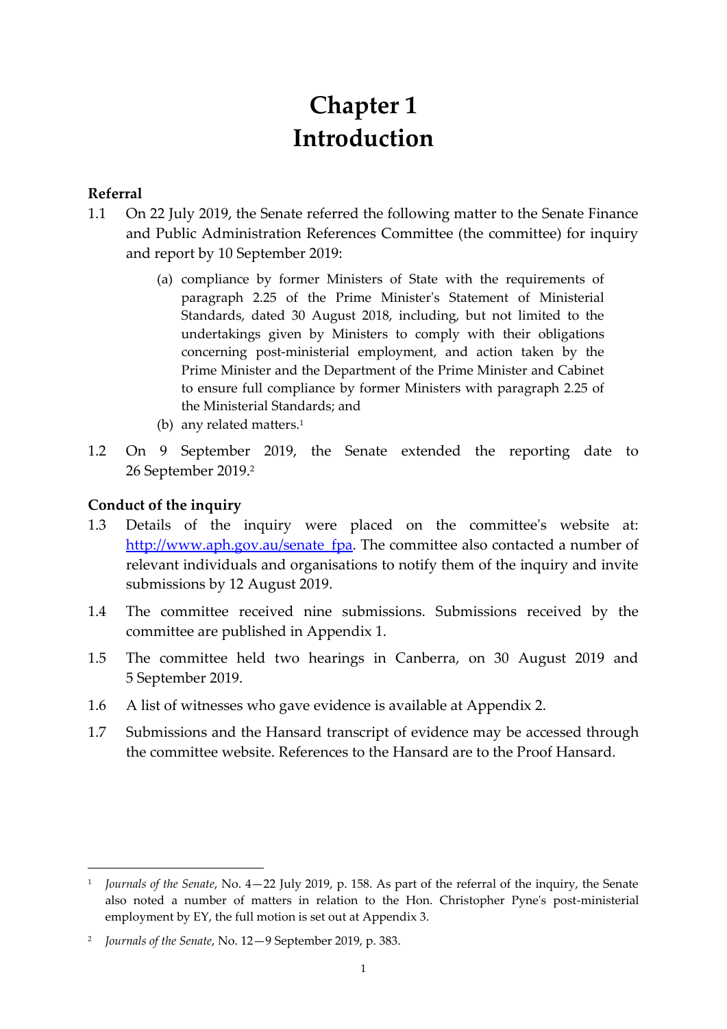# Chapter 1
# Introduction

## Referral

1.1 On 22 July 2019, the Senate referred the following matter to the Senate Finance and Public Administration References Committee (the committee) for inquiry and report by 10 September 2019:

> (a) compliance by former Ministers of State with the requirements of paragraph 2.25 of the Prime Minister's Statement of Ministerial Standards, dated 30 August 2018, including, but not limited to the undertakings given by Ministers to comply with their obligations concerning post-ministerial employment, and action taken by the Prime Minister and the Department of the Prime Minister and Cabinet to ensure full compliance by former Ministers with paragraph 2.25 of the Ministerial Standards; and
>
> (b) any related matters.[1]

1.2 On 9 September 2019, the Senate extended the reporting date to 26 September 2019.[2]

## Conduct of the inquiry

1.3 Details of the inquiry were placed on the committee's website at: [http://www.aph.gov.au/senate_fpa](http://www.aph.gov.au/senate_fpa). The committee also contacted a number of relevant individuals and organisations to notify them of the inquiry and invite submissions by 12 August 2019.

1.4 The committee received nine submissions. Submissions received by the committee are published in Appendix 1.

1.5 The committee held two hearings in Canberra, on 30 August 2019 and 5 September 2019.

1.6 A list of witnesses who gave evidence is available at Appendix 2.

1.7 Submissions and the Hansard transcript of evidence may be accessed through the committee website. References to the Hansard are to the Proof Hansard.

---

[1] *Journals of the Senate*, No. 4—22 July 2019, p. 158. As part of the referral of the inquiry, the Senate also noted a number of matters in relation to the Hon. Christopher Pyne's post-ministerial employment by EY, the full motion is set out at Appendix 3.

[2] *Journals of the Senate*, No. 12—9 September 2019, p. 383.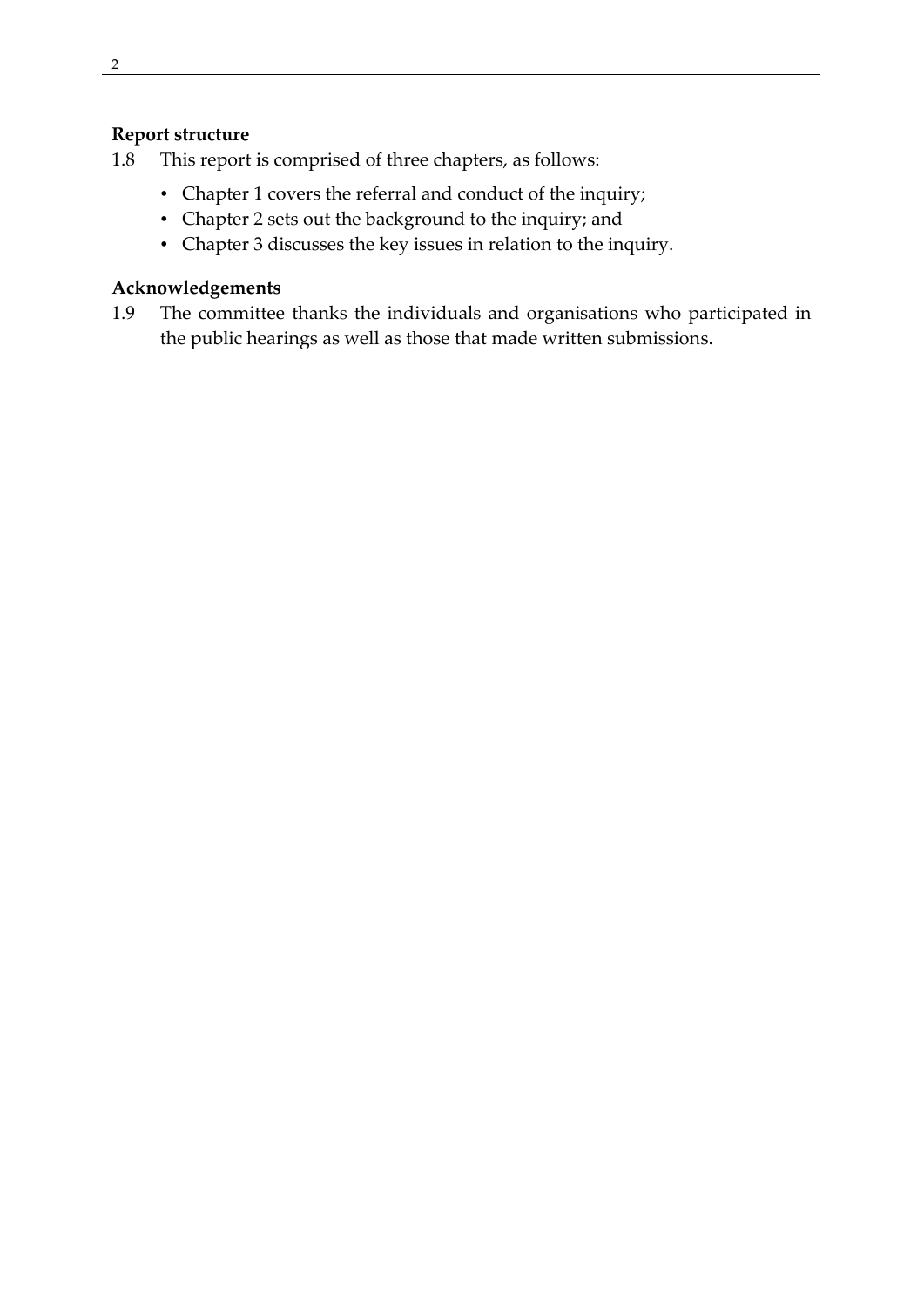### Report structure

1.8 This report is comprised of three chapters, as follows:

- Chapter 1 covers the referral and conduct of the inquiry;
- Chapter 2 sets out the background to the inquiry; and
- Chapter 3 discusses the key issues in relation to the inquiry.

### Acknowledgements

1.9 The committee thanks the individuals and organisations who participated in the public hearings as well as those that made written submissions.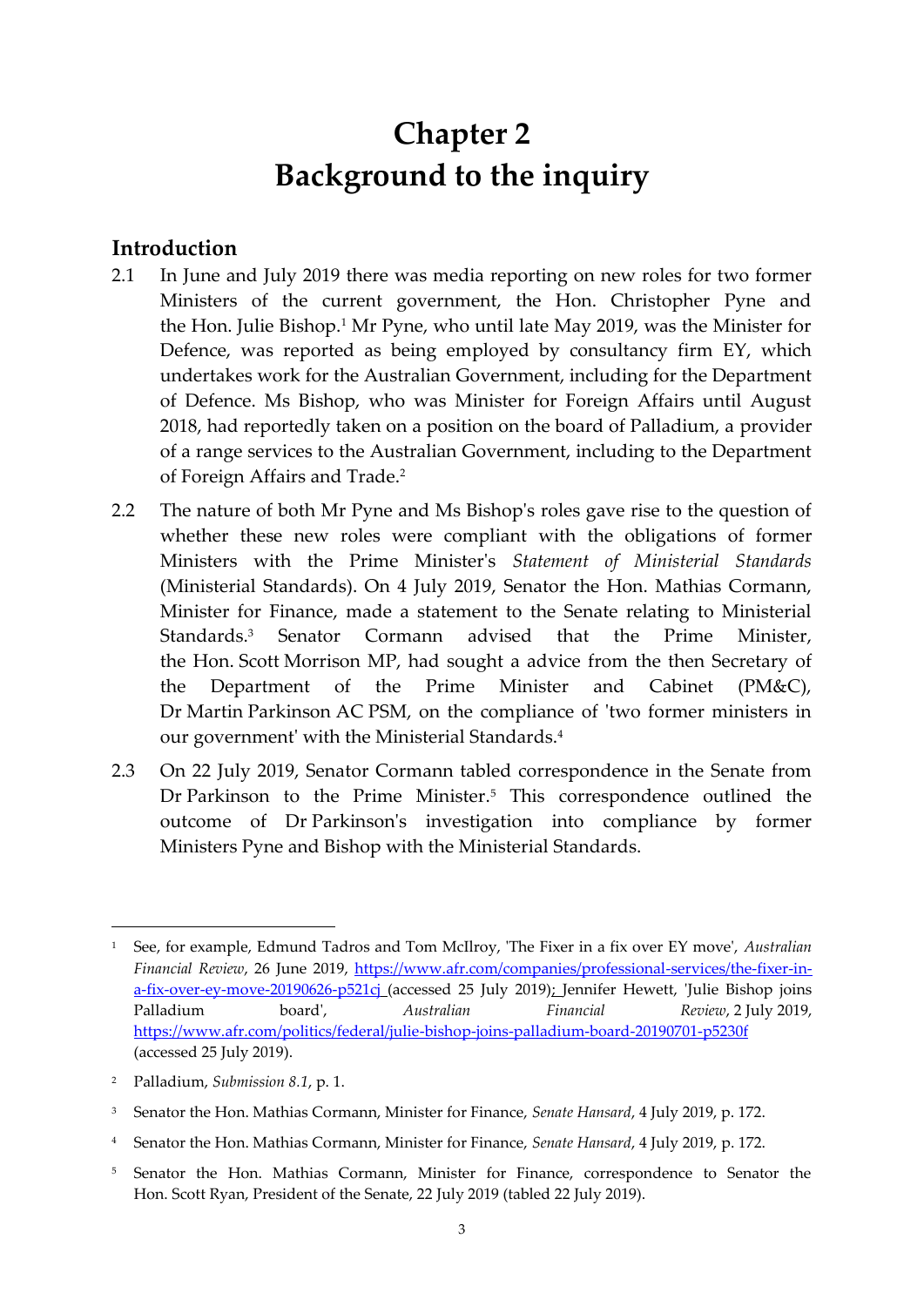# Chapter 2
# Background to the inquiry

## Introduction

2.1 In June and July 2019 there was media reporting on new roles for two former Ministers of the current government, the Hon. Christopher Pyne and the Hon. Julie Bishop.[1] Mr Pyne, who until late May 2019, was the Minister for Defence, was reported as being employed by consultancy firm EY, which undertakes work for the Australian Government, including for the Department of Defence. Ms Bishop, who was Minister for Foreign Affairs until August 2018, had reportedly taken on a position on the board of Palladium, a provider of a range services to the Australian Government, including to the Department of Foreign Affairs and Trade.[2]

2.2 The nature of both Mr Pyne and Ms Bishop's roles gave rise to the question of whether these new roles were compliant with the obligations of former Ministers with the Prime Minister's *Statement of Ministerial Standards* (Ministerial Standards). On 4 July 2019, Senator the Hon. Mathias Cormann, Minister for Finance, made a statement to the Senate relating to Ministerial Standards.[3] Senator Cormann advised that the Prime Minister, the Hon. Scott Morrison MP, had sought a advice from the then Secretary of the Department of the Prime Minister and Cabinet (PM&C), Dr Martin Parkinson AC PSM, on the compliance of 'two former ministers in our government' with the Ministerial Standards.[4]

2.3 On 22 July 2019, Senator Cormann tabled correspondence in the Senate from Dr Parkinson to the Prime Minister.[5] This correspondence outlined the outcome of Dr Parkinson's investigation into compliance by former Ministers Pyne and Bishop with the Ministerial Standards.

---

1 See, for example, Edmund Tadros and Tom McIlroy, 'The Fixer in a fix over EY move', *Australian Financial Review*, 26 June 2019, https://www.afr.com/companies/professional-services/the-fixer-in-a-fix-over-ey-move-20190626-p521cj (accessed 25 July 2019); Jennifer Hewett, 'Julie Bishop joins Palladium board', *Australian Financial Review*, 2 July 2019, https://www.afr.com/politics/federal/julie-bishop-joins-palladium-board-20190701-p5230f (accessed 25 July 2019).

2 Palladium, *Submission 8.1*, p. 1.

3 Senator the Hon. Mathias Cormann, Minister for Finance, *Senate Hansard*, 4 July 2019, p. 172.

4 Senator the Hon. Mathias Cormann, Minister for Finance, *Senate Hansard*, 4 July 2019, p. 172.

5 Senator the Hon. Mathias Cormann, Minister for Finance, correspondence to Senator the Hon. Scott Ryan, President of the Senate, 22 July 2019 (tabled 22 July 2019).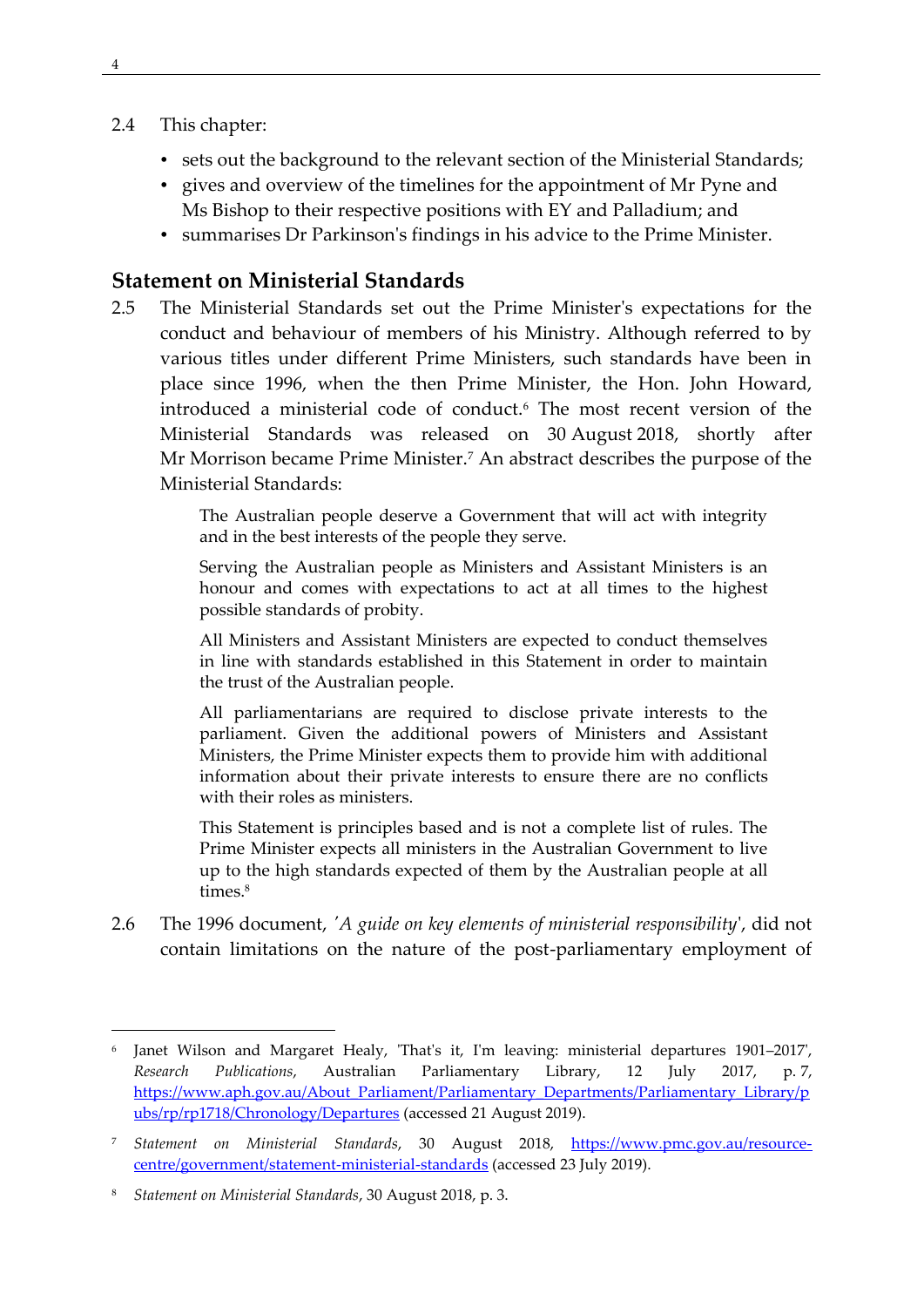2.4 This chapter:

- sets out the background to the relevant section of the Ministerial Standards;
- gives and overview of the timelines for the appointment of Mr Pyne and Ms Bishop to their respective positions with EY and Palladium; and
- summarises Dr Parkinson's findings in his advice to the Prime Minister.

## Statement on Ministerial Standards

2.5 The Ministerial Standards set out the Prime Minister's expectations for the conduct and behaviour of members of his Ministry. Although referred to by various titles under different Prime Ministers, such standards have been in place since 1996, when the then Prime Minister, the Hon. John Howard, introduced a ministerial code of conduct.[6] The most recent version of the Ministerial Standards was released on 30 August 2018, shortly after Mr Morrison became Prime Minister.[7] An abstract describes the purpose of the Ministerial Standards:

> The Australian people deserve a Government that will act with integrity and in the best interests of the people they serve.
>
> Serving the Australian people as Ministers and Assistant Ministers is an honour and comes with expectations to act at all times to the highest possible standards of probity.
>
> All Ministers and Assistant Ministers are expected to conduct themselves in line with standards established in this Statement in order to maintain the trust of the Australian people.
>
> All parliamentarians are required to disclose private interests to the parliament. Given the additional powers of Ministers and Assistant Ministers, the Prime Minister expects them to provide him with additional information about their private interests to ensure there are no conflicts with their roles as ministers.
>
> This Statement is principles based and is not a complete list of rules. The Prime Minister expects all ministers in the Australian Government to live up to the high standards expected of them by the Australian people at all times.[8]

2.6 The 1996 document, '*A guide on key elements of ministerial responsibility*', did not contain limitations on the nature of the post-parliamentary employment of

---

[6] Janet Wilson and Margaret Healy, 'That's it, I'm leaving: ministerial departures 1901–2017', *Research Publications*, Australian Parliamentary Library, 12 July 2017, p. 7, https://www.aph.gov.au/About_Parliament/Parliamentary_Departments/Parliamentary_Library/pubs/rp/rp1718/Chronology/Departures (accessed 21 August 2019).

[7] *Statement on Ministerial Standards*, 30 August 2018, https://www.pmc.gov.au/resource-centre/government/statement-ministerial-standards (accessed 23 July 2019).

[8] *Statement on Ministerial Standards*, 30 August 2018, p. 3.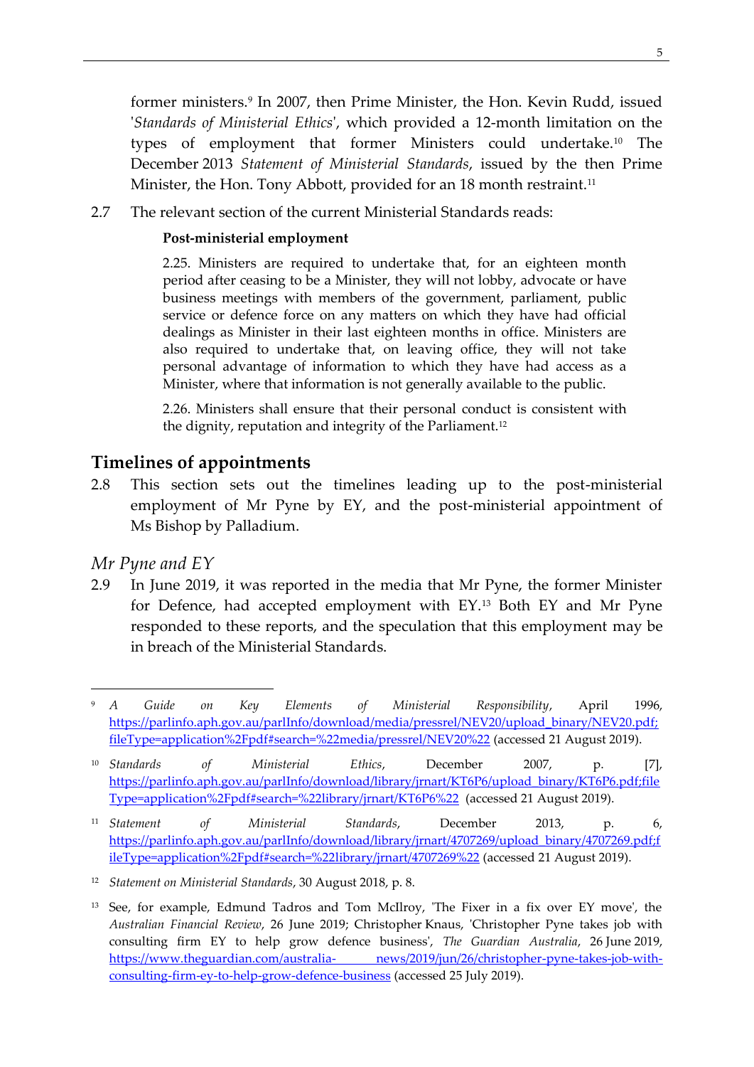former ministers.[9] In 2007, then Prime Minister, the Hon. Kevin Rudd, issued '*Standards of Ministerial Ethics*', which provided a 12-month limitation on the types of employment that former Ministers could undertake.[10] The December 2013 *Statement of Ministerial Standards*, issued by the then Prime Minister, the Hon. Tony Abbott, provided for an 18 month restraint.[11]

2.7 The relevant section of the current Ministerial Standards reads:

> **Post-ministerial employment**
>
> 2.25. Ministers are required to undertake that, for an eighteen month period after ceasing to be a Minister, they will not lobby, advocate or have business meetings with members of the government, parliament, public service or defence force on any matters on which they have had official dealings as Minister in their last eighteen months in office. Ministers are also required to undertake that, on leaving office, they will not take personal advantage of information to which they have had access as a Minister, where that information is not generally available to the public.
>
> 2.26. Ministers shall ensure that their personal conduct is consistent with the dignity, reputation and integrity of the Parliament.[12]

## Timelines of appointments

2.8 This section sets out the timelines leading up to the post-ministerial employment of Mr Pyne by EY, and the post-ministerial appointment of Ms Bishop by Palladium.

### *Mr Pyne and EY*

2.9 In June 2019, it was reported in the media that Mr Pyne, the former Minister for Defence, had accepted employment with EY.[13] Both EY and Mr Pyne responded to these reports, and the speculation that this employment may be in breach of the Ministerial Standards.

---

[9] *A Guide on Key Elements of Ministerial Responsibility*, April 1996, https://parlinfo.aph.gov.au/parlInfo/download/media/pressrel/NEV20/upload_binary/NEV20.pdf;fileType=application%2Fpdf#search=%22media/pressrel/NEV20%22 (accessed 21 August 2019).

[10] *Standards of Ministerial Ethics*, December 2007, p. [7], https://parlinfo.aph.gov.au/parlInfo/download/library/jrnart/KT6P6/upload_binary/KT6P6.pdf;fileType=application%2Fpdf#search=%22library/jrnart/KT6P6%22 (accessed 21 August 2019).

[11] *Statement of Ministerial Standards*, December 2013, p. 6, https://parlinfo.aph.gov.au/parlInfo/download/library/jrnart/4707269/upload_binary/4707269.pdf;fileType=application%2Fpdf#search=%22library/jrnart/4707269%22 (accessed 21 August 2019).

[12] *Statement on Ministerial Standards*, 30 August 2018, p. 8.

[13] See, for example, Edmund Tadros and Tom McIlroy, 'The Fixer in a fix over EY move', the *Australian Financial Review*, 26 June 2019; Christopher Knaus, 'Christopher Pyne takes job with consulting firm EY to help grow defence business', *The Guardian Australia*, 26 June 2019, https://www.theguardian.com/australia-news/2019/jun/26/christopher-pyne-takes-job-with-consulting-firm-ey-to-help-grow-defence-business (accessed 25 July 2019).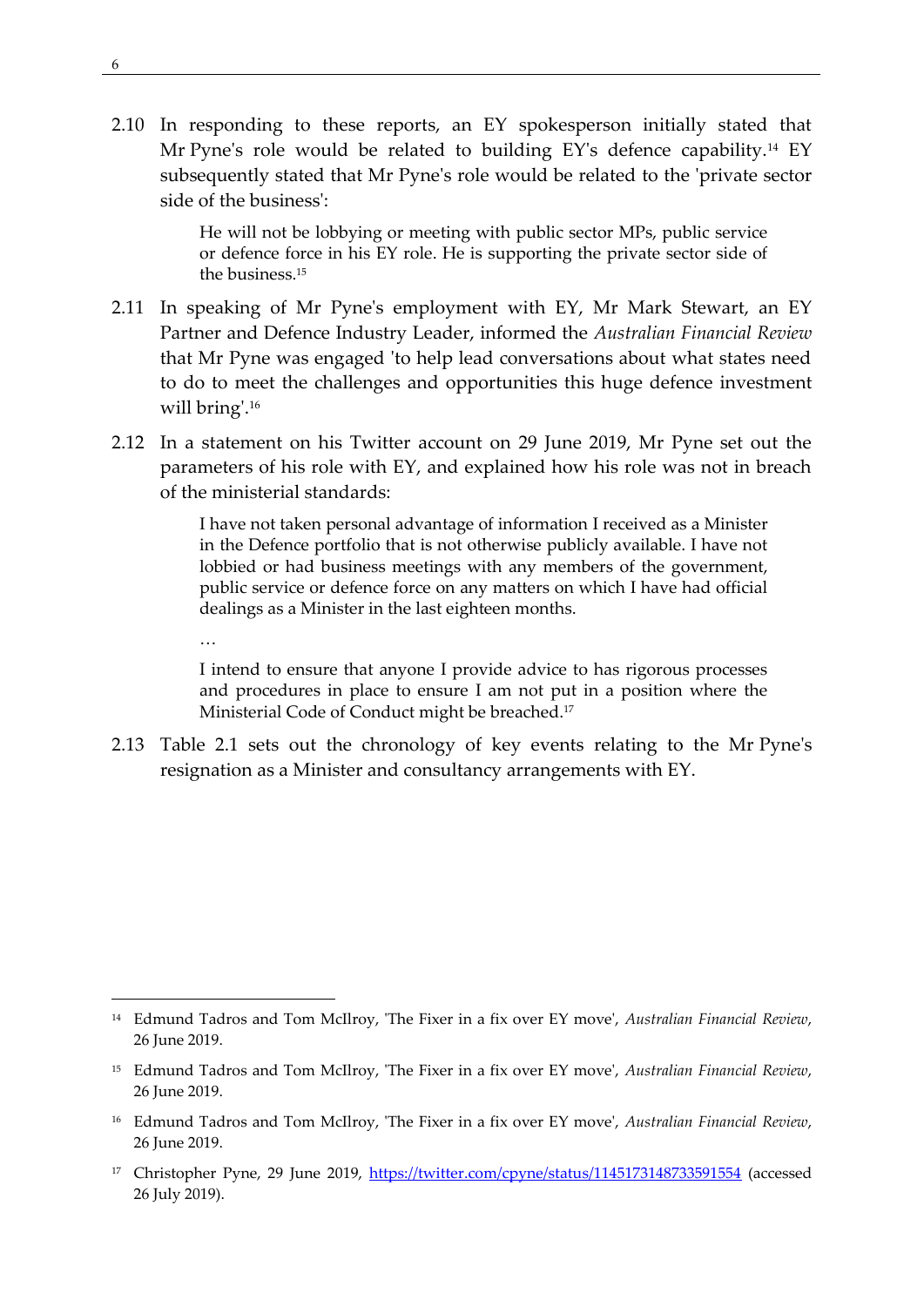2.10 In responding to these reports, an EY spokesperson initially stated that Mr Pyne's role would be related to building EY's defence capability.[14] EY subsequently stated that Mr Pyne's role would be related to the 'private sector side of the business':

> He will not be lobbying or meeting with public sector MPs, public service or defence force in his EY role. He is supporting the private sector side of the business.[15]

2.11 In speaking of Mr Pyne's employment with EY, Mr Mark Stewart, an EY Partner and Defence Industry Leader, informed the *Australian Financial Review* that Mr Pyne was engaged 'to help lead conversations about what states need to do to meet the challenges and opportunities this huge defence investment will bring'.[16]

2.12 In a statement on his Twitter account on 29 June 2019, Mr Pyne set out the parameters of his role with EY, and explained how his role was not in breach of the ministerial standards:

> I have not taken personal advantage of information I received as a Minister in the Defence portfolio that is not otherwise publicly available. I have not lobbied or had business meetings with any members of the government, public service or defence force on any matters on which I have had official dealings as a Minister in the last eighteen months.
>
> …
>
> I intend to ensure that anyone I provide advice to has rigorous processes and procedures in place to ensure I am not put in a position where the Ministerial Code of Conduct might be breached.[17]

2.13 Table 2.1 sets out the chronology of key events relating to the Mr Pyne's resignation as a Minister and consultancy arrangements with EY.

---

[14] Edmund Tadros and Tom McIlroy, 'The Fixer in a fix over EY move', *Australian Financial Review*, 26 June 2019.

[15] Edmund Tadros and Tom McIlroy, 'The Fixer in a fix over EY move', *Australian Financial Review*, 26 June 2019.

[16] Edmund Tadros and Tom McIlroy, 'The Fixer in a fix over EY move', *Australian Financial Review*, 26 June 2019.

[17] Christopher Pyne, 29 June 2019, https://twitter.com/cpyne/status/1145173148733591554 (accessed 26 July 2019).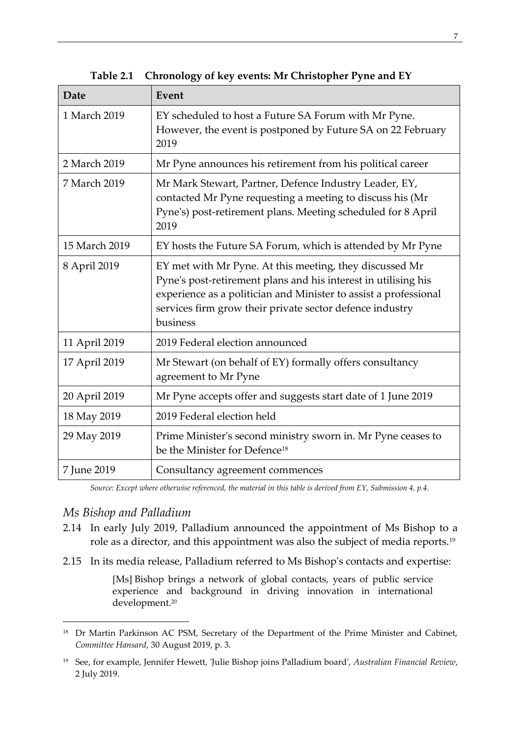**Table 2.1 Chronology of key events: Mr Christopher Pyne and EY**

| Date | Event |
|---|---|
| 1 March 2019 | EY scheduled to host a Future SA Forum with Mr Pyne. However, the event is postponed by Future SA on 22 February 2019 |
| 2 March 2019 | Mr Pyne announces his retirement from his political career |
| 7 March 2019 | Mr Mark Stewart, Partner, Defence Industry Leader, EY, contacted Mr Pyne requesting a meeting to discuss his (Mr Pyne's) post-retirement plans. Meeting scheduled for 8 April 2019 |
| 15 March 2019 | EY hosts the Future SA Forum, which is attended by Mr Pyne |
| 8 April 2019 | EY met with Mr Pyne. At this meeting, they discussed Mr Pyne's post-retirement plans and his interest in utilising his experience as a politician and Minister to assist a professional services firm grow their private sector defence industry business |
| 11 April 2019 | 2019 Federal election announced |
| 17 April 2019 | Mr Stewart (on behalf of EY) formally offers consultancy agreement to Mr Pyne |
| 20 April 2019 | Mr Pyne accepts offer and suggests start date of 1 June 2019 |
| 18 May 2019 | 2019 Federal election held |
| 29 May 2019 | Prime Minister's second ministry sworn in. Mr Pyne ceases to be the Minister for Defence[18] |
| 7 June 2019 | Consultancy agreement commences |

*Source: Except where otherwise referenced, the material in this table is derived from EY, Submission 4, p.4.*

### *Ms Bishop and Palladium*

2.14 In early July 2019, Palladium announced the appointment of Ms Bishop to a role as a director, and this appointment was also the subject of media reports.[19]

2.15 In its media release, Palladium referred to Ms Bishop's contacts and expertise:

> [Ms] Bishop brings a network of global contacts, years of public service experience and background in driving innovation in international development.[20]

---

[18] Dr Martin Parkinson AC PSM, Secretary of the Department of the Prime Minister and Cabinet, *Committee Hansard*, 30 August 2019, p. 3.

[19] See, for example, Jennifer Hewett, 'Julie Bishop joins Palladium board', *Australian Financial Review*, 2 July 2019.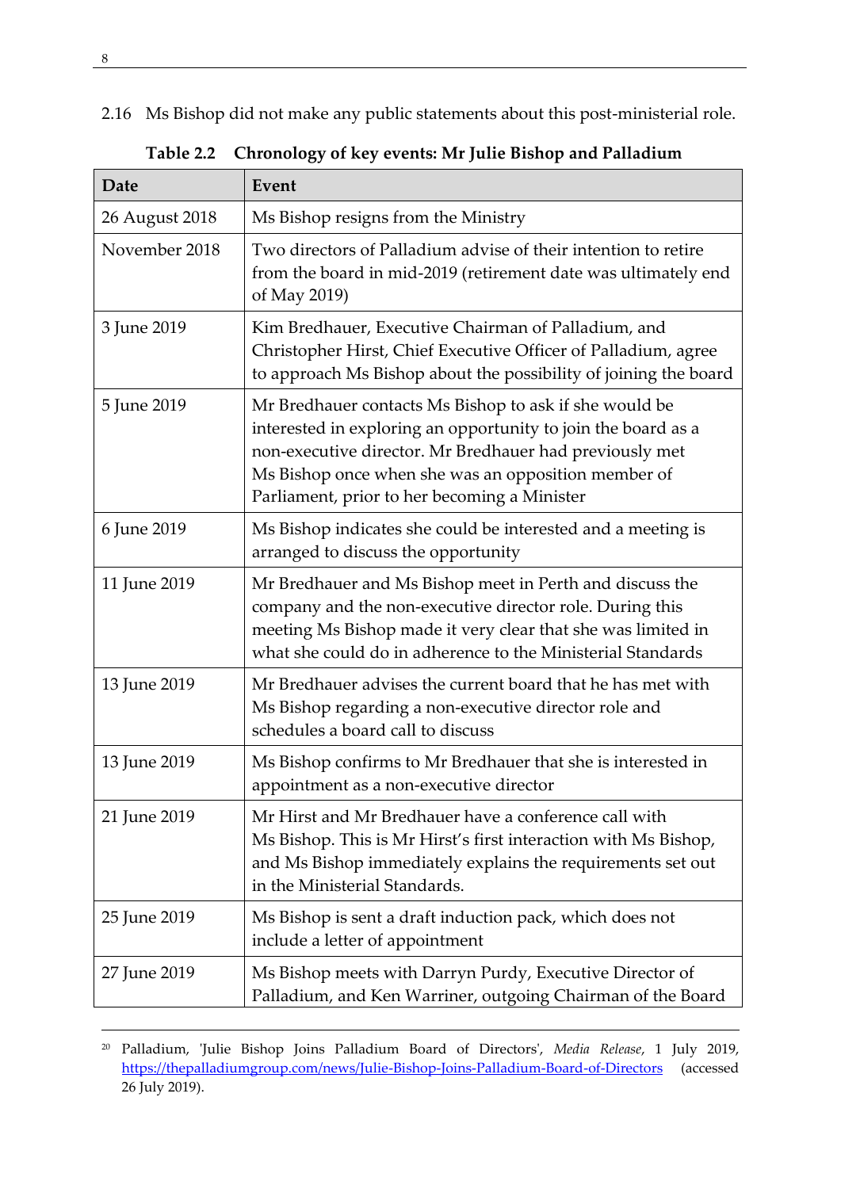2.16 Ms Bishop did not make any public statements about this post-ministerial role.

**Table 2.2 Chronology of key events: Mr Julie Bishop and Palladium**

| Date | Event |
|---|---|
| 26 August 2018 | Ms Bishop resigns from the Ministry |
| November 2018 | Two directors of Palladium advise of their intention to retire from the board in mid-2019 (retirement date was ultimately end of May 2019) |
| 3 June 2019 | Kim Bredhauer, Executive Chairman of Palladium, and Christopher Hirst, Chief Executive Officer of Palladium, agree to approach Ms Bishop about the possibility of joining the board |
| 5 June 2019 | Mr Bredhauer contacts Ms Bishop to ask if she would be interested in exploring an opportunity to join the board as a non-executive director. Mr Bredhauer had previously met Ms Bishop once when she was an opposition member of Parliament, prior to her becoming a Minister |
| 6 June 2019 | Ms Bishop indicates she could be interested and a meeting is arranged to discuss the opportunity |
| 11 June 2019 | Mr Bredhauer and Ms Bishop meet in Perth and discuss the company and the non-executive director role. During this meeting Ms Bishop made it very clear that she was limited in what she could do in adherence to the Ministerial Standards |
| 13 June 2019 | Mr Bredhauer advises the current board that he has met with Ms Bishop regarding a non-executive director role and schedules a board call to discuss |
| 13 June 2019 | Ms Bishop confirms to Mr Bredhauer that she is interested in appointment as a non-executive director |
| 21 June 2019 | Mr Hirst and Mr Bredhauer have a conference call with Ms Bishop. This is Mr Hirst's first interaction with Ms Bishop, and Ms Bishop immediately explains the requirements set out in the Ministerial Standards. |
| 25 June 2019 | Ms Bishop is sent a draft induction pack, which does not include a letter of appointment |
| 27 June 2019 | Ms Bishop meets with Darryn Purdy, Executive Director of Palladium, and Ken Warriner, outgoing Chairman of the Board |

[20] Palladium, 'Julie Bishop Joins Palladium Board of Directors', *Media Release*, 1 July 2019, https://thepalladiumgroup.com/news/Julie-Bishop-Joins-Palladium-Board-of-Directors (accessed 26 July 2019).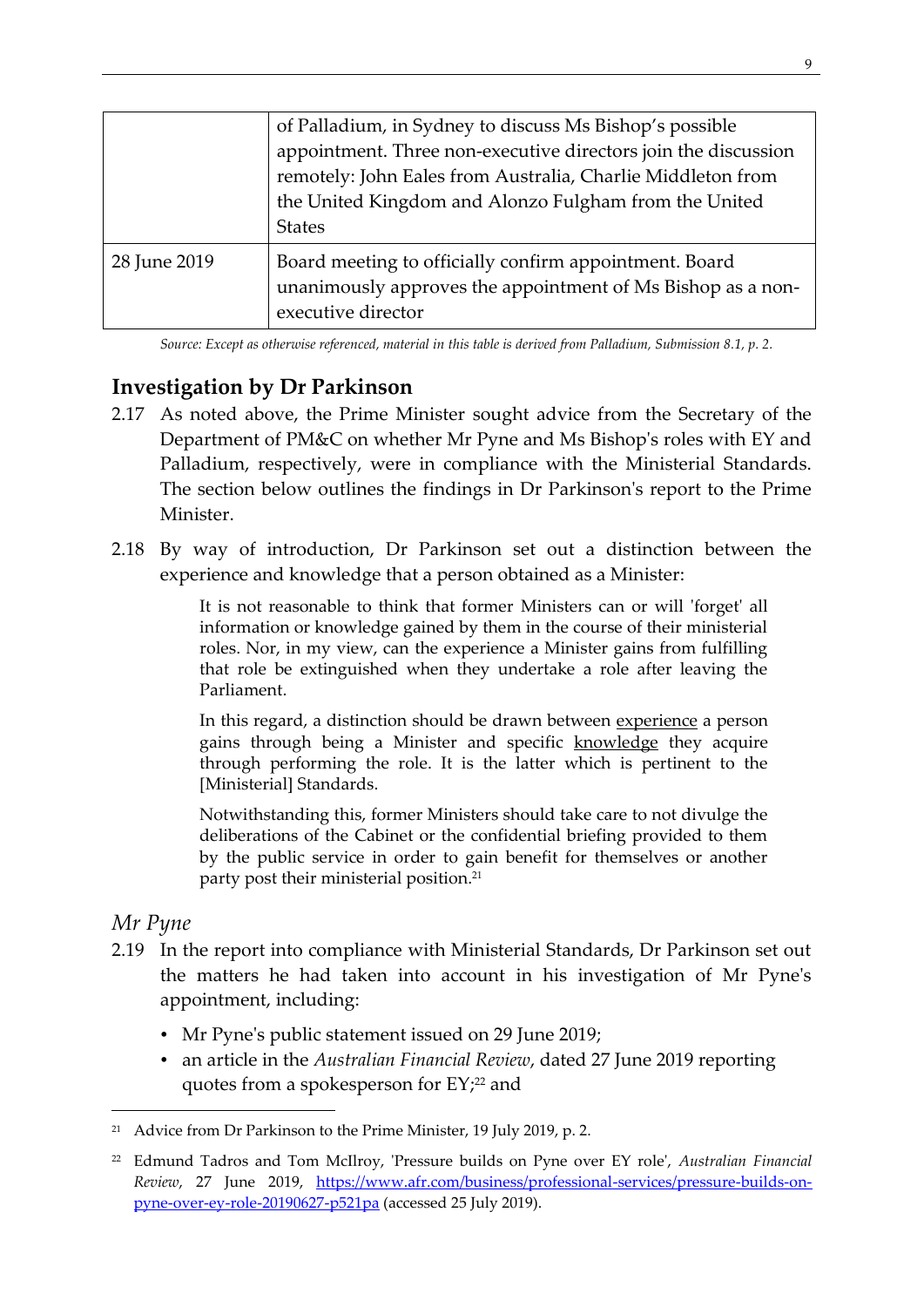| | |
|---|---|
| | of Palladium, in Sydney to discuss Ms Bishop's possible appointment. Three non-executive directors join the discussion remotely: John Eales from Australia, Charlie Middleton from the United Kingdom and Alonzo Fulgham from the United States |
| 28 June 2019 | Board meeting to officially confirm appointment. Board unanimously approves the appointment of Ms Bishop as a non-executive director |

*Source: Except as otherwise referenced, material in this table is derived from Palladium, Submission 8.1, p. 2.*

## Investigation by Dr Parkinson

2.17 As noted above, the Prime Minister sought advice from the Secretary of the Department of PM&C on whether Mr Pyne and Ms Bishop's roles with EY and Palladium, respectively, were in compliance with the Ministerial Standards. The section below outlines the findings in Dr Parkinson's report to the Prime Minister.

2.18 By way of introduction, Dr Parkinson set out a distinction between the experience and knowledge that a person obtained as a Minister:

> It is not reasonable to think that former Ministers can or will 'forget' all information or knowledge gained by them in the course of their ministerial roles. Nor, in my view, can the experience a Minister gains from fulfilling that role be extinguished when they undertake a role after leaving the Parliament.
>
> In this regard, a distinction should be drawn between experience a person gains through being a Minister and specific knowledge they acquire through performing the role. It is the latter which is pertinent to the [Ministerial] Standards.
>
> Notwithstanding this, former Ministers should take care to not divulge the deliberations of the Cabinet or the confidential briefing provided to them by the public service in order to gain benefit for themselves or another party post their ministerial position.[21]

### *Mr Pyne*

2.19 In the report into compliance with Ministerial Standards, Dr Parkinson set out the matters he had taken into account in his investigation of Mr Pyne's appointment, including:

- Mr Pyne's public statement issued on 29 June 2019;
- an article in the *Australian Financial Review*, dated 27 June 2019 reporting quotes from a spokesperson for EY;[22] and

---

[21] Advice from Dr Parkinson to the Prime Minister, 19 July 2019, p. 2.

[22] Edmund Tadros and Tom McIlroy, 'Pressure builds on Pyne over EY role', *Australian Financial Review*, 27 June 2019, https://www.afr.com/business/professional-services/pressure-builds-on-pyne-over-ey-role-20190627-p521pa (accessed 25 July 2019).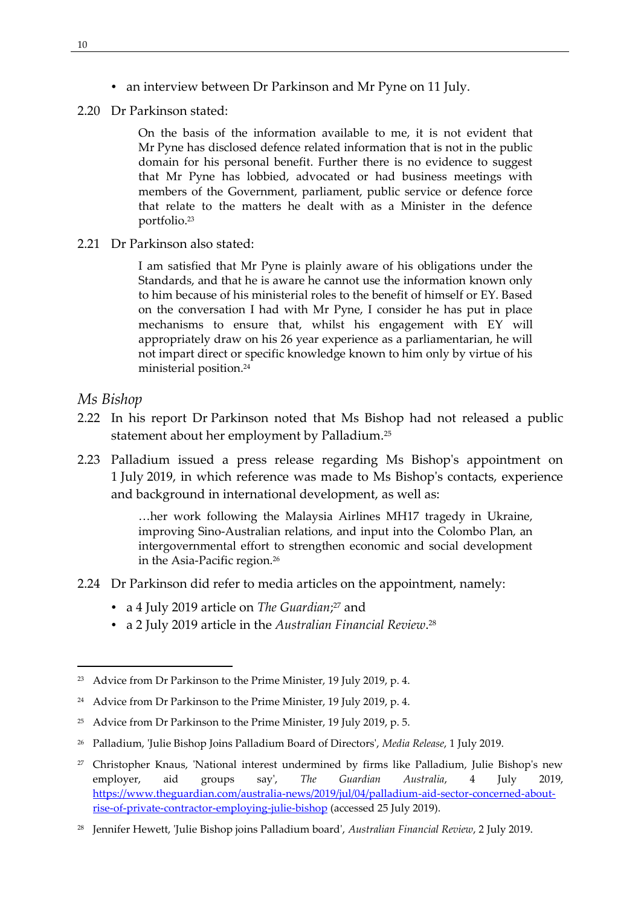- an interview between Dr Parkinson and Mr Pyne on 11 July.

2.20 Dr Parkinson stated:

> On the basis of the information available to me, it is not evident that Mr Pyne has disclosed defence related information that is not in the public domain for his personal benefit. Further there is no evidence to suggest that Mr Pyne has lobbied, advocated or had business meetings with members of the Government, parliament, public service or defence force that relate to the matters he dealt with as a Minister in the defence portfolio.[23]

2.21 Dr Parkinson also stated:

> I am satisfied that Mr Pyne is plainly aware of his obligations under the Standards, and that he is aware he cannot use the information known only to him because of his ministerial roles to the benefit of himself or EY. Based on the conversation I had with Mr Pyne, I consider he has put in place mechanisms to ensure that, whilst his engagement with EY will appropriately draw on his 26 year experience as a parliamentarian, he will not impart direct or specific knowledge known to him only by virtue of his ministerial position.[24]

### *Ms Bishop*

2.22 In his report Dr Parkinson noted that Ms Bishop had not released a public statement about her employment by Palladium.[25]

2.23 Palladium issued a press release regarding Ms Bishop's appointment on 1 July 2019, in which reference was made to Ms Bishop's contacts, experience and background in international development, as well as:

> …her work following the Malaysia Airlines MH17 tragedy in Ukraine, improving Sino-Australian relations, and input into the Colombo Plan, an intergovernmental effort to strengthen economic and social development in the Asia-Pacific region.[26]

2.24 Dr Parkinson did refer to media articles on the appointment, namely:

- a 4 July 2019 article on *The Guardian*;[27] and
- a 2 July 2019 article in the *Australian Financial Review*.[28]

---

[23] Advice from Dr Parkinson to the Prime Minister, 19 July 2019, p. 4.

[24] Advice from Dr Parkinson to the Prime Minister, 19 July 2019, p. 4.

[25] Advice from Dr Parkinson to the Prime Minister, 19 July 2019, p. 5.

[26] Palladium, 'Julie Bishop Joins Palladium Board of Directors', *Media Release*, 1 July 2019.

[27] Christopher Knaus, 'National interest undermined by firms like Palladium, Julie Bishop's new employer, aid groups say', *The Guardian Australia*, 4 July 2019, https://www.theguardian.com/australia-news/2019/jul/04/palladium-aid-sector-concerned-about-rise-of-private-contractor-employing-julie-bishop (accessed 25 July 2019).

[28] Jennifer Hewett, 'Julie Bishop joins Palladium board', *Australian Financial Review*, 2 July 2019.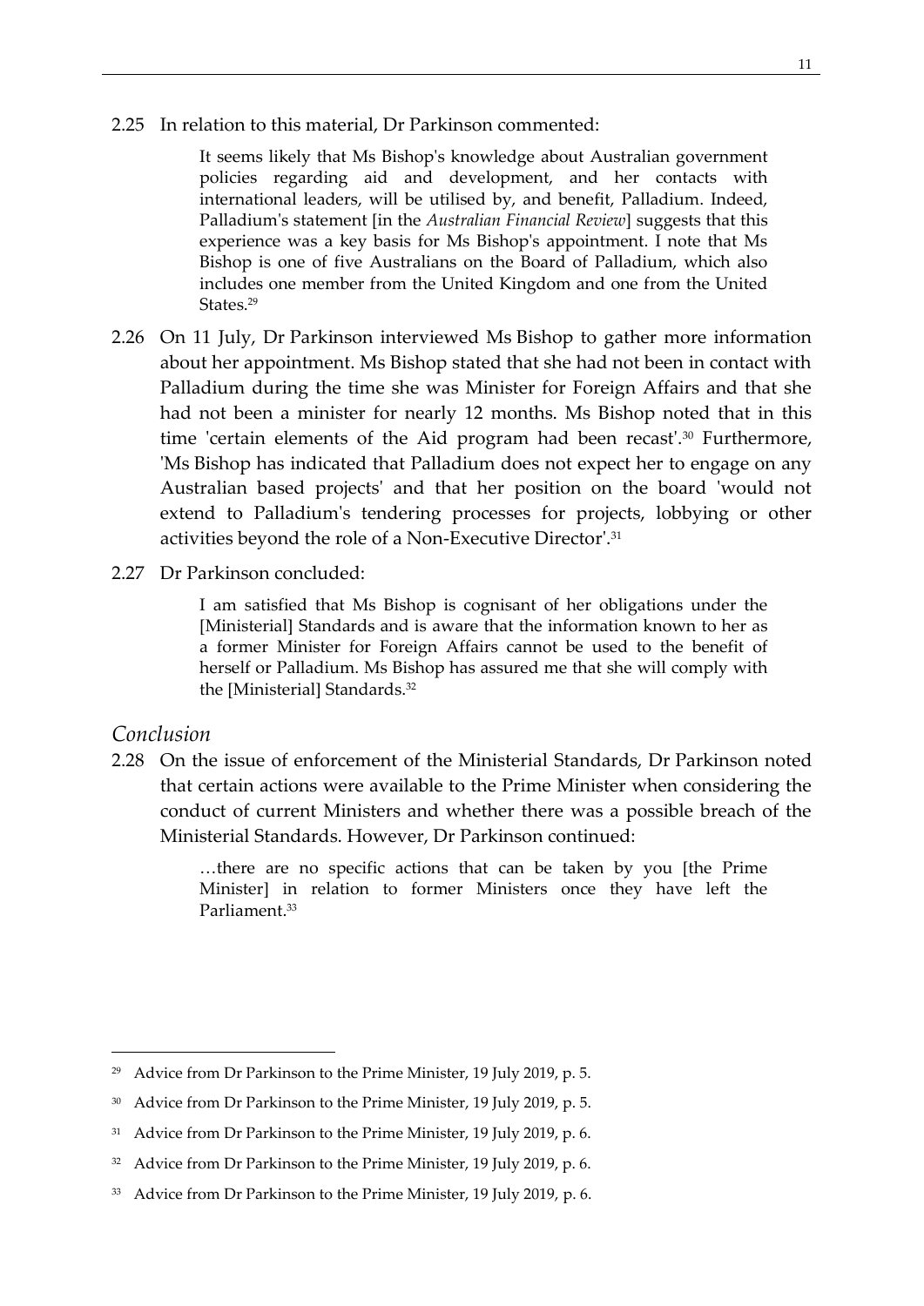2.25 In relation to this material, Dr Parkinson commented:

> It seems likely that Ms Bishop's knowledge about Australian government policies regarding aid and development, and her contacts with international leaders, will be utilised by, and benefit, Palladium. Indeed, Palladium's statement [in the *Australian Financial Review*] suggests that this experience was a key basis for Ms Bishop's appointment. I note that Ms Bishop is one of five Australians on the Board of Palladium, which also includes one member from the United Kingdom and one from the United States.[29]

2.26 On 11 July, Dr Parkinson interviewed Ms Bishop to gather more information about her appointment. Ms Bishop stated that she had not been in contact with Palladium during the time she was Minister for Foreign Affairs and that she had not been a minister for nearly 12 months. Ms Bishop noted that in this time 'certain elements of the Aid program had been recast'.[30] Furthermore, 'Ms Bishop has indicated that Palladium does not expect her to engage on any Australian based projects' and that her position on the board 'would not extend to Palladium's tendering processes for projects, lobbying or other activities beyond the role of a Non-Executive Director'.[31]

2.27 Dr Parkinson concluded:

> I am satisfied that Ms Bishop is cognisant of her obligations under the [Ministerial] Standards and is aware that the information known to her as a former Minister for Foreign Affairs cannot be used to the benefit of herself or Palladium. Ms Bishop has assured me that she will comply with the [Ministerial] Standards.[32]

### *Conclusion*

2.28 On the issue of enforcement of the Ministerial Standards, Dr Parkinson noted that certain actions were available to the Prime Minister when considering the conduct of current Ministers and whether there was a possible breach of the Ministerial Standards. However, Dr Parkinson continued:

> …there are no specific actions that can be taken by you [the Prime Minister] in relation to former Ministers once they have left the Parliament.[33]

---

[29] Advice from Dr Parkinson to the Prime Minister, 19 July 2019, p. 5.

[30] Advice from Dr Parkinson to the Prime Minister, 19 July 2019, p. 5.

[31] Advice from Dr Parkinson to the Prime Minister, 19 July 2019, p. 6.

[32] Advice from Dr Parkinson to the Prime Minister, 19 July 2019, p. 6.

[33] Advice from Dr Parkinson to the Prime Minister, 19 July 2019, p. 6.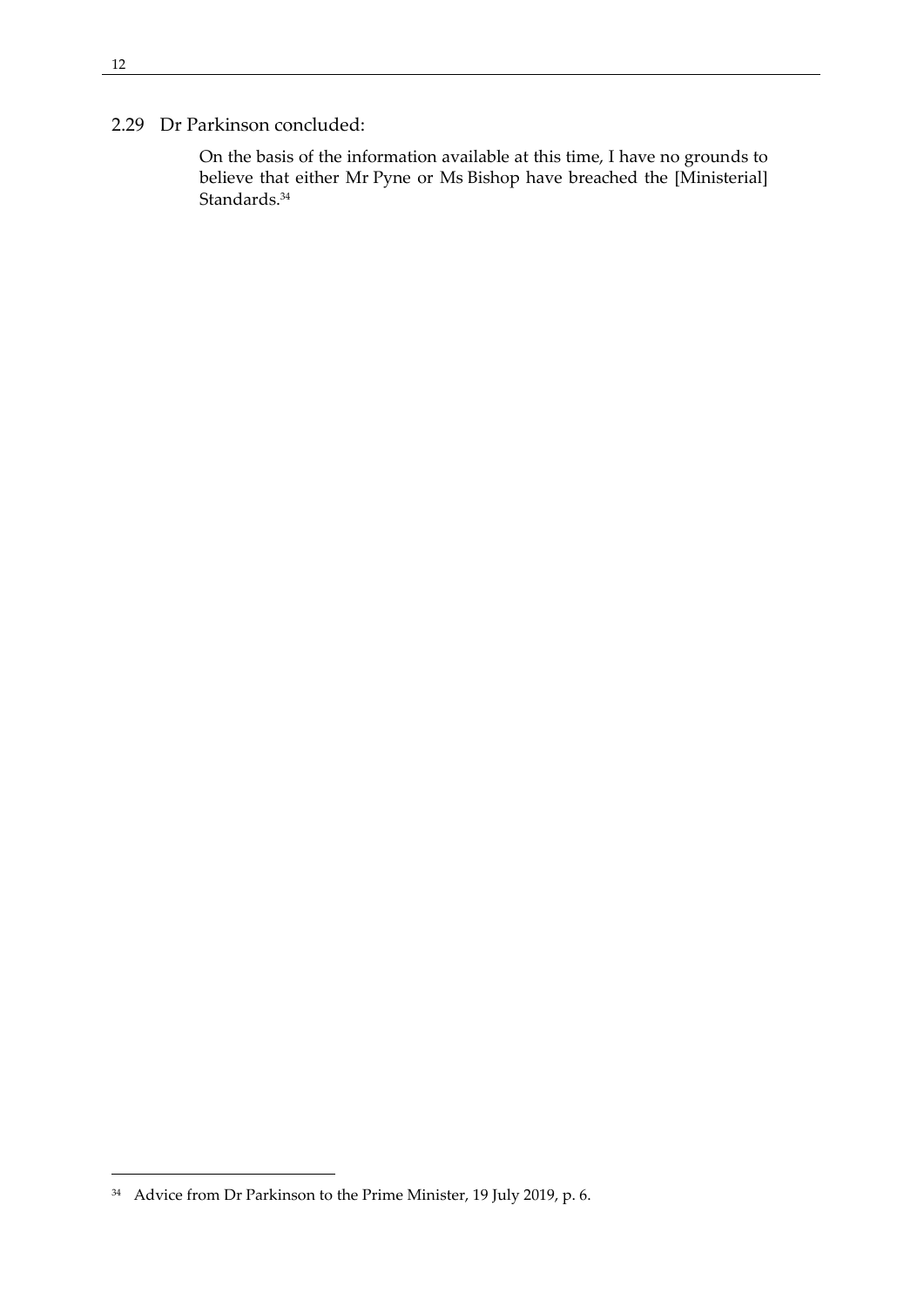2.29 Dr Parkinson concluded:

> On the basis of the information available at this time, I have no grounds to believe that either Mr Pyne or Ms Bishop have breached the [Ministerial] Standards.[34]

---

[34] Advice from Dr Parkinson to the Prime Minister, 19 July 2019, p. 6.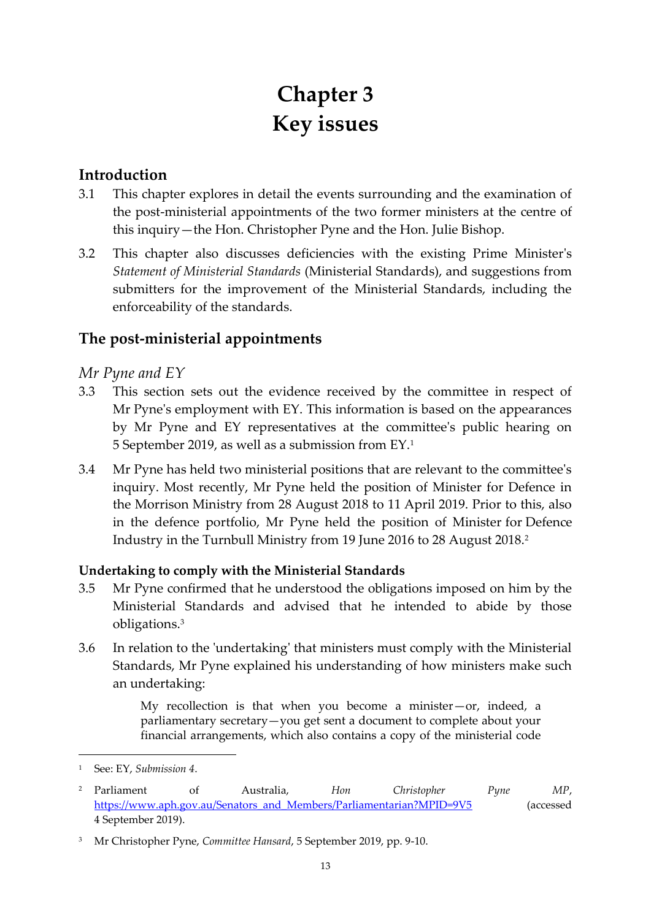# Chapter 3
# Key issues

## Introduction

3.1 This chapter explores in detail the events surrounding and the examination of the post-ministerial appointments of the two former ministers at the centre of this inquiry—the Hon. Christopher Pyne and the Hon. Julie Bishop.

3.2 This chapter also discusses deficiencies with the existing Prime Minister's *Statement of Ministerial Standards* (Ministerial Standards), and suggestions from submitters for the improvement of the Ministerial Standards, including the enforceability of the standards.

## The post-ministerial appointments

### *Mr Pyne and EY*

3.3 This section sets out the evidence received by the committee in respect of Mr Pyne's employment with EY. This information is based on the appearances by Mr Pyne and EY representatives at the committee's public hearing on 5 September 2019, as well as a submission from EY.[1]

3.4 Mr Pyne has held two ministerial positions that are relevant to the committee's inquiry. Most recently, Mr Pyne held the position of Minister for Defence in the Morrison Ministry from 28 August 2018 to 11 April 2019. Prior to this, also in the defence portfolio, Mr Pyne held the position of Minister for Defence Industry in the Turnbull Ministry from 19 June 2016 to 28 August 2018.[2]

#### Undertaking to comply with the Ministerial Standards

3.5 Mr Pyne confirmed that he understood the obligations imposed on him by the Ministerial Standards and advised that he intended to abide by those obligations.[3]

3.6 In relation to the 'undertaking' that ministers must comply with the Ministerial Standards, Mr Pyne explained his understanding of how ministers make such an undertaking:

> My recollection is that when you become a minister—or, indeed, a parliamentary secretary—you get sent a document to complete about your financial arrangements, which also contains a copy of the ministerial code

---

[1] See: EY, *Submission 4*.

[2] Parliament of Australia, *Hon Christopher Pyne MP*, https://www.aph.gov.au/Senators_and_Members/Parliamentarian?MPID=9V5 (accessed 4 September 2019).

[3] Mr Christopher Pyne, *Committee Hansard*, 5 September 2019, pp. 9-10.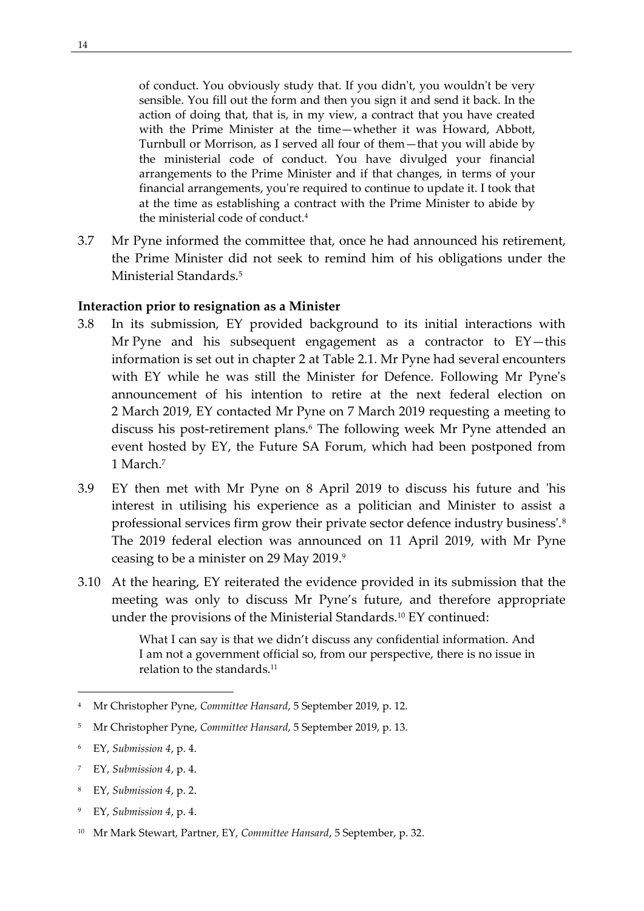> of conduct. You obviously study that. If you didn't, you wouldn't be very sensible. You fill out the form and then you sign it and send it back. In the action of doing that, that is, in my view, a contract that you have created with the Prime Minister at the time—whether it was Howard, Abbott, Turnbull or Morrison, as I served all four of them—that you will abide by the ministerial code of conduct. You have divulged your financial arrangements to the Prime Minister and if that changes, in terms of your financial arrangements, you're required to continue to update it. I took that at the time as establishing a contract with the Prime Minister to abide by the ministerial code of conduct.[4]

3.7 Mr Pyne informed the committee that, once he had announced his retirement, the Prime Minister did not seek to remind him of his obligations under the Ministerial Standards.[5]

**Interaction prior to resignation as a Minister**

3.8 In its submission, EY provided background to its initial interactions with Mr Pyne and his subsequent engagement as a contractor to EY—this information is set out in chapter 2 at Table 2.1. Mr Pyne had several encounters with EY while he was still the Minister for Defence. Following Mr Pyne's announcement of his intention to retire at the next federal election on 2 March 2019, EY contacted Mr Pyne on 7 March 2019 requesting a meeting to discuss his post-retirement plans.[6] The following week Mr Pyne attended an event hosted by EY, the Future SA Forum, which had been postponed from 1 March.[7]

3.9 EY then met with Mr Pyne on 8 April 2019 to discuss his future and 'his interest in utilising his experience as a politician and Minister to assist a professional services firm grow their private sector defence industry business'.[8] The 2019 federal election was announced on 11 April 2019, with Mr Pyne ceasing to be a minister on 29 May 2019.[9]

3.10 At the hearing, EY reiterated the evidence provided in its submission that the meeting was only to discuss Mr Pyne's future, and therefore appropriate under the provisions of the Ministerial Standards.[10] EY continued:

> What I can say is that we didn't discuss any confidential information. And I am not a government official so, from our perspective, there is no issue in relation to the standards.[11]

---

4 Mr Christopher Pyne, *Committee Hansard*, 5 September 2019, p. 12.

5 Mr Christopher Pyne, *Committee Hansard*, 5 September 2019, p. 13.

6 EY, *Submission 4*, p. 4.

7 EY, *Submission 4*, p. 4.

8 EY, *Submission 4*, p. 2.

9 EY, *Submission 4*, p. 4.

10 Mr Mark Stewart, Partner, EY, *Committee Hansard*, 5 September, p. 32.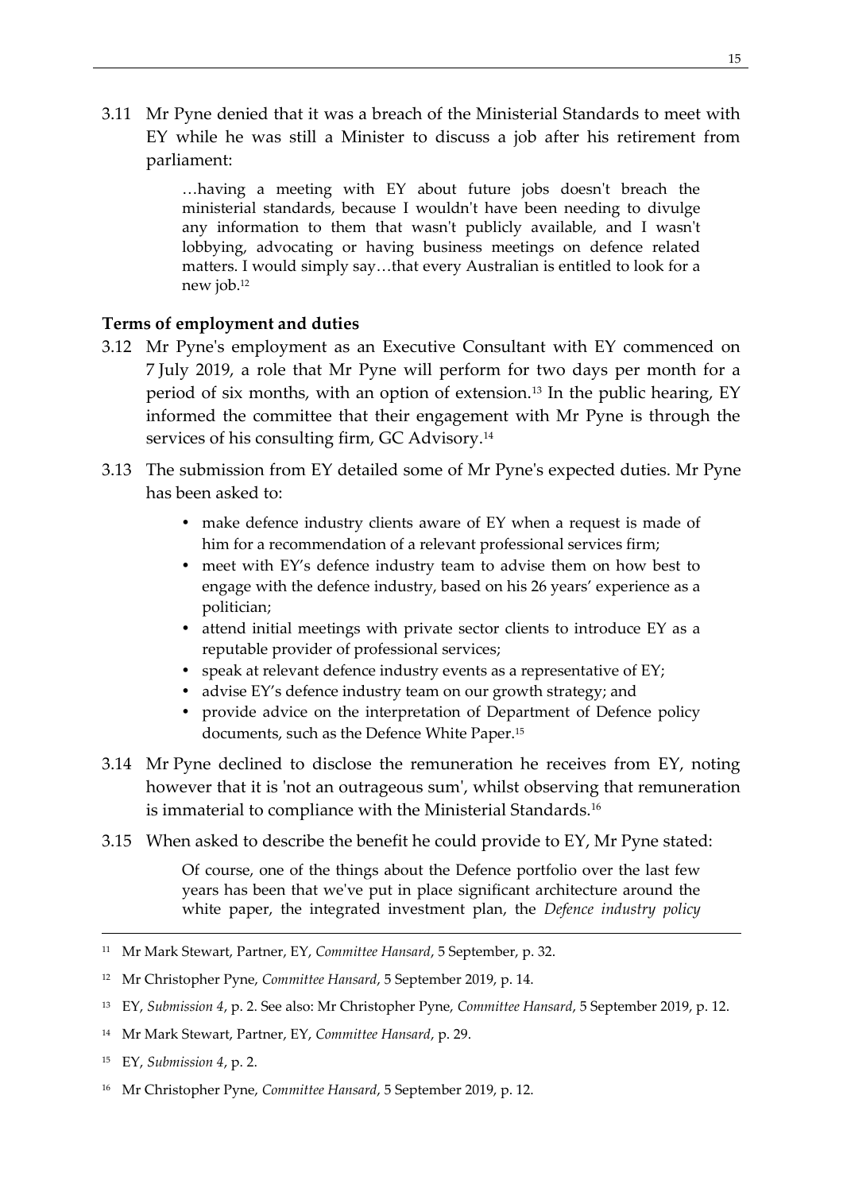3.11 Mr Pyne denied that it was a breach of the Ministerial Standards to meet with EY while he was still a Minister to discuss a job after his retirement from parliament:

> …having a meeting with EY about future jobs doesn't breach the ministerial standards, because I wouldn't have been needing to divulge any information to them that wasn't publicly available, and I wasn't lobbying, advocating or having business meetings on defence related matters. I would simply say…that every Australian is entitled to look for a new job.[12]

**Terms of employment and duties**

3.12 Mr Pyne's employment as an Executive Consultant with EY commenced on 7 July 2019, a role that Mr Pyne will perform for two days per month for a period of six months, with an option of extension.[13] In the public hearing, EY informed the committee that their engagement with Mr Pyne is through the services of his consulting firm, GC Advisory.[14]

3.13 The submission from EY detailed some of Mr Pyne's expected duties. Mr Pyne has been asked to:

- make defence industry clients aware of EY when a request is made of him for a recommendation of a relevant professional services firm;
- meet with EY's defence industry team to advise them on how best to engage with the defence industry, based on his 26 years' experience as a politician;
- attend initial meetings with private sector clients to introduce EY as a reputable provider of professional services;
- speak at relevant defence industry events as a representative of EY;
- advise EY's defence industry team on our growth strategy; and
- provide advice on the interpretation of Department of Defence policy documents, such as the Defence White Paper.[15]

3.14 Mr Pyne declined to disclose the remuneration he receives from EY, noting however that it is 'not an outrageous sum', whilst observing that remuneration is immaterial to compliance with the Ministerial Standards.[16]

3.15 When asked to describe the benefit he could provide to EY, Mr Pyne stated:

> Of course, one of the things about the Defence portfolio over the last few years has been that we've put in place significant architecture around the white paper, the integrated investment plan, the *Defence industry policy*

---

[11] Mr Mark Stewart, Partner, EY, *Committee Hansard*, 5 September, p. 32.

[12] Mr Christopher Pyne, *Committee Hansard*, 5 September 2019, p. 14.

[13] EY, *Submission 4*, p. 2. See also: Mr Christopher Pyne, *Committee Hansard*, 5 September 2019, p. 12.

[14] Mr Mark Stewart, Partner, EY, *Committee Hansard*, p. 29.

[15] EY, *Submission 4*, p. 2.

[16] Mr Christopher Pyne, *Committee Hansard*, 5 September 2019, p. 12.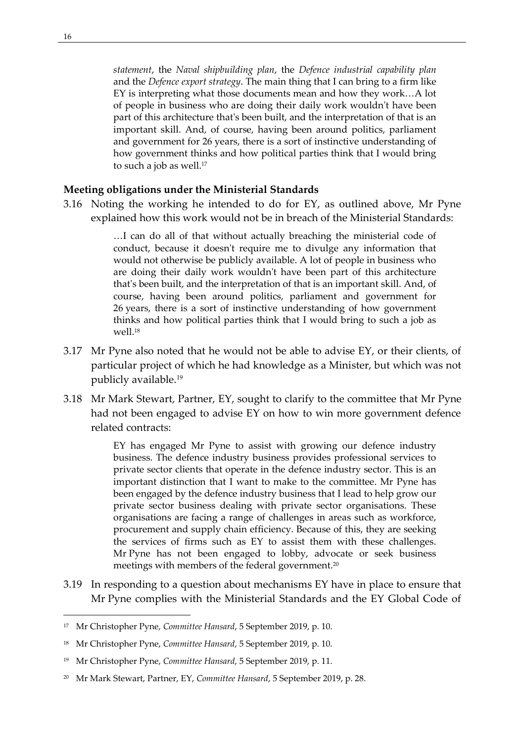*statement*, the *Naval shipbuilding plan*, the *Defence industrial capability plan* and the *Defence export strategy*. The main thing that I can bring to a firm like EY is interpreting what those documents mean and how they work…A lot of people in business who are doing their daily work wouldn't have been part of this architecture that's been built, and the interpretation of that is an important skill. And, of course, having been around politics, parliament and government for 26 years, there is a sort of instinctive understanding of how government thinks and how political parties think that I would bring to such a job as well.[17]

### Meeting obligations under the Ministerial Standards

3.16 Noting the working he intended to do for EY, as outlined above, Mr Pyne explained how this work would not be in breach of the Ministerial Standards:

> …I can do all of that without actually breaching the ministerial code of conduct, because it doesn't require me to divulge any information that would not otherwise be publicly available. A lot of people in business who are doing their daily work wouldn't have been part of this architecture that's been built, and the interpretation of that is an important skill. And, of course, having been around politics, parliament and government for 26 years, there is a sort of instinctive understanding of how government thinks and how political parties think that I would bring to such a job as well.[18]

3.17 Mr Pyne also noted that he would not be able to advise EY, or their clients, of particular project of which he had knowledge as a Minister, but which was not publicly available.[19]

3.18 Mr Mark Stewart, Partner, EY, sought to clarify to the committee that Mr Pyne had not been engaged to advise EY on how to win more government defence related contracts:

> EY has engaged Mr Pyne to assist with growing our defence industry business. The defence industry business provides professional services to private sector clients that operate in the defence industry sector. This is an important distinction that I want to make to the committee. Mr Pyne has been engaged by the defence industry business that I lead to help grow our private sector business dealing with private sector organisations. These organisations are facing a range of challenges in areas such as workforce, procurement and supply chain efficiency. Because of this, they are seeking the services of firms such as EY to assist them with these challenges. Mr Pyne has not been engaged to lobby, advocate or seek business meetings with members of the federal government.[20]

3.19 In responding to a question about mechanisms EY have in place to ensure that Mr Pyne complies with the Ministerial Standards and the EY Global Code of

---

17 Mr Christopher Pyne, *Committee Hansard*, 5 September 2019, p. 10.

18 Mr Christopher Pyne, *Committee Hansard*, 5 September 2019, p. 10.

19 Mr Christopher Pyne, *Committee Hansard*, 5 September 2019, p. 11.

20 Mr Mark Stewart, Partner, EY, *Committee Hansard*, 5 September 2019, p. 28.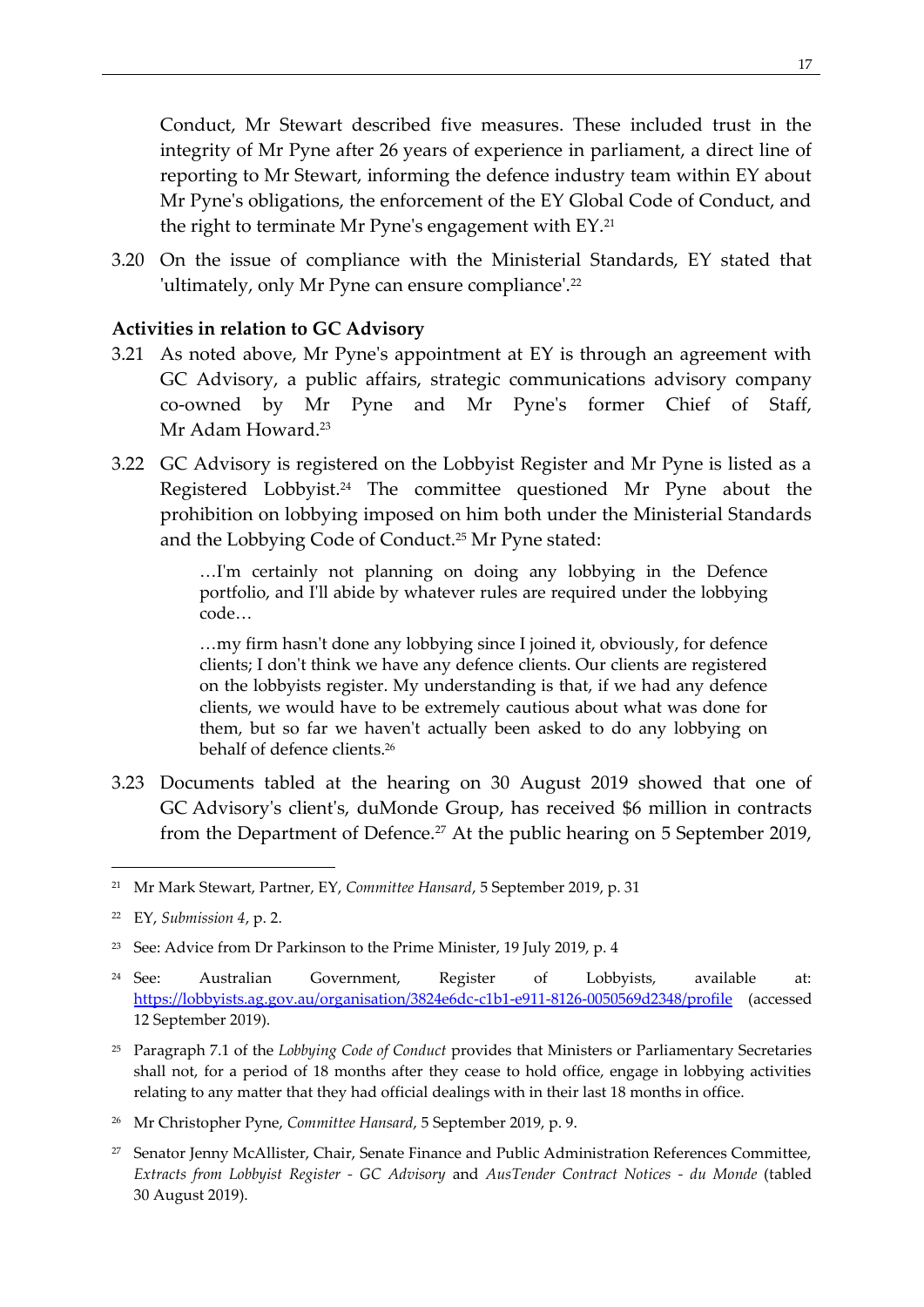Conduct, Mr Stewart described five measures. These included trust in the integrity of Mr Pyne after 26 years of experience in parliament, a direct line of reporting to Mr Stewart, informing the defence industry team within EY about Mr Pyne's obligations, the enforcement of the EY Global Code of Conduct, and the right to terminate Mr Pyne's engagement with EY.[21]

3.20 On the issue of compliance with the Ministerial Standards, EY stated that 'ultimately, only Mr Pyne can ensure compliance'.[22]

### Activities in relation to GC Advisory

3.21 As noted above, Mr Pyne's appointment at EY is through an agreement with GC Advisory, a public affairs, strategic communications advisory company co-owned by Mr Pyne and Mr Pyne's former Chief of Staff, Mr Adam Howard.[23]

3.22 GC Advisory is registered on the Lobbyist Register and Mr Pyne is listed as a Registered Lobbyist.[24] The committee questioned Mr Pyne about the prohibition on lobbying imposed on him both under the Ministerial Standards and the Lobbying Code of Conduct.[25] Mr Pyne stated:

> …I'm certainly not planning on doing any lobbying in the Defence portfolio, and I'll abide by whatever rules are required under the lobbying code…
>
> …my firm hasn't done any lobbying since I joined it, obviously, for defence clients; I don't think we have any defence clients. Our clients are registered on the lobbyists register. My understanding is that, if we had any defence clients, we would have to be extremely cautious about what was done for them, but so far we haven't actually been asked to do any lobbying on behalf of defence clients.[26]

3.23 Documents tabled at the hearing on 30 August 2019 showed that one of GC Advisory's client's, duMonde Group, has received $6 million in contracts from the Department of Defence.[27] At the public hearing on 5 September 2019,

---

21 Mr Mark Stewart, Partner, EY, *Committee Hansard*, 5 September 2019, p. 31

22 EY, *Submission 4*, p. 2.

23 See: Advice from Dr Parkinson to the Prime Minister, 19 July 2019, p. 4

24 See: Australian Government, Register of Lobbyists, available at: https://lobbyists.ag.gov.au/organisation/3824e6dc-c1b1-e911-8126-0050569d2348/profile (accessed 12 September 2019).

25 Paragraph 7.1 of the *Lobbying Code of Conduct* provides that Ministers or Parliamentary Secretaries shall not, for a period of 18 months after they cease to hold office, engage in lobbying activities relating to any matter that they had official dealings with in their last 18 months in office.

26 Mr Christopher Pyne, *Committee Hansard*, 5 September 2019, p. 9.

27 Senator Jenny McAllister, Chair, Senate Finance and Public Administration References Committee, *Extracts from Lobbyist Register - GC Advisory* and *AusTender Contract Notices - du Monde* (tabled 30 August 2019).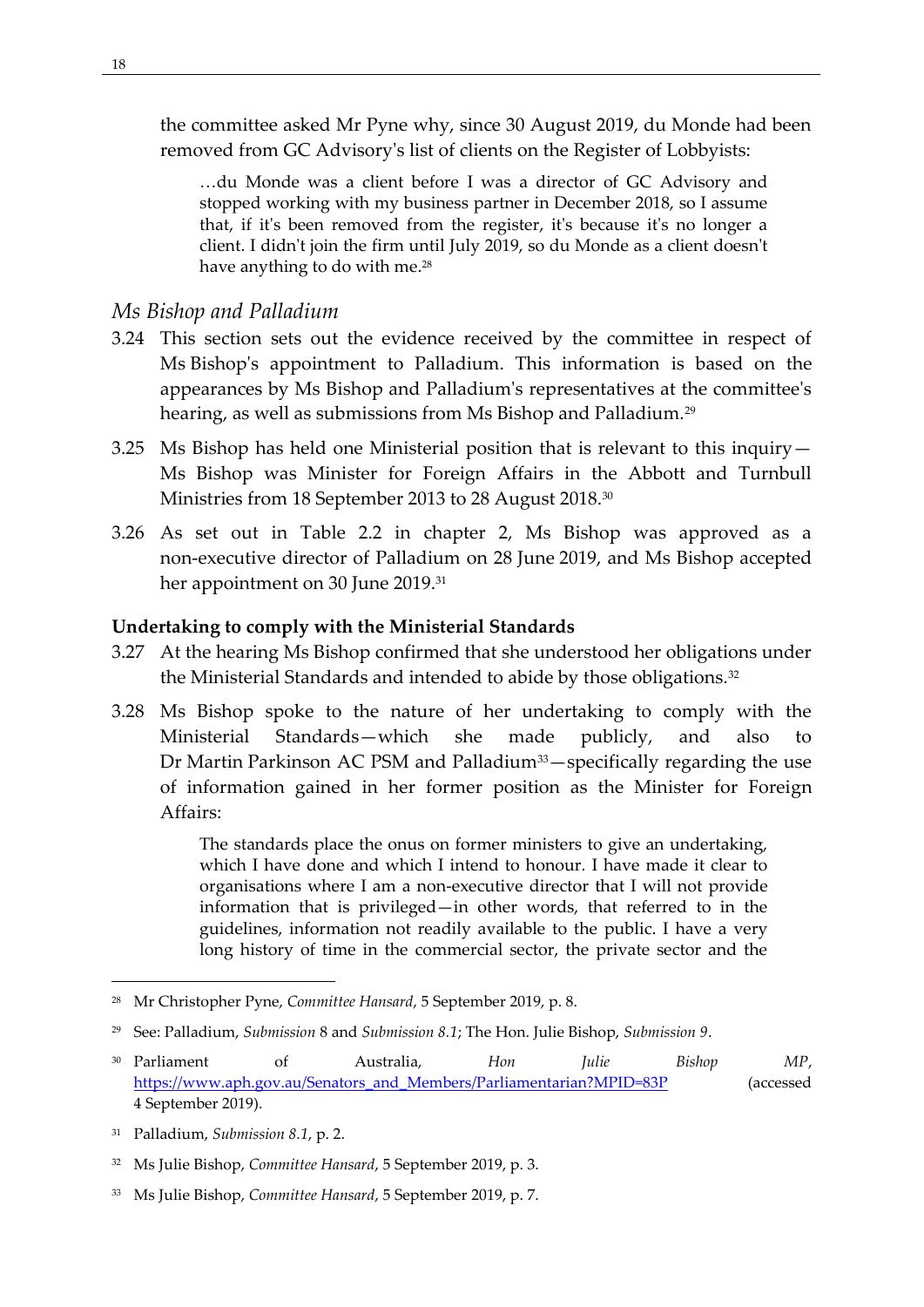the committee asked Mr Pyne why, since 30 August 2019, du Monde had been removed from GC Advisory's list of clients on the Register of Lobbyists:

> …du Monde was a client before I was a director of GC Advisory and stopped working with my business partner in December 2018, so I assume that, if it's been removed from the register, it's because it's no longer a client. I didn't join the firm until July 2019, so du Monde as a client doesn't have anything to do with me.[28]

## *Ms Bishop and Palladium*

3.24 This section sets out the evidence received by the committee in respect of Ms Bishop's appointment to Palladium. This information is based on the appearances by Ms Bishop and Palladium's representatives at the committee's hearing, as well as submissions from Ms Bishop and Palladium.[29]

3.25 Ms Bishop has held one Ministerial position that is relevant to this inquiry—Ms Bishop was Minister for Foreign Affairs in the Abbott and Turnbull Ministries from 18 September 2013 to 28 August 2018.[30]

3.26 As set out in Table 2.2 in chapter 2, Ms Bishop was approved as a non-executive director of Palladium on 28 June 2019, and Ms Bishop accepted her appointment on 30 June 2019.[31]

### Undertaking to comply with the Ministerial Standards

3.27 At the hearing Ms Bishop confirmed that she understood her obligations under the Ministerial Standards and intended to abide by those obligations.[32]

3.28 Ms Bishop spoke to the nature of her undertaking to comply with the Ministerial Standards—which she made publicly, and also to Dr Martin Parkinson AC PSM and Palladium[33]—specifically regarding the use of information gained in her former position as the Minister for Foreign Affairs:

> The standards place the onus on former ministers to give an undertaking, which I have done and which I intend to honour. I have made it clear to organisations where I am a non-executive director that I will not provide information that is privileged—in other words, that referred to in the guidelines, information not readily available to the public. I have a very long history of time in the commercial sector, the private sector and the

---

[28] Mr Christopher Pyne, *Committee Hansard*, 5 September 2019, p. 8.

[29] See: Palladium, *Submission* 8 and *Submission 8.1*; The Hon. Julie Bishop, *Submission 9*.

[30] Parliament of Australia, *Hon Julie Bishop MP*, https://www.aph.gov.au/Senators_and_Members/Parliamentarian?MPID=83P (accessed 4 September 2019).

[31] Palladium, *Submission 8.1*, p. 2.

[32] Ms Julie Bishop, *Committee Hansard*, 5 September 2019, p. 3.

[33] Ms Julie Bishop, *Committee Hansard*, 5 September 2019, p. 7.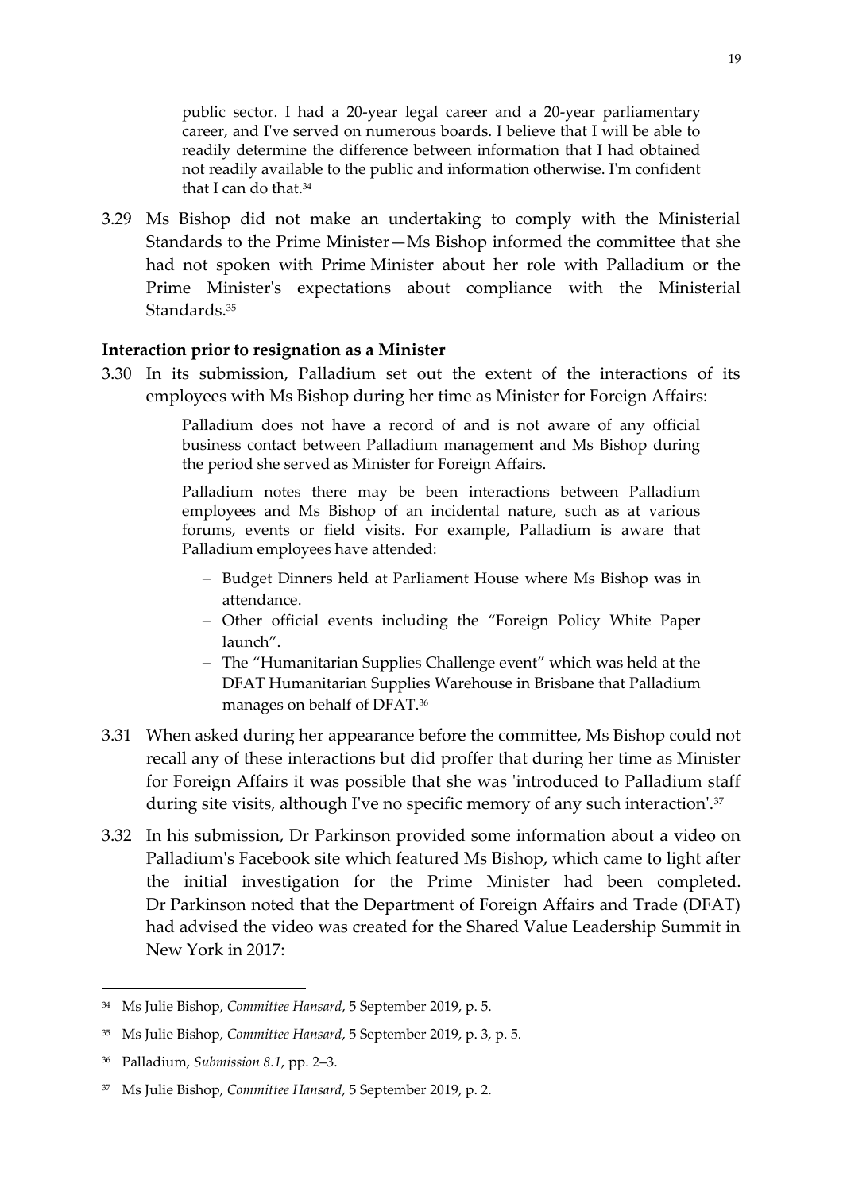> public sector. I had a 20-year legal career and a 20-year parliamentary career, and I've served on numerous boards. I believe that I will be able to readily determine the difference between information that I had obtained not readily available to the public and information otherwise. I'm confident that I can do that.[34]

3.29 Ms Bishop did not make an undertaking to comply with the Ministerial Standards to the Prime Minister—Ms Bishop informed the committee that she had not spoken with Prime Minister about her role with Palladium or the Prime Minister's expectations about compliance with the Ministerial Standards.[35]

**Interaction prior to resignation as a Minister**

3.30 In its submission, Palladium set out the extent of the interactions of its employees with Ms Bishop during her time as Minister for Foreign Affairs:

> Palladium does not have a record of and is not aware of any official business contact between Palladium management and Ms Bishop during the period she served as Minister for Foreign Affairs.
>
> Palladium notes there may be been interactions between Palladium employees and Ms Bishop of an incidental nature, such as at various forums, events or field visits. For example, Palladium is aware that Palladium employees have attended:
>
> - Budget Dinners held at Parliament House where Ms Bishop was in attendance.
> - Other official events including the "Foreign Policy White Paper launch".
> - The "Humanitarian Supplies Challenge event" which was held at the DFAT Humanitarian Supplies Warehouse in Brisbane that Palladium manages on behalf of DFAT.[36]

3.31 When asked during her appearance before the committee, Ms Bishop could not recall any of these interactions but did proffer that during her time as Minister for Foreign Affairs it was possible that she was 'introduced to Palladium staff during site visits, although I've no specific memory of any such interaction'.[37]

3.32 In his submission, Dr Parkinson provided some information about a video on Palladium's Facebook site which featured Ms Bishop, which came to light after the initial investigation for the Prime Minister had been completed. Dr Parkinson noted that the Department of Foreign Affairs and Trade (DFAT) had advised the video was created for the Shared Value Leadership Summit in New York in 2017:

---

[34] Ms Julie Bishop, *Committee Hansard*, 5 September 2019, p. 5.

[35] Ms Julie Bishop, *Committee Hansard*, 5 September 2019, p. 3, p. 5.

[36] Palladium, *Submission 8.1*, pp. 2–3.

[37] Ms Julie Bishop, *Committee Hansard*, 5 September 2019, p. 2.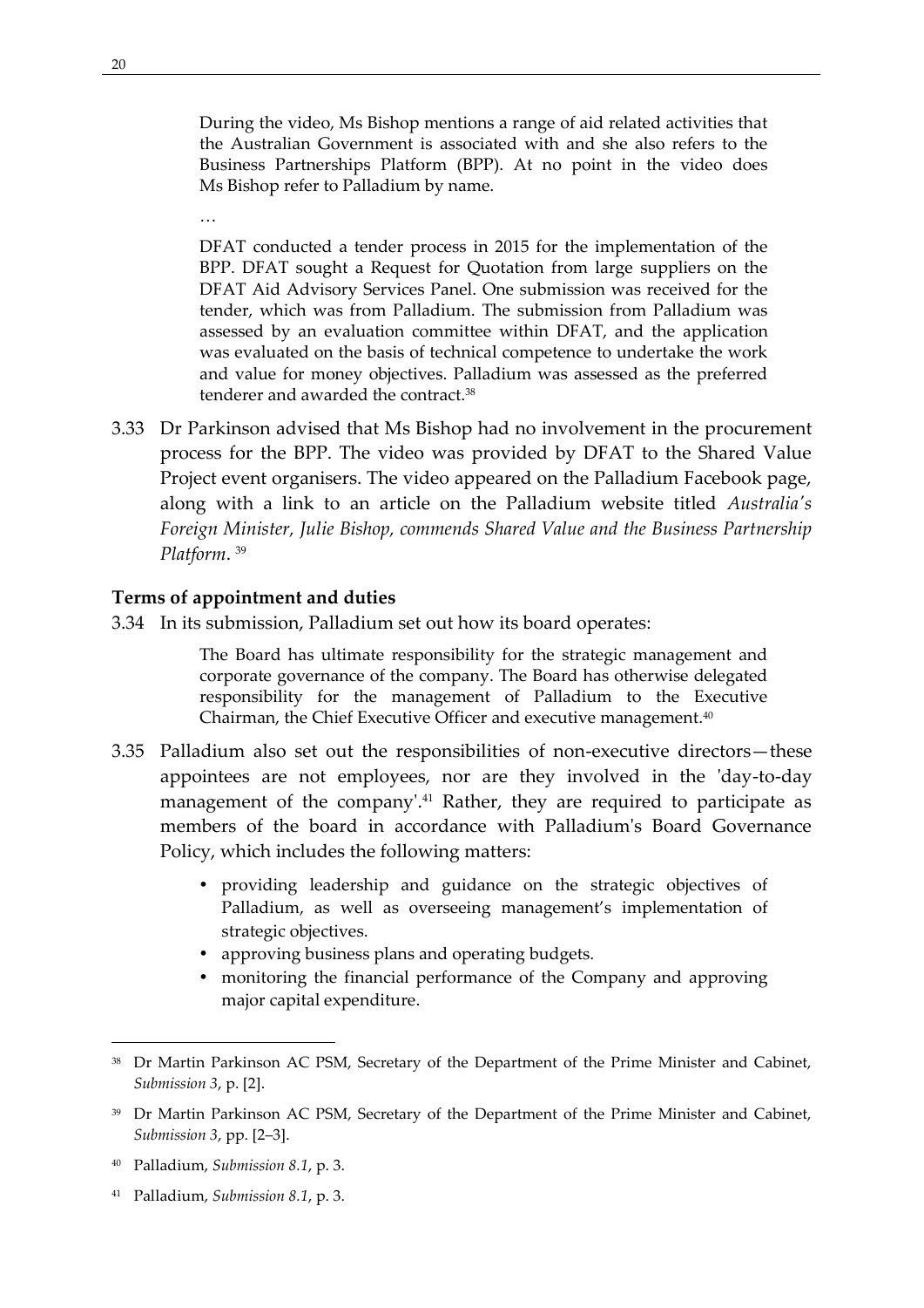> During the video, Ms Bishop mentions a range of aid related activities that the Australian Government is associated with and she also refers to the Business Partnerships Platform (BPP). At no point in the video does Ms Bishop refer to Palladium by name.
>
> …
>
> DFAT conducted a tender process in 2015 for the implementation of the BPP. DFAT sought a Request for Quotation from large suppliers on the DFAT Aid Advisory Services Panel. One submission was received for the tender, which was from Palladium. The submission from Palladium was assessed by an evaluation committee within DFAT, and the application was evaluated on the basis of technical competence to undertake the work and value for money objectives. Palladium was assessed as the preferred tenderer and awarded the contract.[38]

3.33 Dr Parkinson advised that Ms Bishop had no involvement in the procurement process for the BPP. The video was provided by DFAT to the Shared Value Project event organisers. The video appeared on the Palladium Facebook page, along with a link to an article on the Palladium website titled *Australia's Foreign Minister, Julie Bishop, commends Shared Value and the Business Partnership Platform*.[39]

**Terms of appointment and duties**

3.34 In its submission, Palladium set out how its board operates:

> The Board has ultimate responsibility for the strategic management and corporate governance of the company. The Board has otherwise delegated responsibility for the management of Palladium to the Executive Chairman, the Chief Executive Officer and executive management.[40]

3.35 Palladium also set out the responsibilities of non-executive directors—these appointees are not employees, nor are they involved in the 'day-to-day management of the company'.[41] Rather, they are required to participate as members of the board in accordance with Palladium's Board Governance Policy, which includes the following matters:

- providing leadership and guidance on the strategic objectives of Palladium, as well as overseeing management's implementation of strategic objectives.
- approving business plans and operating budgets.
- monitoring the financial performance of the Company and approving major capital expenditure.

---

[38] Dr Martin Parkinson AC PSM, Secretary of the Department of the Prime Minister and Cabinet, *Submission 3*, p. [2].

[39] Dr Martin Parkinson AC PSM, Secretary of the Department of the Prime Minister and Cabinet, *Submission 3*, pp. [2–3].

[40] Palladium, *Submission 8.1*, p. 3.

[41] Palladium, *Submission 8.1*, p. 3.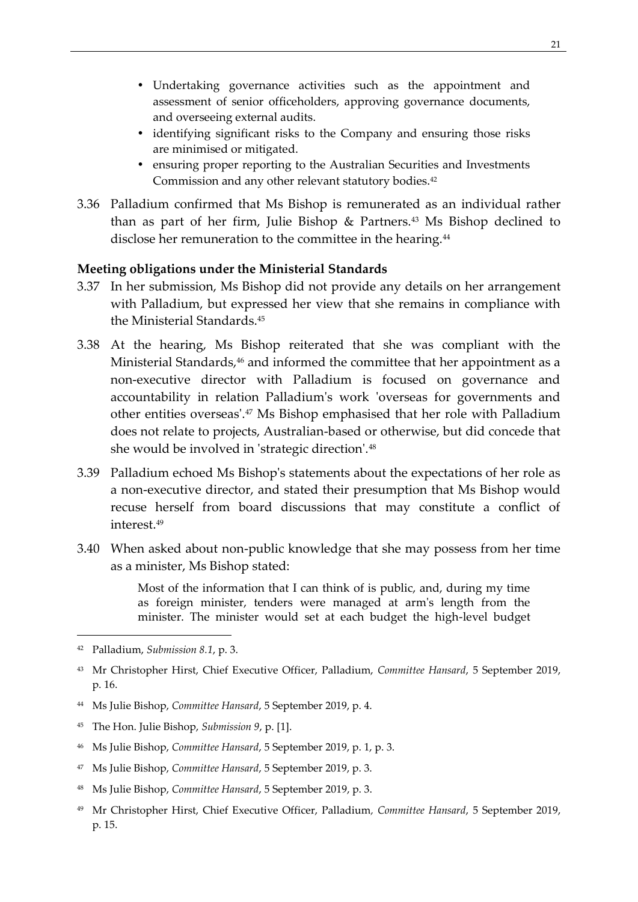- Undertaking governance activities such as the appointment and assessment of senior officeholders, approving governance documents, and overseeing external audits.
- identifying significant risks to the Company and ensuring those risks are minimised or mitigated.
- ensuring proper reporting to the Australian Securities and Investments Commission and any other relevant statutory bodies.[42]

3.36 Palladium confirmed that Ms Bishop is remunerated as an individual rather than as part of her firm, Julie Bishop & Partners.[43] Ms Bishop declined to disclose her remuneration to the committee in the hearing.[44]

### Meeting obligations under the Ministerial Standards

3.37 In her submission, Ms Bishop did not provide any details on her arrangement with Palladium, but expressed her view that she remains in compliance with the Ministerial Standards.[45]

3.38 At the hearing, Ms Bishop reiterated that she was compliant with the Ministerial Standards,[46] and informed the committee that her appointment as a non-executive director with Palladium is focused on governance and accountability in relation Palladium's work 'overseas for governments and other entities overseas'.[47] Ms Bishop emphasised that her role with Palladium does not relate to projects, Australian-based or otherwise, but did concede that she would be involved in 'strategic direction'.[48]

3.39 Palladium echoed Ms Bishop's statements about the expectations of her role as a non-executive director, and stated their presumption that Ms Bishop would recuse herself from board discussions that may constitute a conflict of interest.[49]

3.40 When asked about non-public knowledge that she may possess from her time as a minister, Ms Bishop stated:

> Most of the information that I can think of is public, and, during my time as foreign minister, tenders were managed at arm's length from the minister. The minister would set at each budget the high-level budget

---

[42] Palladium, *Submission 8.1*, p. 3.

[43] Mr Christopher Hirst, Chief Executive Officer, Palladium, *Committee Hansard*, 5 September 2019, p. 16.

[44] Ms Julie Bishop, *Committee Hansard*, 5 September 2019, p. 4.

[45] The Hon. Julie Bishop, *Submission 9*, p. [1].

[46] Ms Julie Bishop, *Committee Hansard*, 5 September 2019, p. 1, p. 3.

[47] Ms Julie Bishop, *Committee Hansard*, 5 September 2019, p. 3.

[48] Ms Julie Bishop, *Committee Hansard*, 5 September 2019, p. 3.

[49] Mr Christopher Hirst, Chief Executive Officer, Palladium, *Committee Hansard*, 5 September 2019, p. 15.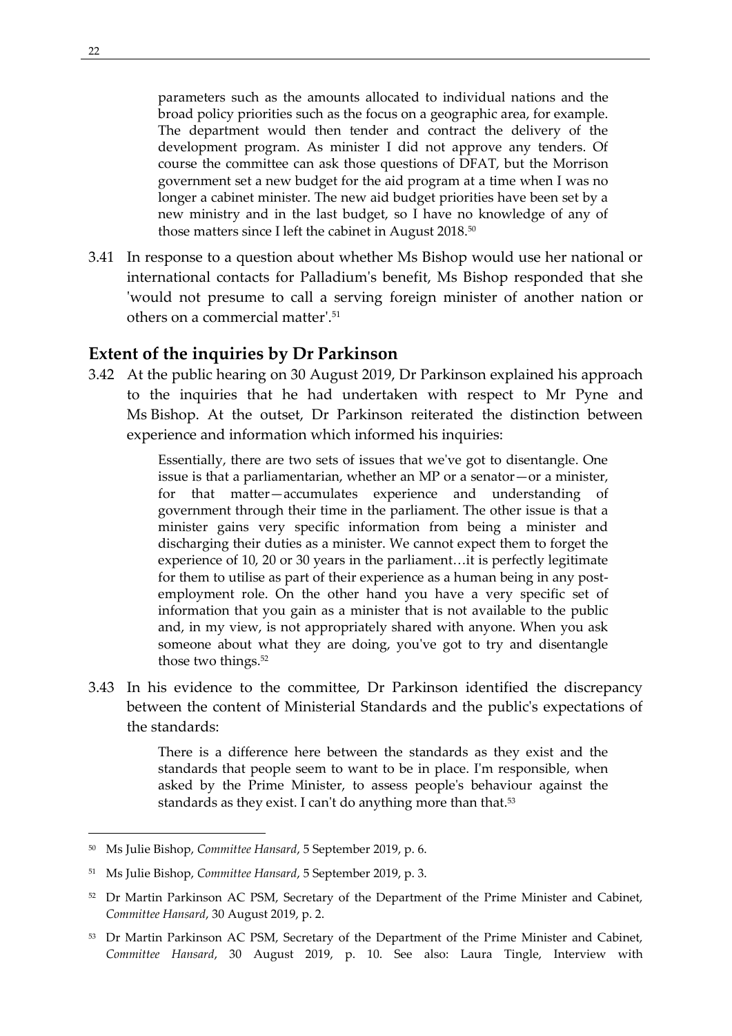parameters such as the amounts allocated to individual nations and the broad policy priorities such as the focus on a geographic area, for example. The department would then tender and contract the delivery of the development program. As minister I did not approve any tenders. Of course the committee can ask those questions of DFAT, but the Morrison government set a new budget for the aid program at a time when I was no longer a cabinet minister. The new aid budget priorities have been set by a new ministry and in the last budget, so I have no knowledge of any of those matters since I left the cabinet in August 2018.[50]

3.41 In response to a question about whether Ms Bishop would use her national or international contacts for Palladium's benefit, Ms Bishop responded that she 'would not presume to call a serving foreign minister of another nation or others on a commercial matter'.[51]

## Extent of the inquiries by Dr Parkinson

3.42 At the public hearing on 30 August 2019, Dr Parkinson explained his approach to the inquiries that he had undertaken with respect to Mr Pyne and Ms Bishop. At the outset, Dr Parkinson reiterated the distinction between experience and information which informed his inquiries:

> Essentially, there are two sets of issues that we've got to disentangle. One issue is that a parliamentarian, whether an MP or a senator—or a minister, for that matter—accumulates experience and understanding of government through their time in the parliament. The other issue is that a minister gains very specific information from being a minister and discharging their duties as a minister. We cannot expect them to forget the experience of 10, 20 or 30 years in the parliament…it is perfectly legitimate for them to utilise as part of their experience as a human being in any post-employment role. On the other hand you have a very specific set of information that you gain as a minister that is not available to the public and, in my view, is not appropriately shared with anyone. When you ask someone about what they are doing, you've got to try and disentangle those two things.[52]

3.43 In his evidence to the committee, Dr Parkinson identified the discrepancy between the content of Ministerial Standards and the public's expectations of the standards:

> There is a difference here between the standards as they exist and the standards that people seem to want to be in place. I'm responsible, when asked by the Prime Minister, to assess people's behaviour against the standards as they exist. I can't do anything more than that.[53]

---

[50] Ms Julie Bishop, *Committee Hansard*, 5 September 2019, p. 6.

[51] Ms Julie Bishop, *Committee Hansard*, 5 September 2019, p. 3.

[52] Dr Martin Parkinson AC PSM, Secretary of the Department of the Prime Minister and Cabinet, *Committee Hansard*, 30 August 2019, p. 2.

[53] Dr Martin Parkinson AC PSM, Secretary of the Department of the Prime Minister and Cabinet, *Committee Hansard*, 30 August 2019, p. 10. See also: Laura Tingle, Interview with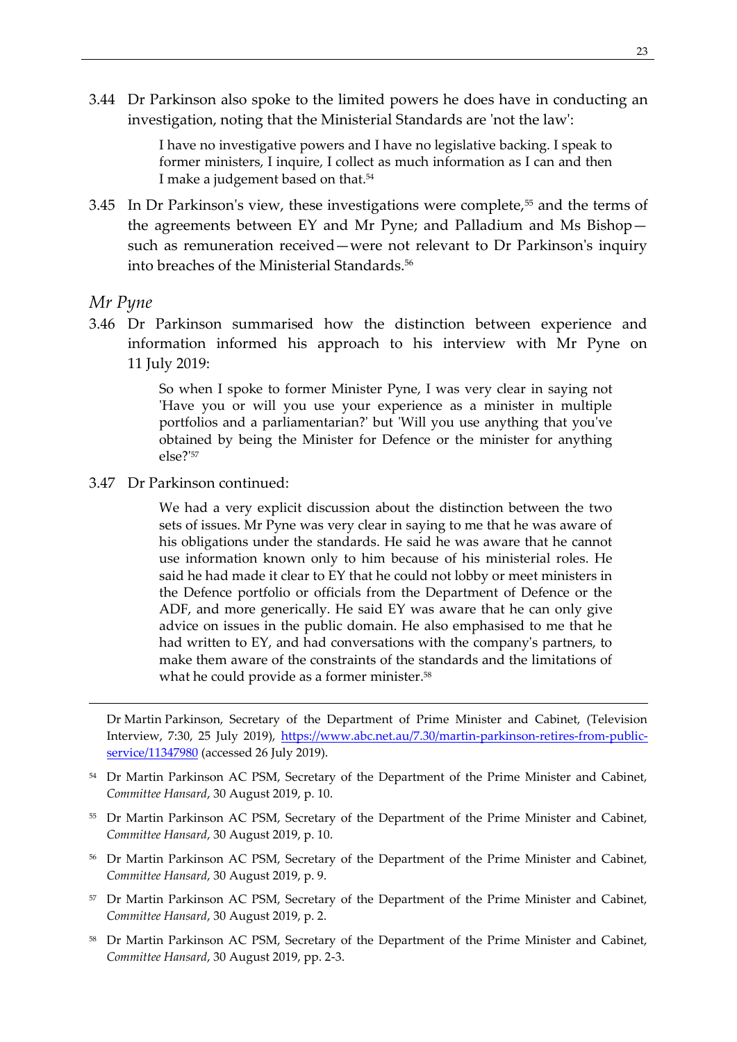3.44 Dr Parkinson also spoke to the limited powers he does have in conducting an investigation, noting that the Ministerial Standards are 'not the law':

> I have no investigative powers and I have no legislative backing. I speak to former ministers, I inquire, I collect as much information as I can and then I make a judgement based on that.[54]

3.45 In Dr Parkinson's view, these investigations were complete,[55] and the terms of the agreements between EY and Mr Pyne; and Palladium and Ms Bishop—such as remuneration received—were not relevant to Dr Parkinson's inquiry into breaches of the Ministerial Standards.[56]

*Mr Pyne*

3.46 Dr Parkinson summarised how the distinction between experience and information informed his approach to his interview with Mr Pyne on 11 July 2019:

> So when I spoke to former Minister Pyne, I was very clear in saying not 'Have you or will you use your experience as a minister in multiple portfolios and a parliamentarian?' but 'Will you use anything that you've obtained by being the Minister for Defence or the minister for anything else?'[57]

3.47 Dr Parkinson continued:

> We had a very explicit discussion about the distinction between the two sets of issues. Mr Pyne was very clear in saying to me that he was aware of his obligations under the standards. He said he was aware that he cannot use information known only to him because of his ministerial roles. He said he had made it clear to EY that he could not lobby or meet ministers in the Defence portfolio or officials from the Department of Defence or the ADF, and more generically. He said EY was aware that he can only give advice on issues in the public domain. He also emphasised to me that he had written to EY, and had conversations with the company's partners, to make them aware of the constraints of the standards and the limitations of what he could provide as a former minister.[58]

---

Dr Martin Parkinson, Secretary of the Department of Prime Minister and Cabinet, (Television Interview, 7:30, 25 July 2019), https://www.abc.net.au/7.30/martin-parkinson-retires-from-public-service/11347980 (accessed 26 July 2019).

[54] Dr Martin Parkinson AC PSM, Secretary of the Department of the Prime Minister and Cabinet, *Committee Hansard*, 30 August 2019, p. 10.

[55] Dr Martin Parkinson AC PSM, Secretary of the Department of the Prime Minister and Cabinet, *Committee Hansard*, 30 August 2019, p. 10.

[56] Dr Martin Parkinson AC PSM, Secretary of the Department of the Prime Minister and Cabinet, *Committee Hansard*, 30 August 2019, p. 9.

[57] Dr Martin Parkinson AC PSM, Secretary of the Department of the Prime Minister and Cabinet, *Committee Hansard*, 30 August 2019, p. 2.

[58] Dr Martin Parkinson AC PSM, Secretary of the Department of the Prime Minister and Cabinet, *Committee Hansard*, 30 August 2019, pp. 2-3.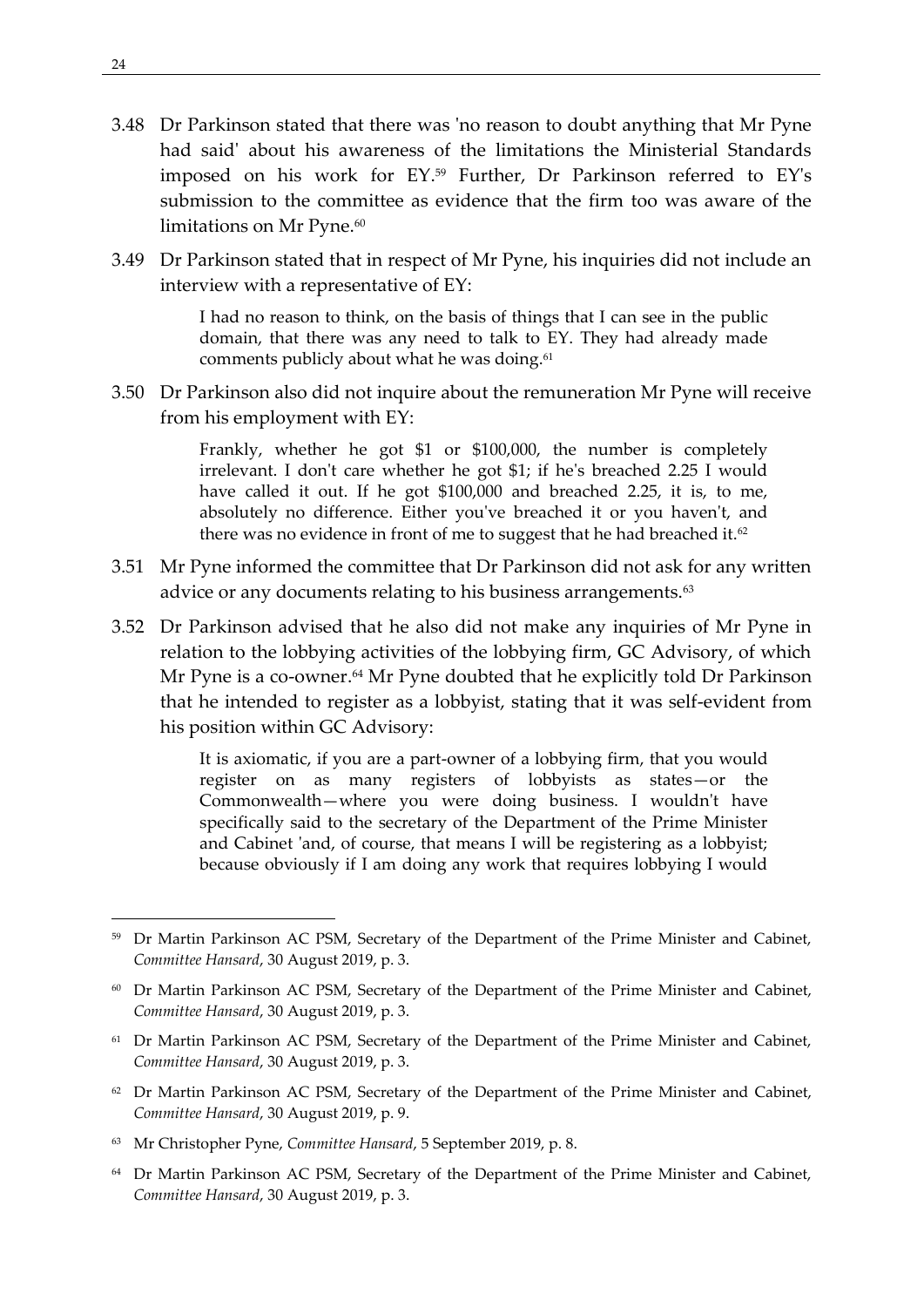3.48 Dr Parkinson stated that there was 'no reason to doubt anything that Mr Pyne had said' about his awareness of the limitations the Ministerial Standards imposed on his work for EY.[59] Further, Dr Parkinson referred to EY's submission to the committee as evidence that the firm too was aware of the limitations on Mr Pyne.[60]

3.49 Dr Parkinson stated that in respect of Mr Pyne, his inquiries did not include an interview with a representative of EY:

> I had no reason to think, on the basis of things that I can see in the public domain, that there was any need to talk to EY. They had already made comments publicly about what he was doing.[61]

3.50 Dr Parkinson also did not inquire about the remuneration Mr Pyne will receive from his employment with EY:

> Frankly, whether he got $1 or $100,000, the number is completely irrelevant. I don't care whether he got $1; if he's breached 2.25 I would have called it out. If he got $100,000 and breached 2.25, it is, to me, absolutely no difference. Either you've breached it or you haven't, and there was no evidence in front of me to suggest that he had breached it.[62]

3.51 Mr Pyne informed the committee that Dr Parkinson did not ask for any written advice or any documents relating to his business arrangements.[63]

3.52 Dr Parkinson advised that he also did not make any inquiries of Mr Pyne in relation to the lobbying activities of the lobbying firm, GC Advisory, of which Mr Pyne is a co-owner.[64] Mr Pyne doubted that he explicitly told Dr Parkinson that he intended to register as a lobbyist, stating that it was self-evident from his position within GC Advisory:

> It is axiomatic, if you are a part-owner of a lobbying firm, that you would register on as many registers of lobbyists as states—or the Commonwealth—where you were doing business. I wouldn't have specifically said to the secretary of the Department of the Prime Minister and Cabinet 'and, of course, that means I will be registering as a lobbyist; because obviously if I am doing any work that requires lobbying I would

---

[59] Dr Martin Parkinson AC PSM, Secretary of the Department of the Prime Minister and Cabinet, *Committee Hansard*, 30 August 2019, p. 3.

[60] Dr Martin Parkinson AC PSM, Secretary of the Department of the Prime Minister and Cabinet, *Committee Hansard*, 30 August 2019, p. 3.

[61] Dr Martin Parkinson AC PSM, Secretary of the Department of the Prime Minister and Cabinet, *Committee Hansard*, 30 August 2019, p. 3.

[62] Dr Martin Parkinson AC PSM, Secretary of the Department of the Prime Minister and Cabinet, *Committee Hansard*, 30 August 2019, p. 9.

[63] Mr Christopher Pyne, *Committee Hansard*, 5 September 2019, p. 8.

[64] Dr Martin Parkinson AC PSM, Secretary of the Department of the Prime Minister and Cabinet, *Committee Hansard*, 30 August 2019, p. 3.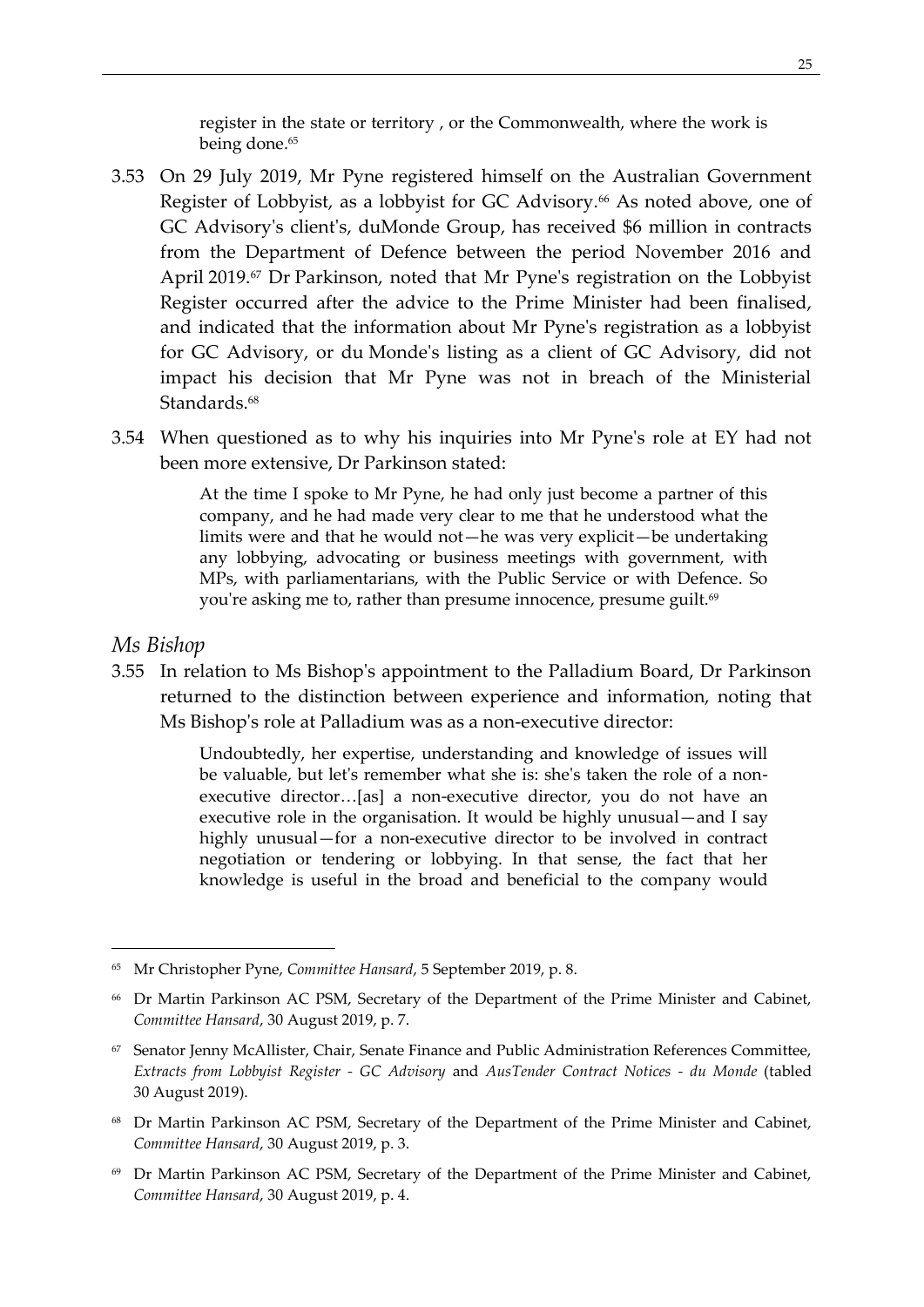register in the state or territory , or the Commonwealth, where the work is being done.[65]

3.53 On 29 July 2019, Mr Pyne registered himself on the Australian Government Register of Lobbyist, as a lobbyist for GC Advisory.[66] As noted above, one of GC Advisory's client's, duMonde Group, has received $6 million in contracts from the Department of Defence between the period November 2016 and April 2019.[67] Dr Parkinson, noted that Mr Pyne's registration on the Lobbyist Register occurred after the advice to the Prime Minister had been finalised, and indicated that the information about Mr Pyne's registration as a lobbyist for GC Advisory, or du Monde's listing as a client of GC Advisory, did not impact his decision that Mr Pyne was not in breach of the Ministerial Standards.[68]

3.54 When questioned as to why his inquiries into Mr Pyne's role at EY had not been more extensive, Dr Parkinson stated:

> At the time I spoke to Mr Pyne, he had only just become a partner of this company, and he had made very clear to me that he understood what the limits were and that he would not—he was very explicit—be undertaking any lobbying, advocating or business meetings with government, with MPs, with parliamentarians, with the Public Service or with Defence. So you're asking me to, rather than presume innocence, presume guilt.[69]

### *Ms Bishop*

3.55 In relation to Ms Bishop's appointment to the Palladium Board, Dr Parkinson returned to the distinction between experience and information, noting that Ms Bishop's role at Palladium was as a non-executive director:

> Undoubtedly, her expertise, understanding and knowledge of issues will be valuable, but let's remember what she is: she's taken the role of a non-executive director…[as] a non-executive director, you do not have an executive role in the organisation. It would be highly unusual—and I say highly unusual—for a non-executive director to be involved in contract negotiation or tendering or lobbying. In that sense, the fact that her knowledge is useful in the broad and beneficial to the company would

---

65 Mr Christopher Pyne, *Committee Hansard*, 5 September 2019, p. 8.

66 Dr Martin Parkinson AC PSM, Secretary of the Department of the Prime Minister and Cabinet, *Committee Hansard*, 30 August 2019, p. 7.

67 Senator Jenny McAllister, Chair, Senate Finance and Public Administration References Committee, *Extracts from Lobbyist Register - GC Advisory* and *AusTender Contract Notices - du Monde* (tabled 30 August 2019).

68 Dr Martin Parkinson AC PSM, Secretary of the Department of the Prime Minister and Cabinet, *Committee Hansard*, 30 August 2019, p. 3.

69 Dr Martin Parkinson AC PSM, Secretary of the Department of the Prime Minister and Cabinet, *Committee Hansard*, 30 August 2019, p. 4.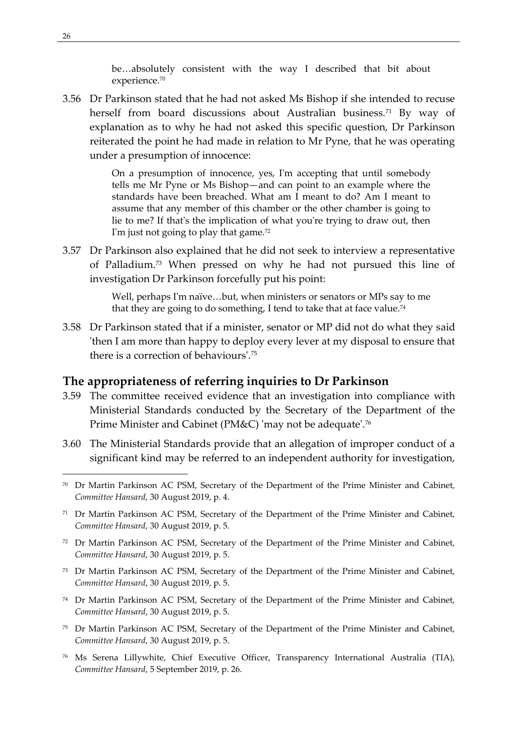be…absolutely consistent with the way I described that bit about experience.[70]

3.56 Dr Parkinson stated that he had not asked Ms Bishop if she intended to recuse herself from board discussions about Australian business.[71] By way of explanation as to why he had not asked this specific question, Dr Parkinson reiterated the point he had made in relation to Mr Pyne, that he was operating under a presumption of innocence:

> On a presumption of innocence, yes, I'm accepting that until somebody tells me Mr Pyne or Ms Bishop—and can point to an example where the standards have been breached. What am I meant to do? Am I meant to assume that any member of this chamber or the other chamber is going to lie to me? If that's the implication of what you're trying to draw out, then I'm just not going to play that game.[72]

3.57 Dr Parkinson also explained that he did not seek to interview a representative of Palladium.[73] When pressed on why he had not pursued this line of investigation Dr Parkinson forcefully put his point:

> Well, perhaps I'm naïve…but, when ministers or senators or MPs say to me that they are going to do something, I tend to take that at face value.[74]

3.58 Dr Parkinson stated that if a minister, senator or MP did not do what they said 'then I am more than happy to deploy every lever at my disposal to ensure that there is a correction of behaviours'.[75]

## The appropriateness of referring inquiries to Dr Parkinson

3.59 The committee received evidence that an investigation into compliance with Ministerial Standards conducted by the Secretary of the Department of the Prime Minister and Cabinet (PM&C) 'may not be adequate'.[76]

3.60 The Ministerial Standards provide that an allegation of improper conduct of a significant kind may be referred to an independent authority for investigation,

---

[70] Dr Martin Parkinson AC PSM, Secretary of the Department of the Prime Minister and Cabinet, *Committee Hansard*, 30 August 2019, p. 4.

[71] Dr Martin Parkinson AC PSM, Secretary of the Department of the Prime Minister and Cabinet, *Committee Hansard*, 30 August 2019, p. 5.

[72] Dr Martin Parkinson AC PSM, Secretary of the Department of the Prime Minister and Cabinet, *Committee Hansard*, 30 August 2019, p. 5.

[73] Dr Martin Parkinson AC PSM, Secretary of the Department of the Prime Minister and Cabinet, *Committee Hansard*, 30 August 2019, p. 5.

[74] Dr Martin Parkinson AC PSM, Secretary of the Department of the Prime Minister and Cabinet, *Committee Hansard*, 30 August 2019, p. 5.

[75] Dr Martin Parkinson AC PSM, Secretary of the Department of the Prime Minister and Cabinet, *Committee Hansard*, 30 August 2019, p. 5.

[76] Ms Serena Lillywhite, Chief Executive Officer, Transparency International Australia (TIA), *Committee Hansard*, 5 September 2019, p. 26.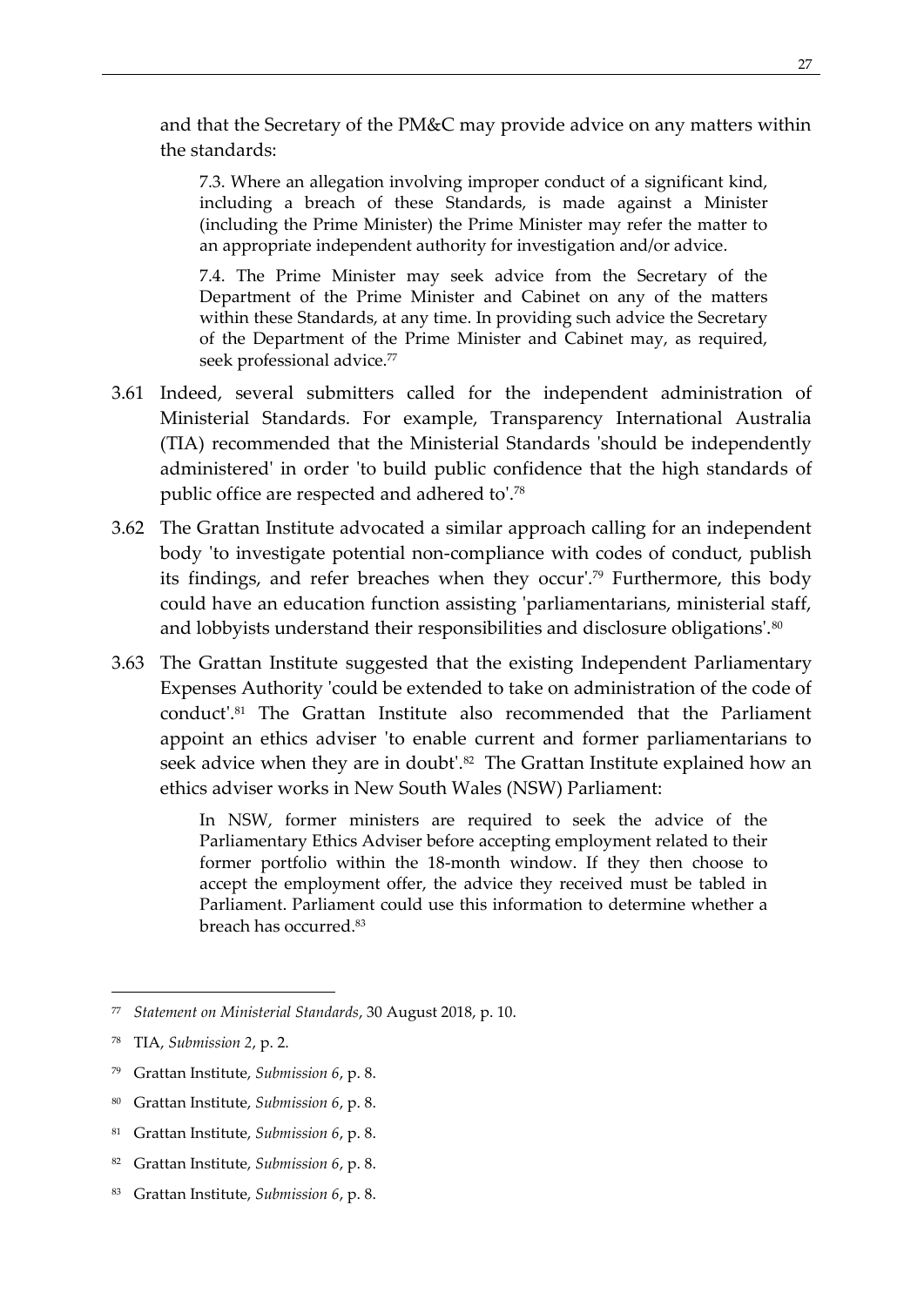and that the Secretary of the PM&C may provide advice on any matters within the standards:

> 7.3. Where an allegation involving improper conduct of a significant kind, including a breach of these Standards, is made against a Minister (including the Prime Minister) the Prime Minister may refer the matter to an appropriate independent authority for investigation and/or advice.
>
> 7.4. The Prime Minister may seek advice from the Secretary of the Department of the Prime Minister and Cabinet on any of the matters within these Standards, at any time. In providing such advice the Secretary of the Department of the Prime Minister and Cabinet may, as required, seek professional advice.[77]

3.61 Indeed, several submitters called for the independent administration of Ministerial Standards. For example, Transparency International Australia (TIA) recommended that the Ministerial Standards 'should be independently administered' in order 'to build public confidence that the high standards of public office are respected and adhered to'.[78]

3.62 The Grattan Institute advocated a similar approach calling for an independent body 'to investigate potential non-compliance with codes of conduct, publish its findings, and refer breaches when they occur'.[79] Furthermore, this body could have an education function assisting 'parliamentarians, ministerial staff, and lobbyists understand their responsibilities and disclosure obligations'.[80]

3.63 The Grattan Institute suggested that the existing Independent Parliamentary Expenses Authority 'could be extended to take on administration of the code of conduct'.[81] The Grattan Institute also recommended that the Parliament appoint an ethics adviser 'to enable current and former parliamentarians to seek advice when they are in doubt'.[82] The Grattan Institute explained how an ethics adviser works in New South Wales (NSW) Parliament:

> In NSW, former ministers are required to seek the advice of the Parliamentary Ethics Adviser before accepting employment related to their former portfolio within the 18-month window. If they then choose to accept the employment offer, the advice they received must be tabled in Parliament. Parliament could use this information to determine whether a breach has occurred.[83]

---

[77] *Statement on Ministerial Standards*, 30 August 2018, p. 10.

[78] TIA, *Submission 2*, p. 2.

[79] Grattan Institute, *Submission 6*, p. 8.

[80] Grattan Institute, *Submission 6*, p. 8.

[81] Grattan Institute, *Submission 6*, p. 8.

[82] Grattan Institute, *Submission 6*, p. 8.

[83] Grattan Institute, *Submission 6*, p. 8.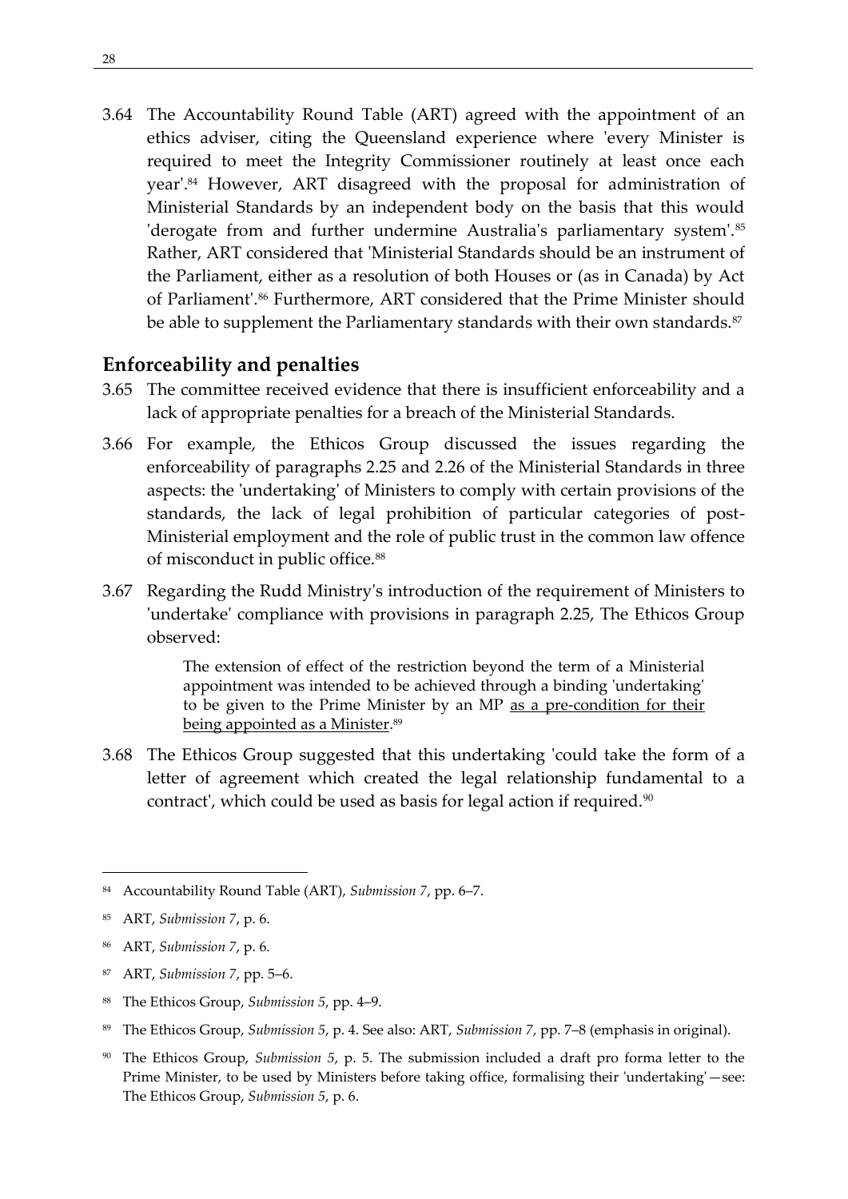3.64 The Accountability Round Table (ART) agreed with the appointment of an ethics adviser, citing the Queensland experience where 'every Minister is required to meet the Integrity Commissioner routinely at least once each year'.[84] However, ART disagreed with the proposal for administration of Ministerial Standards by an independent body on the basis that this would 'derogate from and further undermine Australia's parliamentary system'.[85] Rather, ART considered that 'Ministerial Standards should be an instrument of the Parliament, either as a resolution of both Houses or (as in Canada) by Act of Parliament'.[86] Furthermore, ART considered that the Prime Minister should be able to supplement the Parliamentary standards with their own standards.[87]

## Enforceability and penalties

3.65 The committee received evidence that there is insufficient enforceability and a lack of appropriate penalties for a breach of the Ministerial Standards.

3.66 For example, the Ethicos Group discussed the issues regarding the enforceability of paragraphs 2.25 and 2.26 of the Ministerial Standards in three aspects: the 'undertaking' of Ministers to comply with certain provisions of the standards, the lack of legal prohibition of particular categories of post-Ministerial employment and the role of public trust in the common law offence of misconduct in public office.[88]

3.67 Regarding the Rudd Ministry's introduction of the requirement of Ministers to 'undertake' compliance with provisions in paragraph 2.25, The Ethicos Group observed:

> The extension of effect of the restriction beyond the term of a Ministerial appointment was intended to be achieved through a binding 'undertaking' to be given to the Prime Minister by an MP <u>as a pre-condition for their being appointed as a Minister</u>.[89]

3.68 The Ethicos Group suggested that this undertaking 'could take the form of a letter of agreement which created the legal relationship fundamental to a contract', which could be used as basis for legal action if required.[90]

---

[84] Accountability Round Table (ART), *Submission 7*, pp. 6–7.

[85] ART, *Submission 7*, p. 6.

[86] ART, *Submission 7*, p. 6.

[87] ART, *Submission 7*, pp. 5–6.

[88] The Ethicos Group, *Submission 5*, pp. 4–9.

[89] The Ethicos Group, *Submission 5*, p. 4. See also: ART, *Submission 7*, pp. 7–8 (emphasis in original).

[90] The Ethicos Group, *Submission 5*, p. 5. The submission included a draft pro forma letter to the Prime Minister, to be used by Ministers before taking office, formalising their 'undertaking'—see: The Ethicos Group, *Submission 5*, p. 6.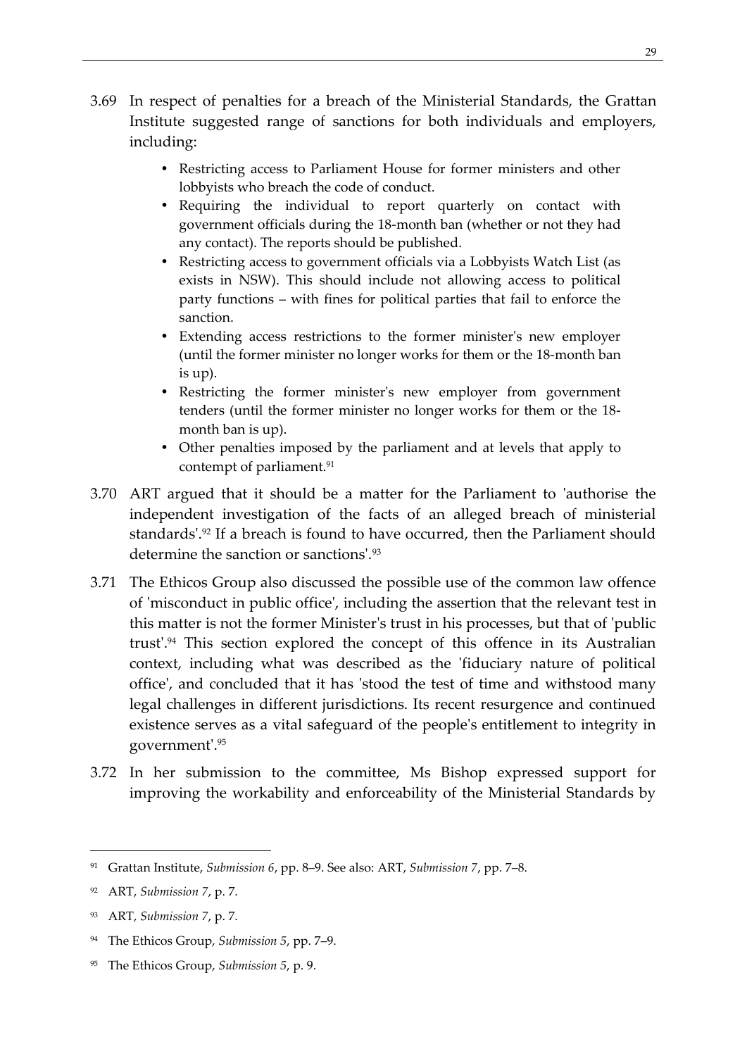3.69 In respect of penalties for a breach of the Ministerial Standards, the Grattan Institute suggested range of sanctions for both individuals and employers, including:

- Restricting access to Parliament House for former ministers and other lobbyists who breach the code of conduct.
- Requiring the individual to report quarterly on contact with government officials during the 18-month ban (whether or not they had any contact). The reports should be published.
- Restricting access to government officials via a Lobbyists Watch List (as exists in NSW). This should include not allowing access to political party functions – with fines for political parties that fail to enforce the sanction.
- Extending access restrictions to the former minister's new employer (until the former minister no longer works for them or the 18-month ban is up).
- Restricting the former minister's new employer from government tenders (until the former minister no longer works for them or the 18-month ban is up).
- Other penalties imposed by the parliament and at levels that apply to contempt of parliament.[91]

3.70 ART argued that it should be a matter for the Parliament to 'authorise the independent investigation of the facts of an alleged breach of ministerial standards'.[92] If a breach is found to have occurred, then the Parliament should determine the sanction or sanctions'.[93]

3.71 The Ethicos Group also discussed the possible use of the common law offence of 'misconduct in public office', including the assertion that the relevant test in this matter is not the former Minister's trust in his processes, but that of 'public trust'.[94] This section explored the concept of this offence in its Australian context, including what was described as the 'fiduciary nature of political office', and concluded that it has 'stood the test of time and withstood many legal challenges in different jurisdictions. Its recent resurgence and continued existence serves as a vital safeguard of the people's entitlement to integrity in government'.[95]

3.72 In her submission to the committee, Ms Bishop expressed support for improving the workability and enforceability of the Ministerial Standards by

---

91 Grattan Institute, *Submission 6*, pp. 8–9. See also: ART, *Submission 7*, pp. 7–8.

92 ART, *Submission 7*, p. 7.

93 ART, *Submission 7*, p. 7.

94 The Ethicos Group, *Submission 5*, pp. 7–9.

95 The Ethicos Group, *Submission 5*, p. 9.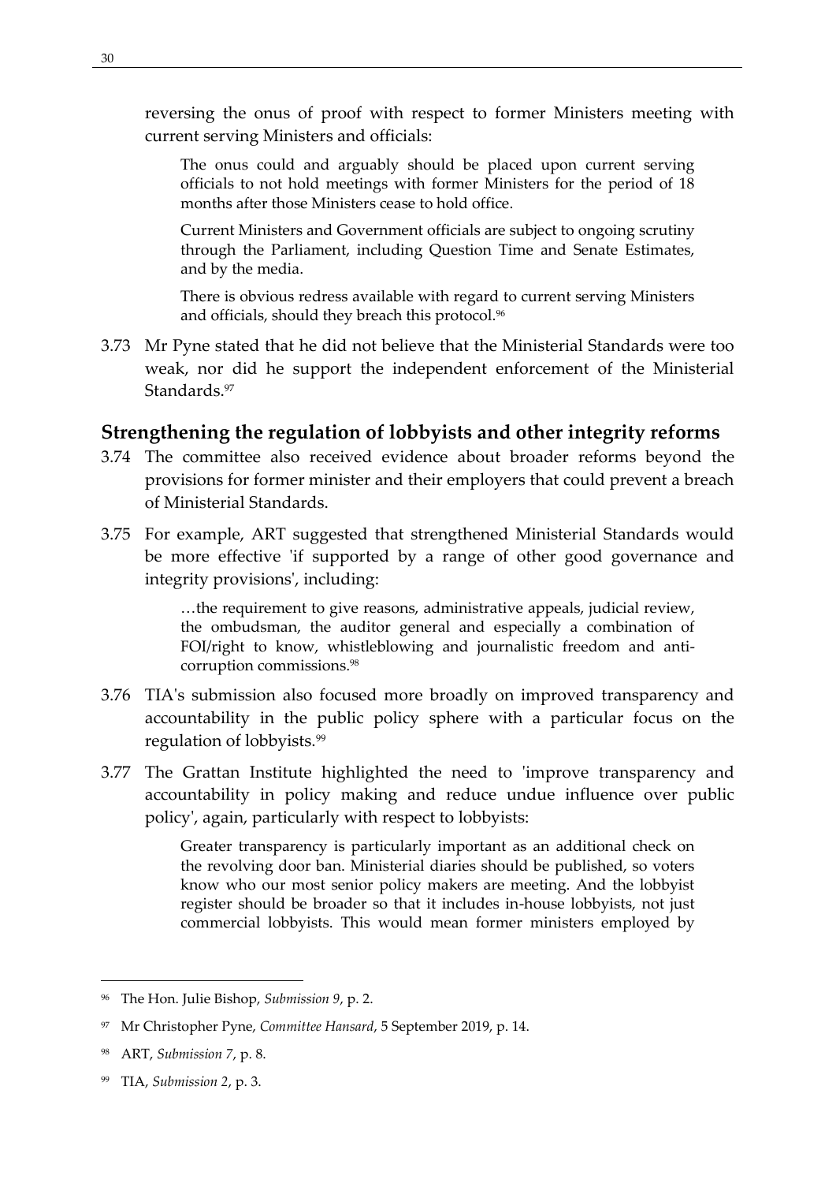reversing the onus of proof with respect to former Ministers meeting with current serving Ministers and officials:

> The onus could and arguably should be placed upon current serving officials to not hold meetings with former Ministers for the period of 18 months after those Ministers cease to hold office.
>
> Current Ministers and Government officials are subject to ongoing scrutiny through the Parliament, including Question Time and Senate Estimates, and by the media.
>
> There is obvious redress available with regard to current serving Ministers and officials, should they breach this protocol.[96]

3.73 Mr Pyne stated that he did not believe that the Ministerial Standards were too weak, nor did he support the independent enforcement of the Ministerial Standards.[97]

## Strengthening the regulation of lobbyists and other integrity reforms

3.74 The committee also received evidence about broader reforms beyond the provisions for former minister and their employers that could prevent a breach of Ministerial Standards.

3.75 For example, ART suggested that strengthened Ministerial Standards would be more effective 'if supported by a range of other good governance and integrity provisions', including:

> …the requirement to give reasons, administrative appeals, judicial review, the ombudsman, the auditor general and especially a combination of FOI/right to know, whistleblowing and journalistic freedom and anti-corruption commissions.[98]

3.76 TIA's submission also focused more broadly on improved transparency and accountability in the public policy sphere with a particular focus on the regulation of lobbyists.[99]

3.77 The Grattan Institute highlighted the need to 'improve transparency and accountability in policy making and reduce undue influence over public policy', again, particularly with respect to lobbyists:

> Greater transparency is particularly important as an additional check on the revolving door ban. Ministerial diaries should be published, so voters know who our most senior policy makers are meeting. And the lobbyist register should be broader so that it includes in-house lobbyists, not just commercial lobbyists. This would mean former ministers employed by

---

[96] The Hon. Julie Bishop, *Submission 9*, p. 2.

[97] Mr Christopher Pyne, *Committee Hansard*, 5 September 2019, p. 14.

[98] ART, *Submission 7*, p. 8.

[99] TIA, *Submission 2*, p. 3.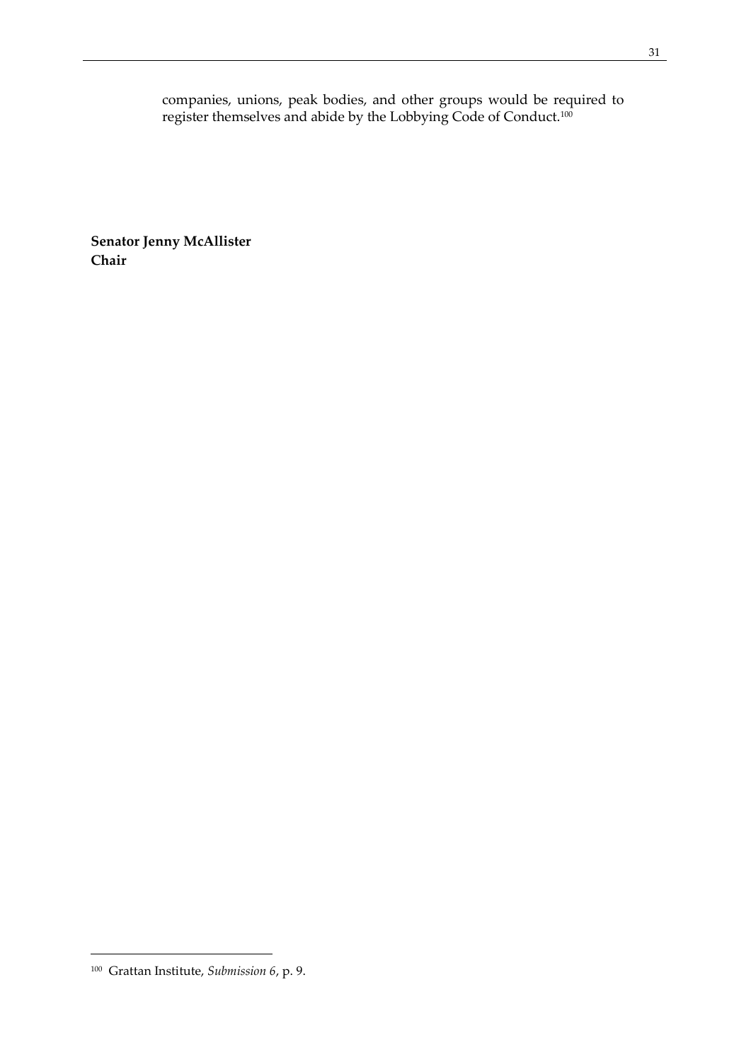companies, unions, peak bodies, and other groups would be required to register themselves and abide by the Lobbying Code of Conduct.[100]

**Senator Jenny McAllister**
**Chair**

[100] Grattan Institute, *Submission 6*, p. 9.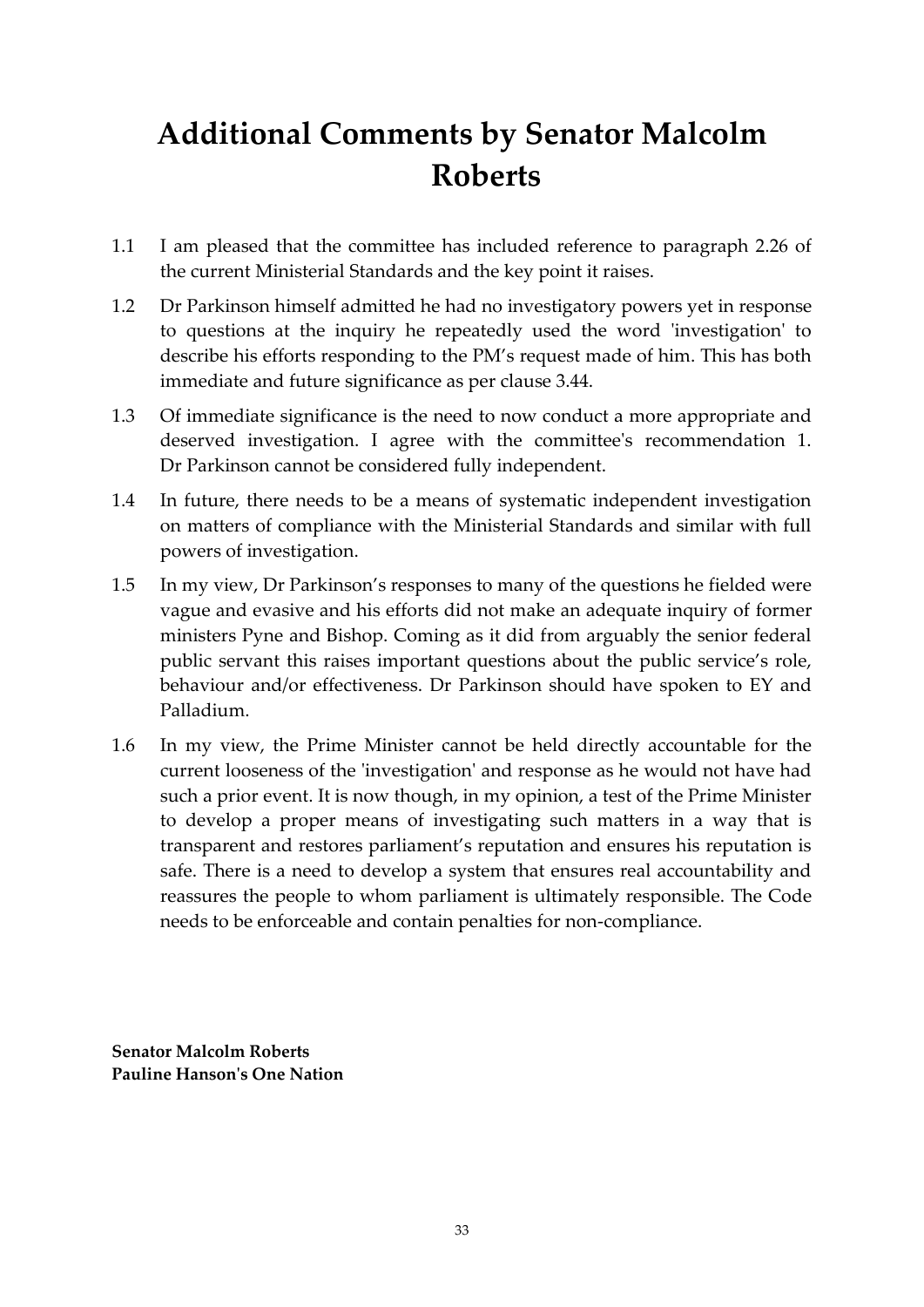# Additional Comments by Senator Malcolm Roberts

1.1 I am pleased that the committee has included reference to paragraph 2.26 of the current Ministerial Standards and the key point it raises.

1.2 Dr Parkinson himself admitted he had no investigatory powers yet in response to questions at the inquiry he repeatedly used the word 'investigation' to describe his efforts responding to the PM's request made of him. This has both immediate and future significance as per clause 3.44.

1.3 Of immediate significance is the need to now conduct a more appropriate and deserved investigation. I agree with the committee's recommendation 1. Dr Parkinson cannot be considered fully independent.

1.4 In future, there needs to be a means of systematic independent investigation on matters of compliance with the Ministerial Standards and similar with full powers of investigation.

1.5 In my view, Dr Parkinson's responses to many of the questions he fielded were vague and evasive and his efforts did not make an adequate inquiry of former ministers Pyne and Bishop. Coming as it did from arguably the senior federal public servant this raises important questions about the public service's role, behaviour and/or effectiveness. Dr Parkinson should have spoken to EY and Palladium.

1.6 In my view, the Prime Minister cannot be held directly accountable for the current looseness of the 'investigation' and response as he would not have had such a prior event. It is now though, in my opinion, a test of the Prime Minister to develop a proper means of investigating such matters in a way that is transparent and restores parliament's reputation and ensures his reputation is safe. There is a need to develop a system that ensures real accountability and reassures the people to whom parliament is ultimately responsible. The Code needs to be enforceable and contain penalties for non-compliance.

**Senator Malcolm Roberts**
**Pauline Hanson's One Nation**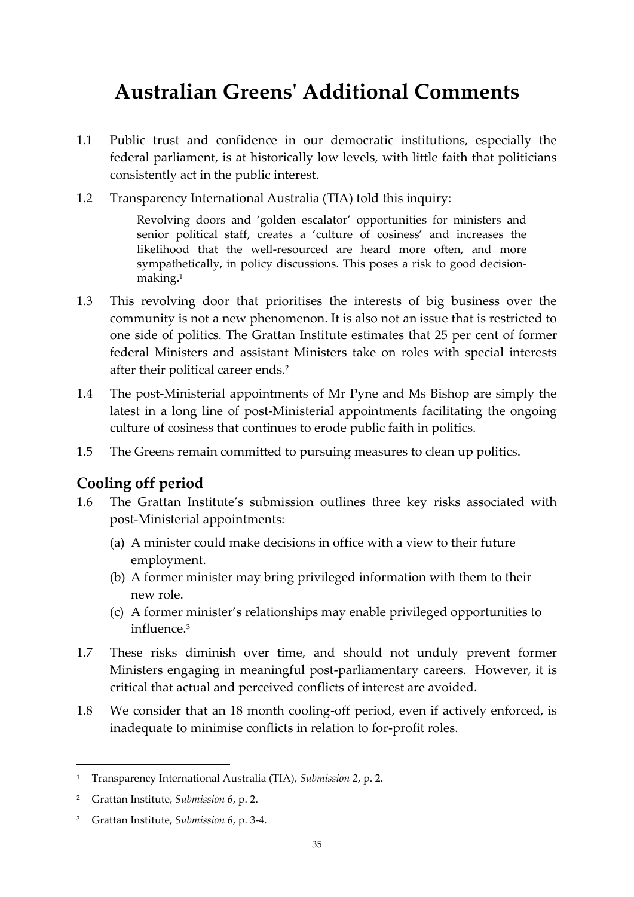# Australian Greens' Additional Comments

1.1 Public trust and confidence in our democratic institutions, especially the federal parliament, is at historically low levels, with little faith that politicians consistently act in the public interest.

1.2 Transparency International Australia (TIA) told this inquiry:

> Revolving doors and 'golden escalator' opportunities for ministers and senior political staff, creates a 'culture of cosiness' and increases the likelihood that the well-resourced are heard more often, and more sympathetically, in policy discussions. This poses a risk to good decision-making.[1]

1.3 This revolving door that prioritises the interests of big business over the community is not a new phenomenon. It is also not an issue that is restricted to one side of politics. The Grattan Institute estimates that 25 per cent of former federal Ministers and assistant Ministers take on roles with special interests after their political career ends.[2]

1.4 The post-Ministerial appointments of Mr Pyne and Ms Bishop are simply the latest in a long line of post-Ministerial appointments facilitating the ongoing culture of cosiness that continues to erode public faith in politics.

1.5 The Greens remain committed to pursuing measures to clean up politics.

## Cooling off period

1.6 The Grattan Institute's submission outlines three key risks associated with post-Ministerial appointments:

(a) A minister could make decisions in office with a view to their future employment.

(b) A former minister may bring privileged information with them to their new role.

(c) A former minister's relationships may enable privileged opportunities to influence.[3]

1.7 These risks diminish over time, and should not unduly prevent former Ministers engaging in meaningful post-parliamentary careers. However, it is critical that actual and perceived conflicts of interest are avoided.

1.8 We consider that an 18 month cooling-off period, even if actively enforced, is inadequate to minimise conflicts in relation to for-profit roles.

---

[1] Transparency International Australia (TIA), *Submission 2*, p. 2.

[2] Grattan Institute, *Submission 6*, p. 2.

[3] Grattan Institute, *Submission 6*, p. 3-4.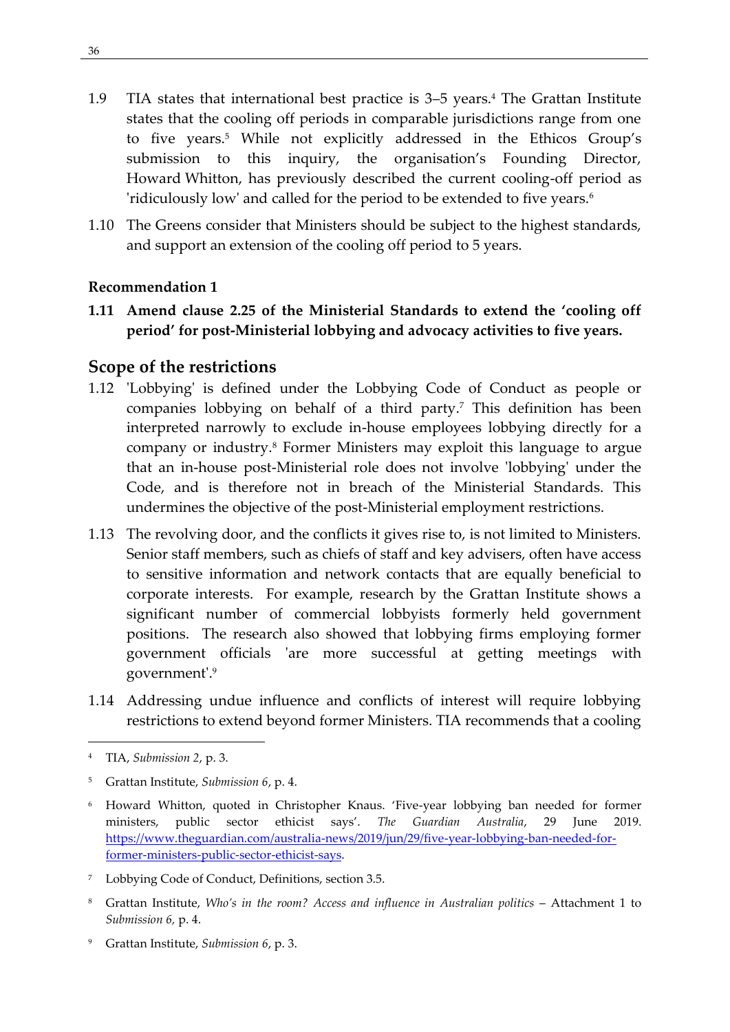1.9 TIA states that international best practice is 3–5 years.[4] The Grattan Institute states that the cooling off periods in comparable jurisdictions range from one to five years.[5] While not explicitly addressed in the Ethicos Group's submission to this inquiry, the organisation's Founding Director, Howard Whitton, has previously described the current cooling-off period as 'ridiculously low' and called for the period to be extended to five years.[6]

1.10 The Greens consider that Ministers should be subject to the highest standards, and support an extension of the cooling off period to 5 years.

**Recommendation 1**

**1.11 Amend clause 2.25 of the Ministerial Standards to extend the 'cooling off period' for post-Ministerial lobbying and advocacy activities to five years.**

## Scope of the restrictions

1.12 'Lobbying' is defined under the Lobbying Code of Conduct as people or companies lobbying on behalf of a third party.[7] This definition has been interpreted narrowly to exclude in-house employees lobbying directly for a company or industry.[8] Former Ministers may exploit this language to argue that an in-house post-Ministerial role does not involve 'lobbying' under the Code, and is therefore not in breach of the Ministerial Standards. This undermines the objective of the post-Ministerial employment restrictions.

1.13 The revolving door, and the conflicts it gives rise to, is not limited to Ministers. Senior staff members, such as chiefs of staff and key advisers, often have access to sensitive information and network contacts that are equally beneficial to corporate interests. For example, research by the Grattan Institute shows a significant number of commercial lobbyists formerly held government positions. The research also showed that lobbying firms employing former government officials 'are more successful at getting meetings with government'.[9]

1.14 Addressing undue influence and conflicts of interest will require lobbying restrictions to extend beyond former Ministers. TIA recommends that a cooling

---

[4] TIA, *Submission 2*, p. 3.

[5] Grattan Institute, *Submission 6*, p. 4.

[6] Howard Whitton, quoted in Christopher Knaus. 'Five-year lobbying ban needed for former ministers, public sector ethicist says'. *The Guardian Australia*, 29 June 2019. https://www.theguardian.com/australia-news/2019/jun/29/five-year-lobbying-ban-needed-for-former-ministers-public-sector-ethicist-says.

[7] Lobbying Code of Conduct, Definitions, section 3.5.

[8] Grattan Institute, *Who's in the room? Access and influence in Australian politics* – Attachment 1 to *Submission 6*, p. 4.

[9] Grattan Institute, *Submission 6*, p. 3.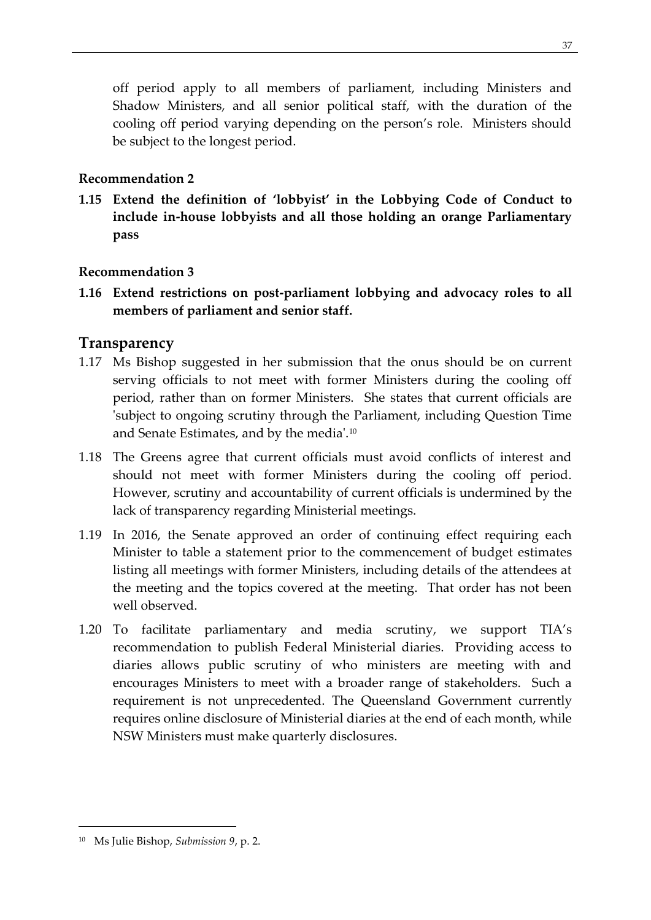off period apply to all members of parliament, including Ministers and Shadow Ministers, and all senior political staff, with the duration of the cooling off period varying depending on the person's role. Ministers should be subject to the longest period.

**Recommendation 2**

**1.15 Extend the definition of 'lobbyist' in the Lobbying Code of Conduct to include in-house lobbyists and all those holding an orange Parliamentary pass**

**Recommendation 3**

**1.16 Extend restrictions on post-parliament lobbying and advocacy roles to all members of parliament and senior staff.**

## Transparency

1.17 Ms Bishop suggested in her submission that the onus should be on current serving officials to not meet with former Ministers during the cooling off period, rather than on former Ministers. She states that current officials are 'subject to ongoing scrutiny through the Parliament, including Question Time and Senate Estimates, and by the media'.[10]

1.18 The Greens agree that current officials must avoid conflicts of interest and should not meet with former Ministers during the cooling off period. However, scrutiny and accountability of current officials is undermined by the lack of transparency regarding Ministerial meetings.

1.19 In 2016, the Senate approved an order of continuing effect requiring each Minister to table a statement prior to the commencement of budget estimates listing all meetings with former Ministers, including details of the attendees at the meeting and the topics covered at the meeting. That order has not been well observed.

1.20 To facilitate parliamentary and media scrutiny, we support TIA's recommendation to publish Federal Ministerial diaries. Providing access to diaries allows public scrutiny of who ministers are meeting with and encourages Ministers to meet with a broader range of stakeholders. Such a requirement is not unprecedented. The Queensland Government currently requires online disclosure of Ministerial diaries at the end of each month, while NSW Ministers must make quarterly disclosures.

[10] Ms Julie Bishop, *Submission 9*, p. 2.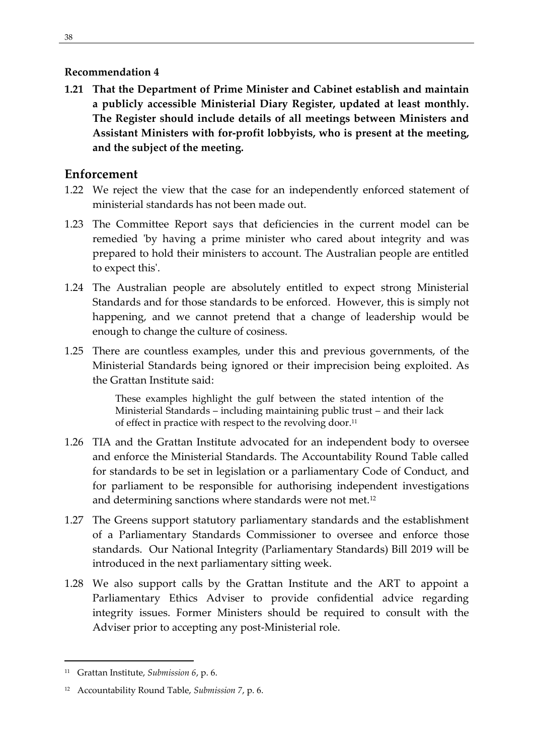**Recommendation 4**

**1.21 That the Department of Prime Minister and Cabinet establish and maintain a publicly accessible Ministerial Diary Register, updated at least monthly. The Register should include details of all meetings between Ministers and Assistant Ministers with for-profit lobbyists, who is present at the meeting, and the subject of the meeting.**

## Enforcement

1.22 We reject the view that the case for an independently enforced statement of ministerial standards has not been made out.

1.23 The Committee Report says that deficiencies in the current model can be remedied 'by having a prime minister who cared about integrity and was prepared to hold their ministers to account. The Australian people are entitled to expect this'.

1.24 The Australian people are absolutely entitled to expect strong Ministerial Standards and for those standards to be enforced. However, this is simply not happening, and we cannot pretend that a change of leadership would be enough to change the culture of cosiness.

1.25 There are countless examples, under this and previous governments, of the Ministerial Standards being ignored or their imprecision being exploited. As the Grattan Institute said:

> These examples highlight the gulf between the stated intention of the Ministerial Standards – including maintaining public trust – and their lack of effect in practice with respect to the revolving door.[11]

1.26 TIA and the Grattan Institute advocated for an independent body to oversee and enforce the Ministerial Standards. The Accountability Round Table called for standards to be set in legislation or a parliamentary Code of Conduct, and for parliament to be responsible for authorising independent investigations and determining sanctions where standards were not met.[12]

1.27 The Greens support statutory parliamentary standards and the establishment of a Parliamentary Standards Commissioner to oversee and enforce those standards. Our National Integrity (Parliamentary Standards) Bill 2019 will be introduced in the next parliamentary sitting week.

1.28 We also support calls by the Grattan Institute and the ART to appoint a Parliamentary Ethics Adviser to provide confidential advice regarding integrity issues. Former Ministers should be required to consult with the Adviser prior to accepting any post-Ministerial role.

---

[11] Grattan Institute, *Submission 6*, p. 6.

[12] Accountability Round Table, *Submission 7*, p. 6.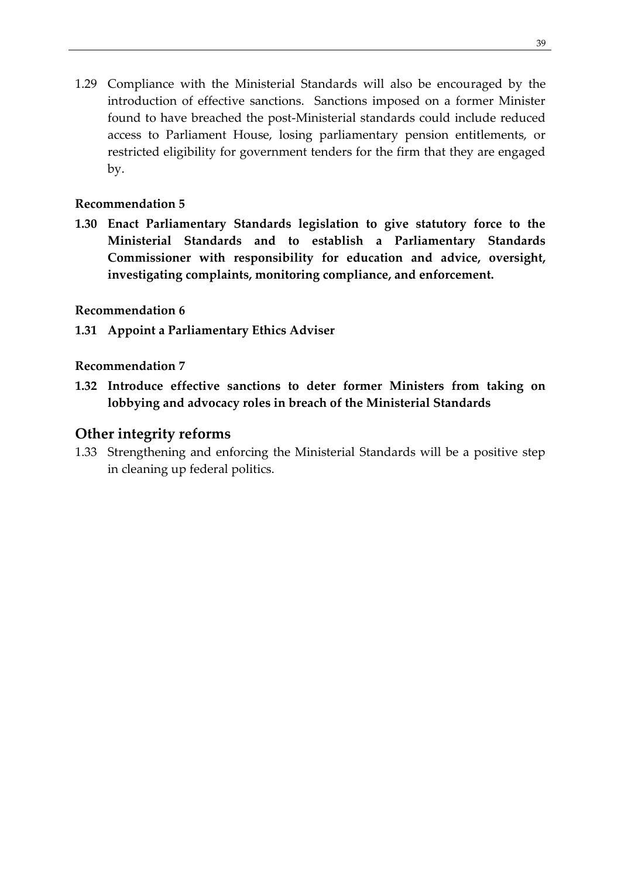1.29 Compliance with the Ministerial Standards will also be encouraged by the introduction of effective sanctions. Sanctions imposed on a former Minister found to have breached the post-Ministerial standards could include reduced access to Parliament House, losing parliamentary pension entitlements, or restricted eligibility for government tenders for the firm that they are engaged by.

**Recommendation 5**

**1.30 Enact Parliamentary Standards legislation to give statutory force to the Ministerial Standards and to establish a Parliamentary Standards Commissioner with responsibility for education and advice, oversight, investigating complaints, monitoring compliance, and enforcement.**

**Recommendation 6**

**1.31 Appoint a Parliamentary Ethics Adviser**

**Recommendation 7**

**1.32 Introduce effective sanctions to deter former Ministers from taking on lobbying and advocacy roles in breach of the Ministerial Standards**

## Other integrity reforms

1.33 Strengthening and enforcing the Ministerial Standards will be a positive step in cleaning up federal politics.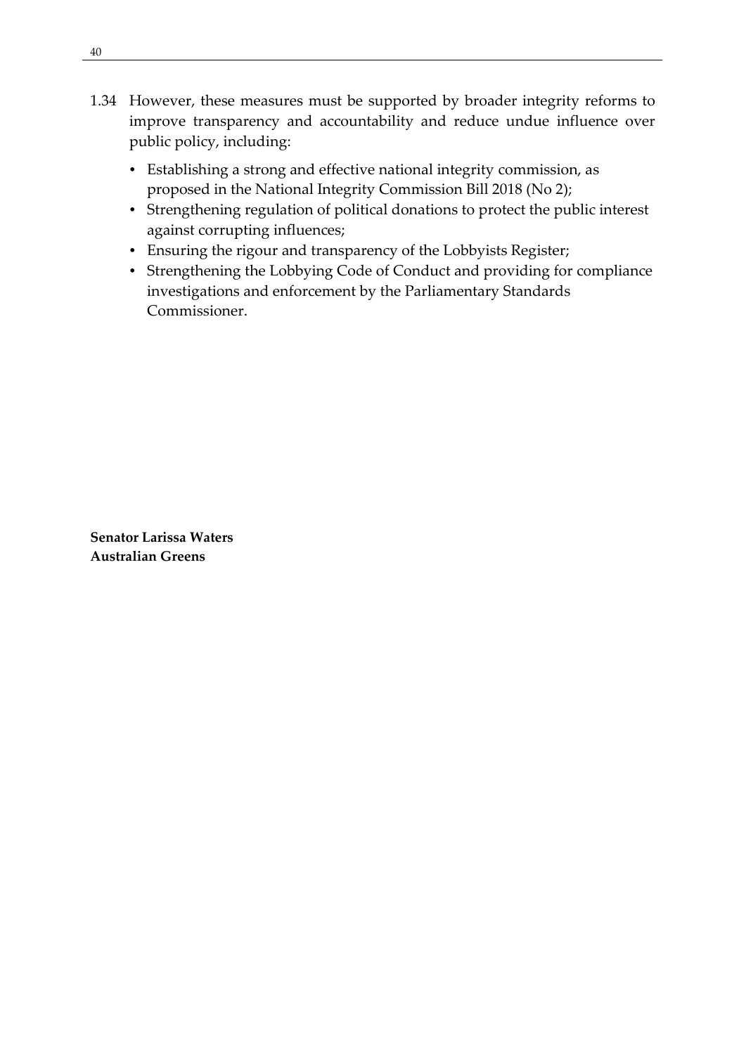1.34 However, these measures must be supported by broader integrity reforms to improve transparency and accountability and reduce undue influence over public policy, including:

- Establishing a strong and effective national integrity commission, as proposed in the National Integrity Commission Bill 2018 (No 2);
- Strengthening regulation of political donations to protect the public interest against corrupting influences;
- Ensuring the rigour and transparency of the Lobbyists Register;
- Strengthening the Lobbying Code of Conduct and providing for compliance investigations and enforcement by the Parliamentary Standards Commissioner.

**Senator Larissa Waters**
**Australian Greens**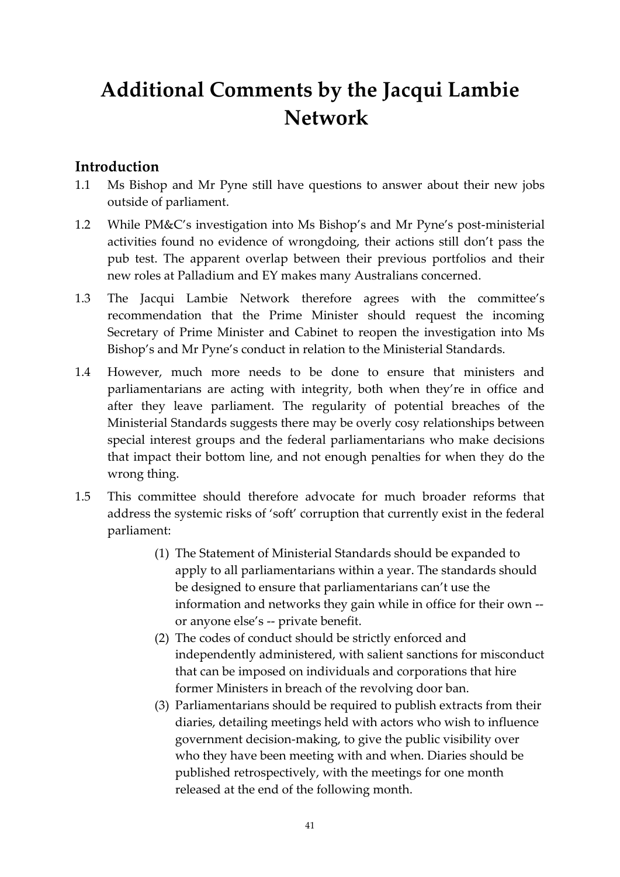# Additional Comments by the Jacqui Lambie Network

## Introduction

1.1 Ms Bishop and Mr Pyne still have questions to answer about their new jobs outside of parliament.

1.2 While PM&C's investigation into Ms Bishop's and Mr Pyne's post-ministerial activities found no evidence of wrongdoing, their actions still don't pass the pub test. The apparent overlap between their previous portfolios and their new roles at Palladium and EY makes many Australians concerned.

1.3 The Jacqui Lambie Network therefore agrees with the committee's recommendation that the Prime Minister should request the incoming Secretary of Prime Minister and Cabinet to reopen the investigation into Ms Bishop's and Mr Pyne's conduct in relation to the Ministerial Standards.

1.4 However, much more needs to be done to ensure that ministers and parliamentarians are acting with integrity, both when they're in office and after they leave parliament. The regularity of potential breaches of the Ministerial Standards suggests there may be overly cosy relationships between special interest groups and the federal parliamentarians who make decisions that impact their bottom line, and not enough penalties for when they do the wrong thing.

1.5 This committee should therefore advocate for much broader reforms that address the systemic risks of 'soft' corruption that currently exist in the federal parliament:

(1) The Statement of Ministerial Standards should be expanded to apply to all parliamentarians within a year. The standards should be designed to ensure that parliamentarians can't use the information and networks they gain while in office for their own -- or anyone else's -- private benefit.

(2) The codes of conduct should be strictly enforced and independently administered, with salient sanctions for misconduct that can be imposed on individuals and corporations that hire former Ministers in breach of the revolving door ban.

(3) Parliamentarians should be required to publish extracts from their diaries, detailing meetings held with actors who wish to influence government decision-making, to give the public visibility over who they have been meeting with and when. Diaries should be published retrospectively, with the meetings for one month released at the end of the following month.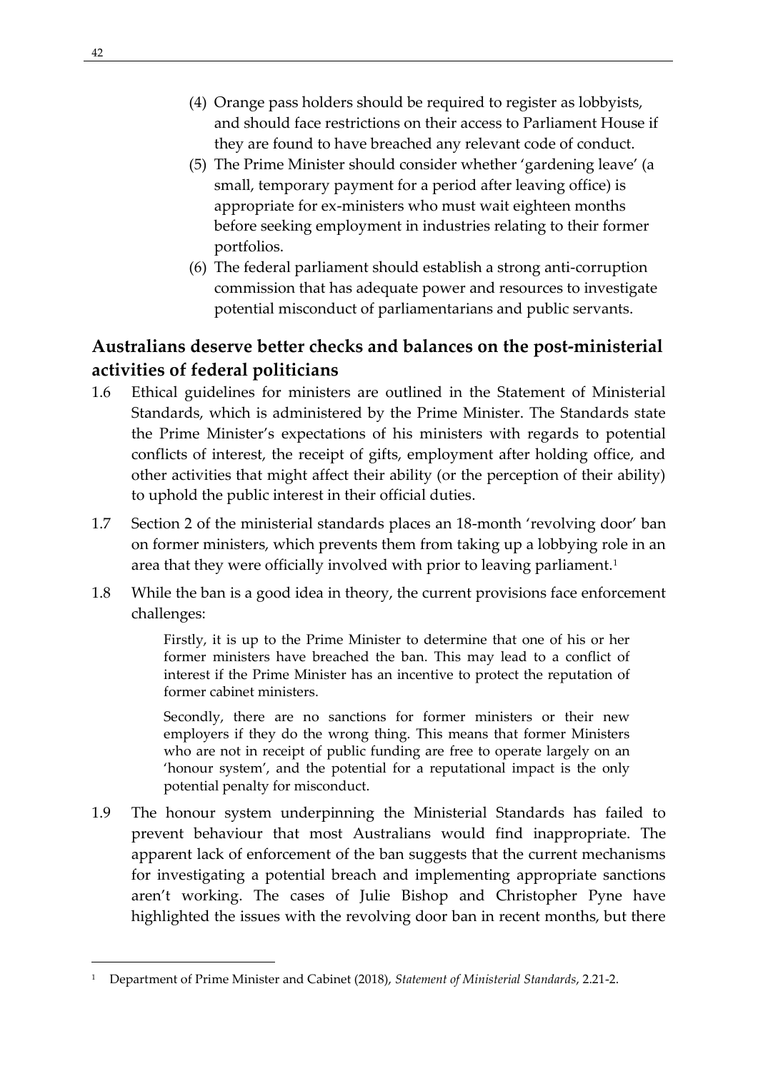(4) Orange pass holders should be required to register as lobbyists, and should face restrictions on their access to Parliament House if they are found to have breached any relevant code of conduct.

(5) The Prime Minister should consider whether 'gardening leave' (a small, temporary payment for a period after leaving office) is appropriate for ex-ministers who must wait eighteen months before seeking employment in industries relating to their former portfolios.

(6) The federal parliament should establish a strong anti-corruption commission that has adequate power and resources to investigate potential misconduct of parliamentarians and public servants.

## Australians deserve better checks and balances on the post-ministerial activities of federal politicians

1.6 Ethical guidelines for ministers are outlined in the Statement of Ministerial Standards, which is administered by the Prime Minister. The Standards state the Prime Minister's expectations of his ministers with regards to potential conflicts of interest, the receipt of gifts, employment after holding office, and other activities that might affect their ability (or the perception of their ability) to uphold the public interest in their official duties.

1.7 Section 2 of the ministerial standards places an 18-month 'revolving door' ban on former ministers, which prevents them from taking up a lobbying role in an area that they were officially involved with prior to leaving parliament.[1]

1.8 While the ban is a good idea in theory, the current provisions face enforcement challenges:

> Firstly, it is up to the Prime Minister to determine that one of his or her former ministers have breached the ban. This may lead to a conflict of interest if the Prime Minister has an incentive to protect the reputation of former cabinet ministers.
>
> Secondly, there are no sanctions for former ministers or their new employers if they do the wrong thing. This means that former Ministers who are not in receipt of public funding are free to operate largely on an 'honour system', and the potential for a reputational impact is the only potential penalty for misconduct.

1.9 The honour system underpinning the Ministerial Standards has failed to prevent behaviour that most Australians would find inappropriate. The apparent lack of enforcement of the ban suggests that the current mechanisms for investigating a potential breach and implementing appropriate sanctions aren't working. The cases of Julie Bishop and Christopher Pyne have highlighted the issues with the revolving door ban in recent months, but there

---

[1] Department of Prime Minister and Cabinet (2018), *Statement of Ministerial Standards*, 2.21-2.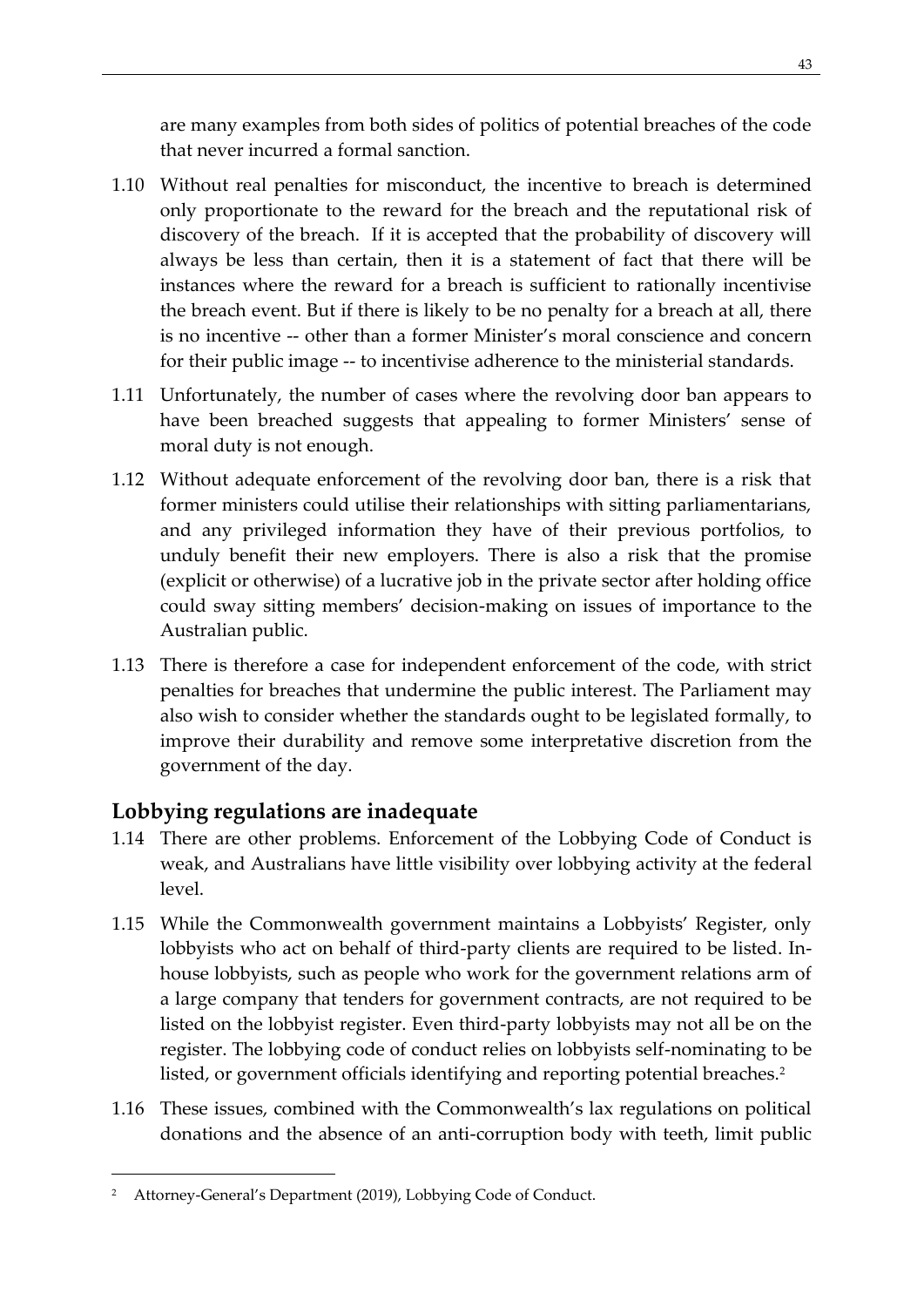are many examples from both sides of politics of potential breaches of the code that never incurred a formal sanction.

1.10 Without real penalties for misconduct, the incentive to breach is determined only proportionate to the reward for the breach and the reputational risk of discovery of the breach. If it is accepted that the probability of discovery will always be less than certain, then it is a statement of fact that there will be instances where the reward for a breach is sufficient to rationally incentivise the breach event. But if there is likely to be no penalty for a breach at all, there is no incentive -- other than a former Minister's moral conscience and concern for their public image -- to incentivise adherence to the ministerial standards.

1.11 Unfortunately, the number of cases where the revolving door ban appears to have been breached suggests that appealing to former Ministers' sense of moral duty is not enough.

1.12 Without adequate enforcement of the revolving door ban, there is a risk that former ministers could utilise their relationships with sitting parliamentarians, and any privileged information they have of their previous portfolios, to unduly benefit their new employers. There is also a risk that the promise (explicit or otherwise) of a lucrative job in the private sector after holding office could sway sitting members' decision-making on issues of importance to the Australian public.

1.13 There is therefore a case for independent enforcement of the code, with strict penalties for breaches that undermine the public interest. The Parliament may also wish to consider whether the standards ought to be legislated formally, to improve their durability and remove some interpretative discretion from the government of the day.

## Lobbying regulations are inadequate

1.14 There are other problems. Enforcement of the Lobbying Code of Conduct is weak, and Australians have little visibility over lobbying activity at the federal level.

1.15 While the Commonwealth government maintains a Lobbyists' Register, only lobbyists who act on behalf of third-party clients are required to be listed. In-house lobbyists, such as people who work for the government relations arm of a large company that tenders for government contracts, are not required to be listed on the lobbyist register. Even third-party lobbyists may not all be on the register. The lobbying code of conduct relies on lobbyists self-nominating to be listed, or government officials identifying and reporting potential breaches.[2]

1.16 These issues, combined with the Commonwealth's lax regulations on political donations and the absence of an anti-corruption body with teeth, limit public

[2] Attorney-General's Department (2019), Lobbying Code of Conduct.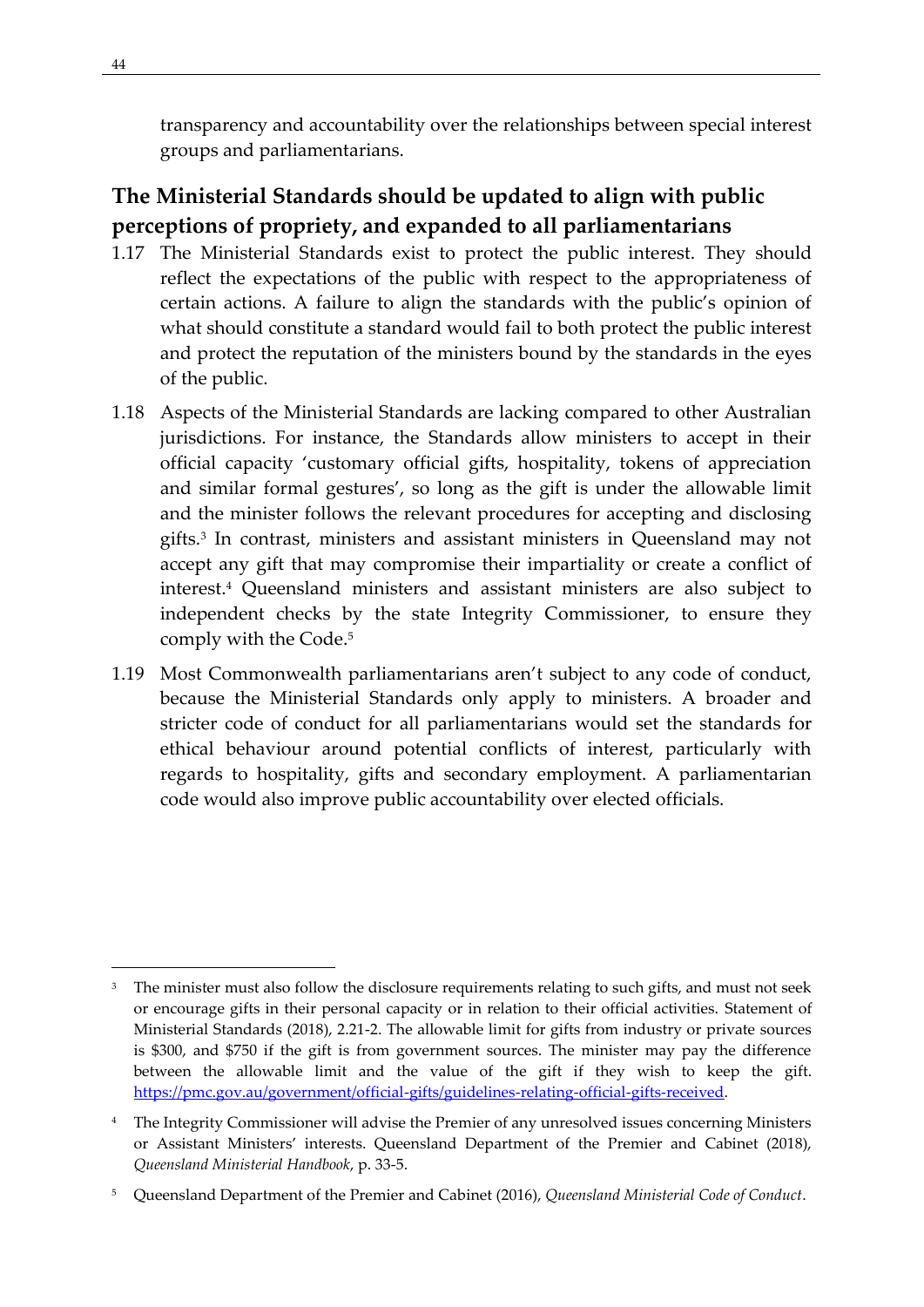transparency and accountability over the relationships between special interest groups and parliamentarians.

## The Ministerial Standards should be updated to align with public perceptions of propriety, and expanded to all parliamentarians

1.17 The Ministerial Standards exist to protect the public interest. They should reflect the expectations of the public with respect to the appropriateness of certain actions. A failure to align the standards with the public's opinion of what should constitute a standard would fail to both protect the public interest and protect the reputation of the ministers bound by the standards in the eyes of the public.

1.18 Aspects of the Ministerial Standards are lacking compared to other Australian jurisdictions. For instance, the Standards allow ministers to accept in their official capacity 'customary official gifts, hospitality, tokens of appreciation and similar formal gestures', so long as the gift is under the allowable limit and the minister follows the relevant procedures for accepting and disclosing gifts.[3] In contrast, ministers and assistant ministers in Queensland may not accept any gift that may compromise their impartiality or create a conflict of interest.[4] Queensland ministers and assistant ministers are also subject to independent checks by the state Integrity Commissioner, to ensure they comply with the Code.[5]

1.19 Most Commonwealth parliamentarians aren't subject to any code of conduct, because the Ministerial Standards only apply to ministers. A broader and stricter code of conduct for all parliamentarians would set the standards for ethical behaviour around potential conflicts of interest, particularly with regards to hospitality, gifts and secondary employment. A parliamentarian code would also improve public accountability over elected officials.

---

[3] The minister must also follow the disclosure requirements relating to such gifts, and must not seek or encourage gifts in their personal capacity or in relation to their official activities. Statement of Ministerial Standards (2018), 2.21-2. The allowable limit for gifts from industry or private sources is $300, and $750 if the gift is from government sources. The minister may pay the difference between the allowable limit and the value of the gift if they wish to keep the gift. https://pmc.gov.au/government/official-gifts/guidelines-relating-official-gifts-received.

[4] The Integrity Commissioner will advise the Premier of any unresolved issues concerning Ministers or Assistant Ministers' interests. Queensland Department of the Premier and Cabinet (2018), *Queensland Ministerial Handbook*, p. 33-5.

[5] Queensland Department of the Premier and Cabinet (2016), *Queensland Ministerial Code of Conduct*.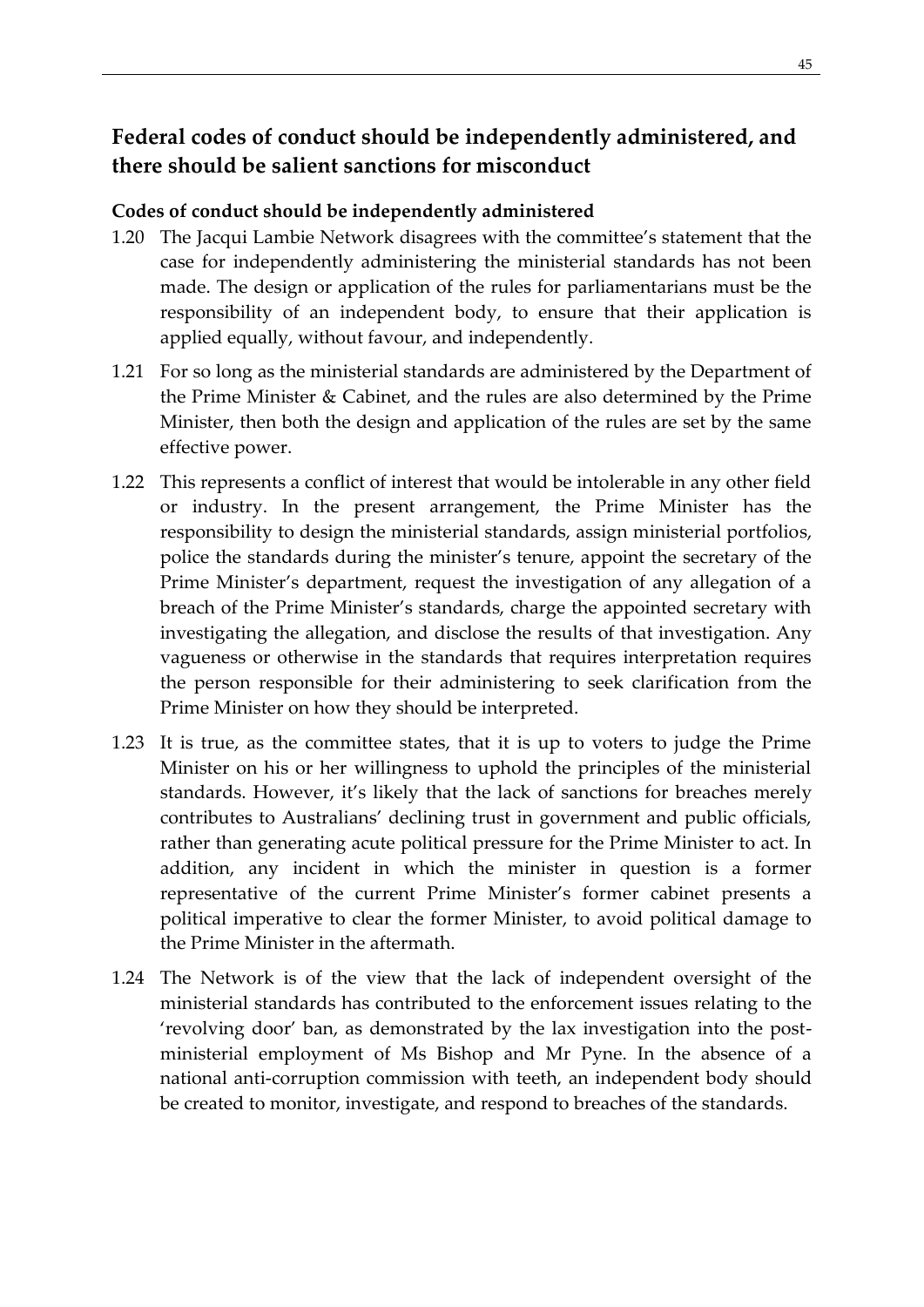## Federal codes of conduct should be independently administered, and there should be salient sanctions for misconduct

### Codes of conduct should be independently administered

1.20 The Jacqui Lambie Network disagrees with the committee's statement that the case for independently administering the ministerial standards has not been made. The design or application of the rules for parliamentarians must be the responsibility of an independent body, to ensure that their application is applied equally, without favour, and independently.

1.21 For so long as the ministerial standards are administered by the Department of the Prime Minister & Cabinet, and the rules are also determined by the Prime Minister, then both the design and application of the rules are set by the same effective power.

1.22 This represents a conflict of interest that would be intolerable in any other field or industry. In the present arrangement, the Prime Minister has the responsibility to design the ministerial standards, assign ministerial portfolios, police the standards during the minister's tenure, appoint the secretary of the Prime Minister's department, request the investigation of any allegation of a breach of the Prime Minister's standards, charge the appointed secretary with investigating the allegation, and disclose the results of that investigation. Any vagueness or otherwise in the standards that requires interpretation requires the person responsible for their administering to seek clarification from the Prime Minister on how they should be interpreted.

1.23 It is true, as the committee states, that it is up to voters to judge the Prime Minister on his or her willingness to uphold the principles of the ministerial standards. However, it's likely that the lack of sanctions for breaches merely contributes to Australians' declining trust in government and public officials, rather than generating acute political pressure for the Prime Minister to act. In addition, any incident in which the minister in question is a former representative of the current Prime Minister's former cabinet presents a political imperative to clear the former Minister, to avoid political damage to the Prime Minister in the aftermath.

1.24 The Network is of the view that the lack of independent oversight of the ministerial standards has contributed to the enforcement issues relating to the 'revolving door' ban, as demonstrated by the lax investigation into the post-ministerial employment of Ms Bishop and Mr Pyne. In the absence of a national anti-corruption commission with teeth, an independent body should be created to monitor, investigate, and respond to breaches of the standards.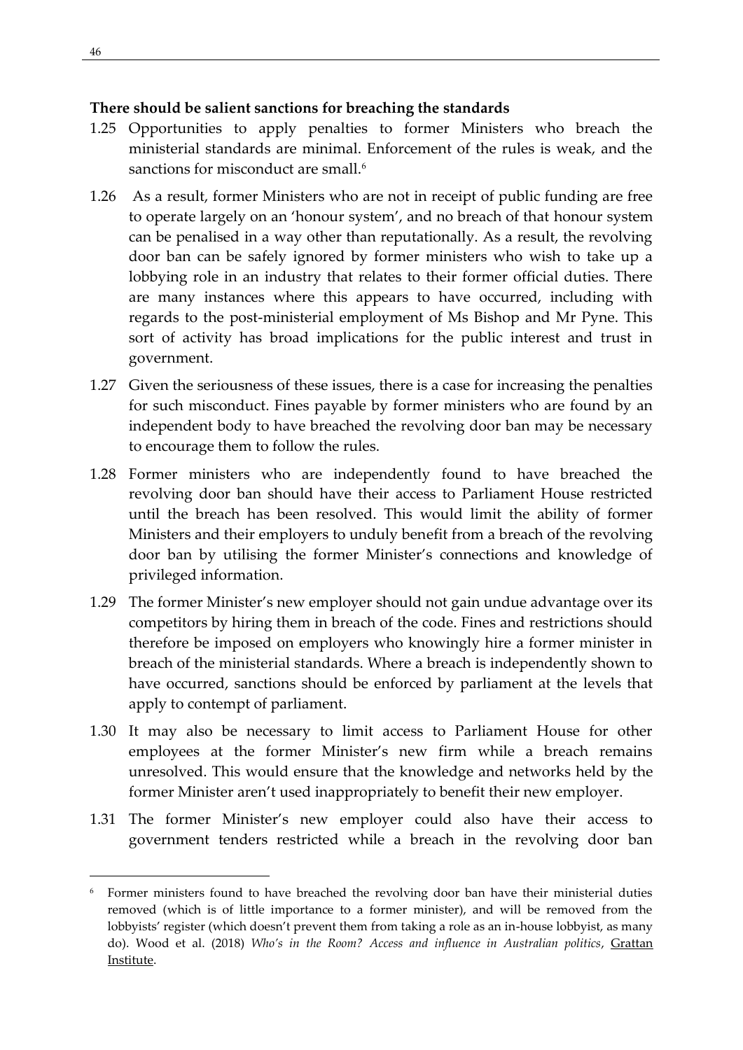**There should be salient sanctions for breaching the standards**

1.25 Opportunities to apply penalties to former Ministers who breach the ministerial standards are minimal. Enforcement of the rules is weak, and the sanctions for misconduct are small.[6]

1.26 As a result, former Ministers who are not in receipt of public funding are free to operate largely on an 'honour system', and no breach of that honour system can be penalised in a way other than reputationally. As a result, the revolving door ban can be safely ignored by former ministers who wish to take up a lobbying role in an industry that relates to their former official duties. There are many instances where this appears to have occurred, including with regards to the post-ministerial employment of Ms Bishop and Mr Pyne. This sort of activity has broad implications for the public interest and trust in government.

1.27 Given the seriousness of these issues, there is a case for increasing the penalties for such misconduct. Fines payable by former ministers who are found by an independent body to have breached the revolving door ban may be necessary to encourage them to follow the rules.

1.28 Former ministers who are independently found to have breached the revolving door ban should have their access to Parliament House restricted until the breach has been resolved. This would limit the ability of former Ministers and their employers to unduly benefit from a breach of the revolving door ban by utilising the former Minister's connections and knowledge of privileged information.

1.29 The former Minister's new employer should not gain undue advantage over its competitors by hiring them in breach of the code. Fines and restrictions should therefore be imposed on employers who knowingly hire a former minister in breach of the ministerial standards. Where a breach is independently shown to have occurred, sanctions should be enforced by parliament at the levels that apply to contempt of parliament.

1.30 It may also be necessary to limit access to Parliament House for other employees at the former Minister's new firm while a breach remains unresolved. This would ensure that the knowledge and networks held by the former Minister aren't used inappropriately to benefit their new employer.

1.31 The former Minister's new employer could also have their access to government tenders restricted while a breach in the revolving door ban

---

[6] Former ministers found to have breached the revolving door ban have their ministerial duties removed (which is of little importance to a former minister), and will be removed from the lobbyists' register (which doesn't prevent them from taking a role as an in-house lobbyist, as many do). Wood et al. (2018) *Who's in the Room? Access and influence in Australian politics*, Grattan Institute.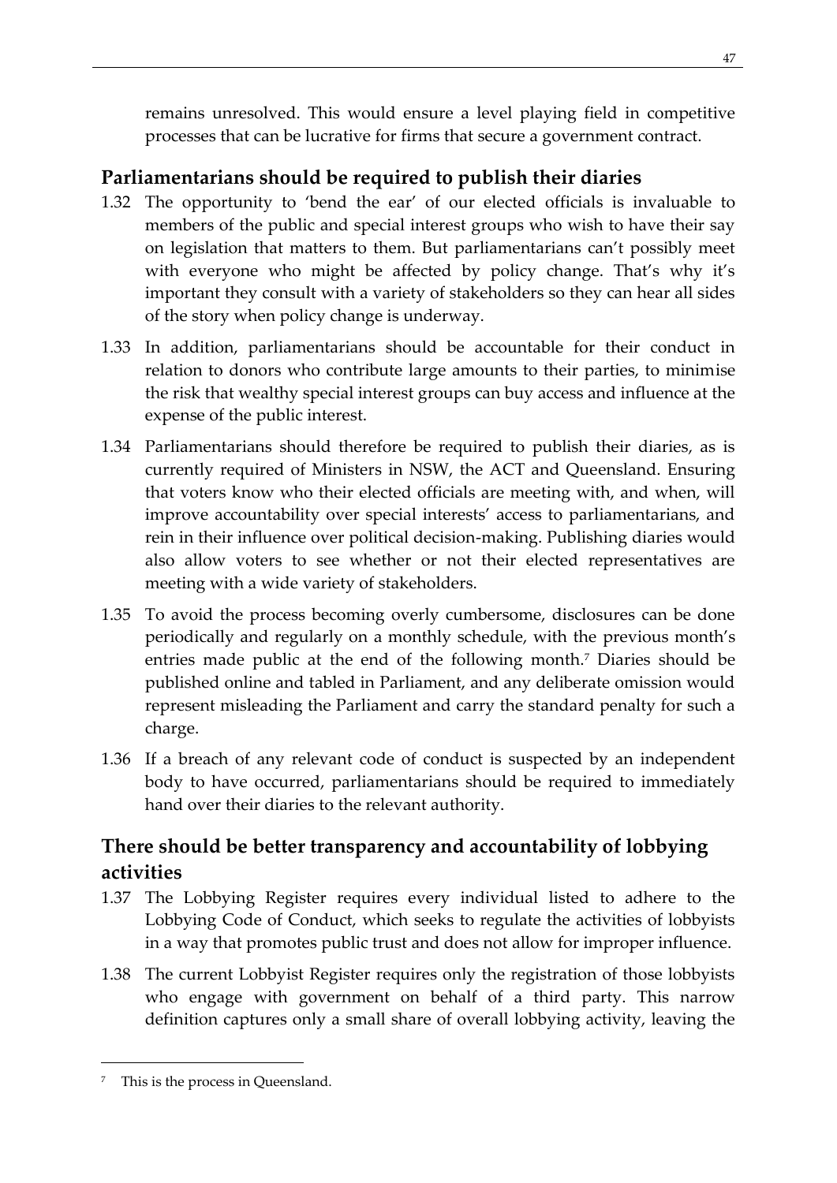remains unresolved. This would ensure a level playing field in competitive processes that can be lucrative for firms that secure a government contract.

## Parliamentarians should be required to publish their diaries

1.32 The opportunity to 'bend the ear' of our elected officials is invaluable to members of the public and special interest groups who wish to have their say on legislation that matters to them. But parliamentarians can't possibly meet with everyone who might be affected by policy change. That's why it's important they consult with a variety of stakeholders so they can hear all sides of the story when policy change is underway.

1.33 In addition, parliamentarians should be accountable for their conduct in relation to donors who contribute large amounts to their parties, to minimise the risk that wealthy special interest groups can buy access and influence at the expense of the public interest.

1.34 Parliamentarians should therefore be required to publish their diaries, as is currently required of Ministers in NSW, the ACT and Queensland. Ensuring that voters know who their elected officials are meeting with, and when, will improve accountability over special interests' access to parliamentarians, and rein in their influence over political decision-making. Publishing diaries would also allow voters to see whether or not their elected representatives are meeting with a wide variety of stakeholders.

1.35 To avoid the process becoming overly cumbersome, disclosures can be done periodically and regularly on a monthly schedule, with the previous month's entries made public at the end of the following month.[7] Diaries should be published online and tabled in Parliament, and any deliberate omission would represent misleading the Parliament and carry the standard penalty for such a charge.

1.36 If a breach of any relevant code of conduct is suspected by an independent body to have occurred, parliamentarians should be required to immediately hand over their diaries to the relevant authority.

## There should be better transparency and accountability of lobbying activities

1.37 The Lobbying Register requires every individual listed to adhere to the Lobbying Code of Conduct, which seeks to regulate the activities of lobbyists in a way that promotes public trust and does not allow for improper influence.

1.38 The current Lobbyist Register requires only the registration of those lobbyists who engage with government on behalf of a third party. This narrow definition captures only a small share of overall lobbying activity, leaving the

---

[7] This is the process in Queensland.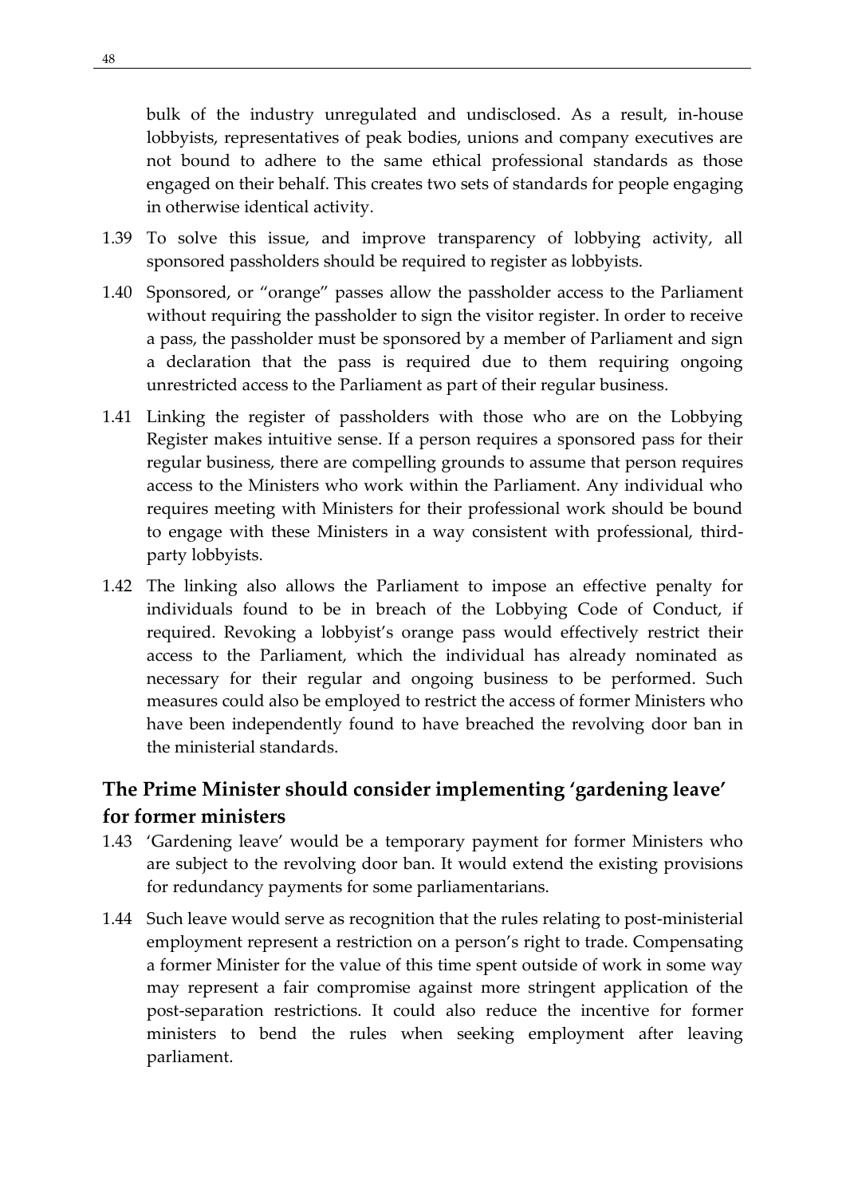bulk of the industry unregulated and undisclosed. As a result, in-house lobbyists, representatives of peak bodies, unions and company executives are not bound to adhere to the same ethical professional standards as those engaged on their behalf. This creates two sets of standards for people engaging in otherwise identical activity.

1.39 To solve this issue, and improve transparency of lobbying activity, all sponsored passholders should be required to register as lobbyists.

1.40 Sponsored, or "orange" passes allow the passholder access to the Parliament without requiring the passholder to sign the visitor register. In order to receive a pass, the passholder must be sponsored by a member of Parliament and sign a declaration that the pass is required due to them requiring ongoing unrestricted access to the Parliament as part of their regular business.

1.41 Linking the register of passholders with those who are on the Lobbying Register makes intuitive sense. If a person requires a sponsored pass for their regular business, there are compelling grounds to assume that person requires access to the Ministers who work within the Parliament. Any individual who requires meeting with Ministers for their professional work should be bound to engage with these Ministers in a way consistent with professional, third-party lobbyists.

1.42 The linking also allows the Parliament to impose an effective penalty for individuals found to be in breach of the Lobbying Code of Conduct, if required. Revoking a lobbyist's orange pass would effectively restrict their access to the Parliament, which the individual has already nominated as necessary for their regular and ongoing business to be performed. Such measures could also be employed to restrict the access of former Ministers who have been independently found to have breached the revolving door ban in the ministerial standards.

## The Prime Minister should consider implementing 'gardening leave' for former ministers

1.43 'Gardening leave' would be a temporary payment for former Ministers who are subject to the revolving door ban. It would extend the existing provisions for redundancy payments for some parliamentarians.

1.44 Such leave would serve as recognition that the rules relating to post-ministerial employment represent a restriction on a person's right to trade. Compensating a former Minister for the value of this time spent outside of work in some way may represent a fair compromise against more stringent application of the post-separation restrictions. It could also reduce the incentive for former ministers to bend the rules when seeking employment after leaving parliament.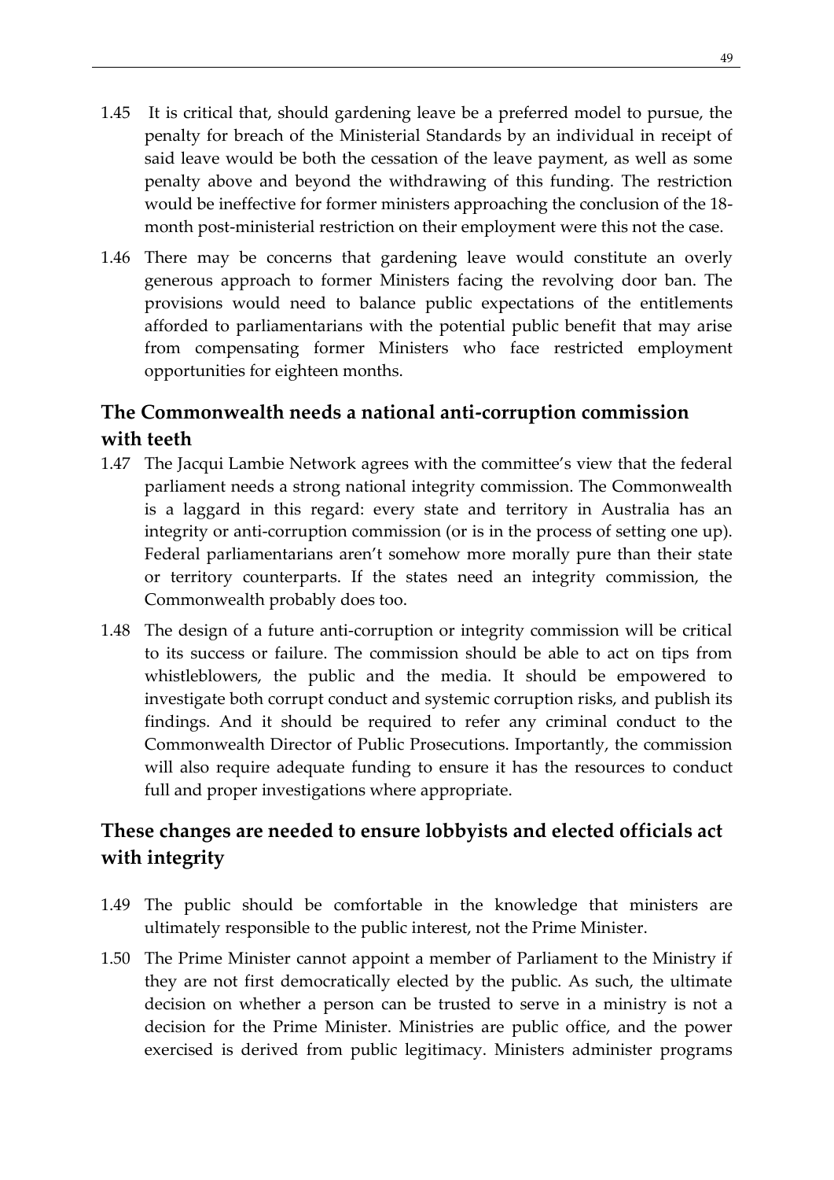1.45 It is critical that, should gardening leave be a preferred model to pursue, the penalty for breach of the Ministerial Standards by an individual in receipt of said leave would be both the cessation of the leave payment, as well as some penalty above and beyond the withdrawing of this funding. The restriction would be ineffective for former ministers approaching the conclusion of the 18-month post-ministerial restriction on their employment were this not the case.

1.46 There may be concerns that gardening leave would constitute an overly generous approach to former Ministers facing the revolving door ban. The provisions would need to balance public expectations of the entitlements afforded to parliamentarians with the potential public benefit that may arise from compensating former Ministers who face restricted employment opportunities for eighteen months.

## The Commonwealth needs a national anti-corruption commission with teeth

1.47 The Jacqui Lambie Network agrees with the committee's view that the federal parliament needs a strong national integrity commission. The Commonwealth is a laggard in this regard: every state and territory in Australia has an integrity or anti-corruption commission (or is in the process of setting one up). Federal parliamentarians aren't somehow more morally pure than their state or territory counterparts. If the states need an integrity commission, the Commonwealth probably does too.

1.48 The design of a future anti-corruption or integrity commission will be critical to its success or failure. The commission should be able to act on tips from whistleblowers, the public and the media. It should be empowered to investigate both corrupt conduct and systemic corruption risks, and publish its findings. And it should be required to refer any criminal conduct to the Commonwealth Director of Public Prosecutions. Importantly, the commission will also require adequate funding to ensure it has the resources to conduct full and proper investigations where appropriate.

## These changes are needed to ensure lobbyists and elected officials act with integrity

1.49 The public should be comfortable in the knowledge that ministers are ultimately responsible to the public interest, not the Prime Minister.

1.50 The Prime Minister cannot appoint a member of Parliament to the Ministry if they are not first democratically elected by the public. As such, the ultimate decision on whether a person can be trusted to serve in a ministry is not a decision for the Prime Minister. Ministries are public office, and the power exercised is derived from public legitimacy. Ministers administer programs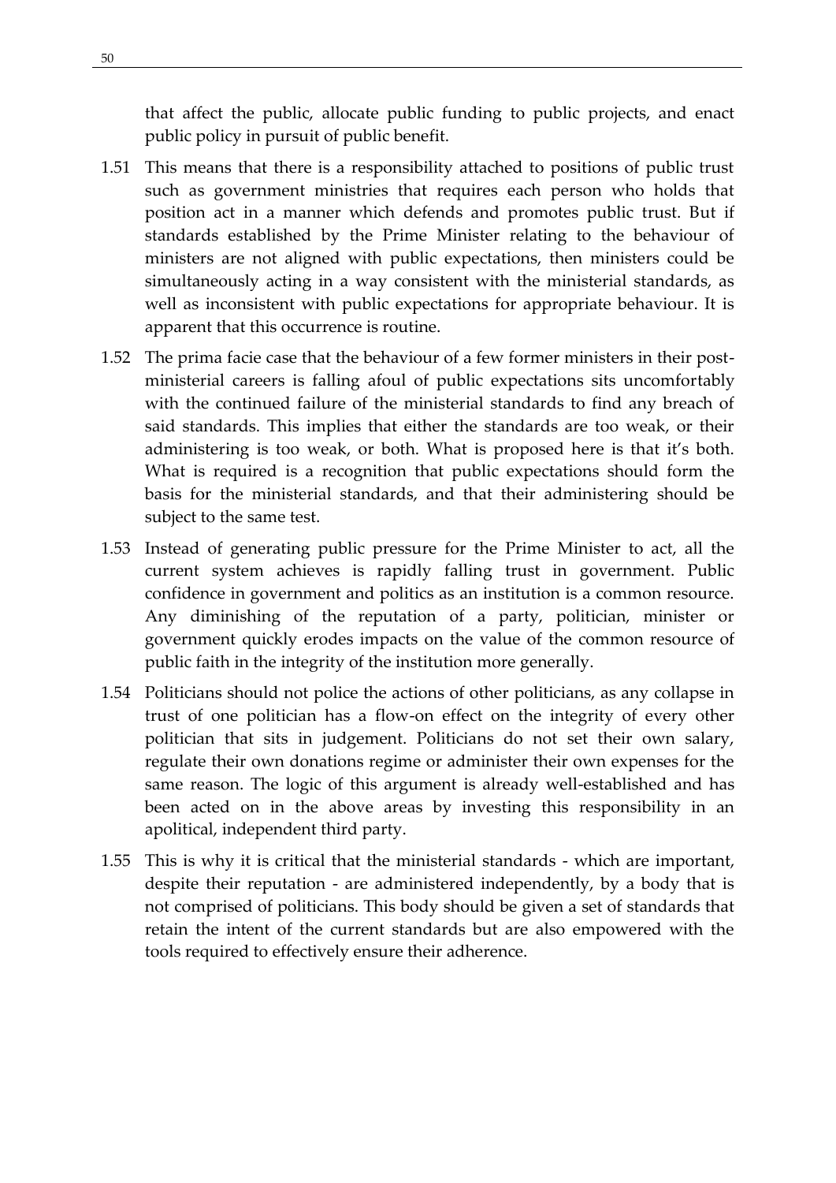that affect the public, allocate public funding to public projects, and enact public policy in pursuit of public benefit.

1.51 This means that there is a responsibility attached to positions of public trust such as government ministries that requires each person who holds that position act in a manner which defends and promotes public trust. But if standards established by the Prime Minister relating to the behaviour of ministers are not aligned with public expectations, then ministers could be simultaneously acting in a way consistent with the ministerial standards, as well as inconsistent with public expectations for appropriate behaviour. It is apparent that this occurrence is routine.

1.52 The prima facie case that the behaviour of a few former ministers in their post-ministerial careers is falling afoul of public expectations sits uncomfortably with the continued failure of the ministerial standards to find any breach of said standards. This implies that either the standards are too weak, or their administering is too weak, or both. What is proposed here is that it's both. What is required is a recognition that public expectations should form the basis for the ministerial standards, and that their administering should be subject to the same test.

1.53 Instead of generating public pressure for the Prime Minister to act, all the current system achieves is rapidly falling trust in government. Public confidence in government and politics as an institution is a common resource. Any diminishing of the reputation of a party, politician, minister or government quickly erodes impacts on the value of the common resource of public faith in the integrity of the institution more generally.

1.54 Politicians should not police the actions of other politicians, as any collapse in trust of one politician has a flow-on effect on the integrity of every other politician that sits in judgement. Politicians do not set their own salary, regulate their own donations regime or administer their own expenses for the same reason. The logic of this argument is already well-established and has been acted on in the above areas by investing this responsibility in an apolitical, independent third party.

1.55 This is why it is critical that the ministerial standards - which are important, despite their reputation - are administered independently, by a body that is not comprised of politicians. This body should be given a set of standards that retain the intent of the current standards but are also empowered with the tools required to effectively ensure their adherence.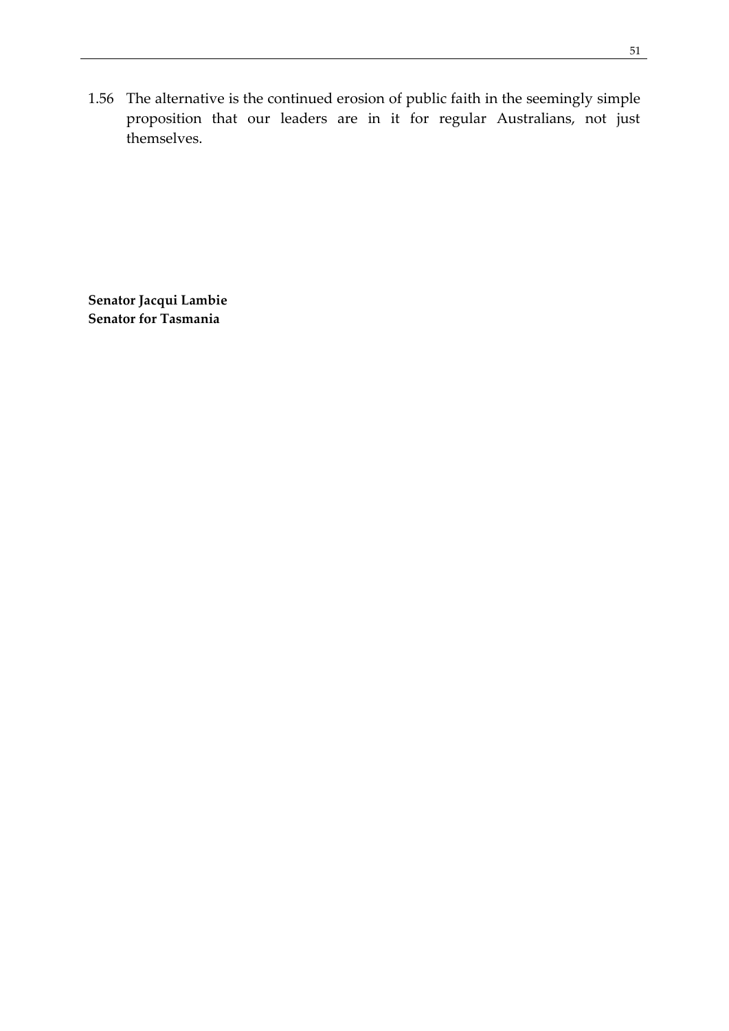1.56 The alternative is the continued erosion of public faith in the seemingly simple proposition that our leaders are in it for regular Australians, not just themselves.

**Senator Jacqui Lambie**
**Senator for Tasmania**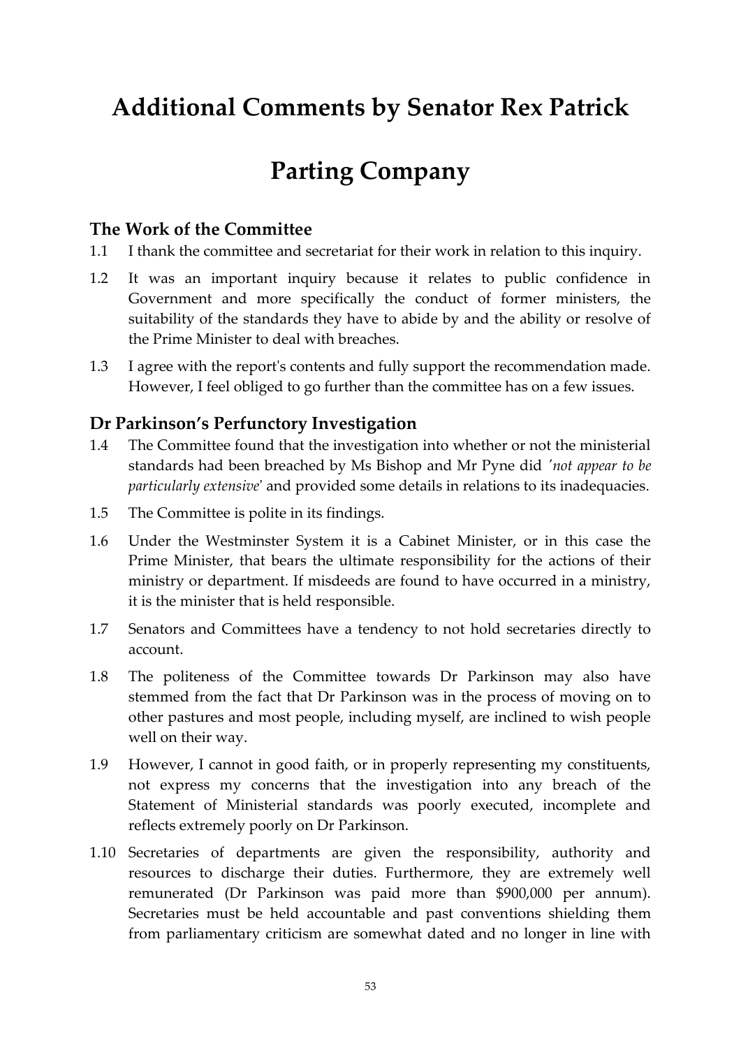# Additional Comments by Senator Rex Patrick

# Parting Company

### The Work of the Committee

1.1 I thank the committee and secretariat for their work in relation to this inquiry.

1.2 It was an important inquiry because it relates to public confidence in Government and more specifically the conduct of former ministers, the suitability of the standards they have to abide by and the ability or resolve of the Prime Minister to deal with breaches.

1.3 I agree with the report's contents and fully support the recommendation made. However, I feel obliged to go further than the committee has on a few issues.

### Dr Parkinson's Perfunctory Investigation

1.4 The Committee found that the investigation into whether or not the ministerial standards had been breached by Ms Bishop and Mr Pyne did *'not appear to be particularly extensive'* and provided some details in relations to its inadequacies.

1.5 The Committee is polite in its findings.

1.6 Under the Westminster System it is a Cabinet Minister, or in this case the Prime Minister, that bears the ultimate responsibility for the actions of their ministry or department. If misdeeds are found to have occurred in a ministry, it is the minister that is held responsible.

1.7 Senators and Committees have a tendency to not hold secretaries directly to account.

1.8 The politeness of the Committee towards Dr Parkinson may also have stemmed from the fact that Dr Parkinson was in the process of moving on to other pastures and most people, including myself, are inclined to wish people well on their way.

1.9 However, I cannot in good faith, or in properly representing my constituents, not express my concerns that the investigation into any breach of the Statement of Ministerial standards was poorly executed, incomplete and reflects extremely poorly on Dr Parkinson.

1.10 Secretaries of departments are given the responsibility, authority and resources to discharge their duties. Furthermore, they are extremely well remunerated (Dr Parkinson was paid more than $900,000 per annum). Secretaries must be held accountable and past conventions shielding them from parliamentary criticism are somewhat dated and no longer in line with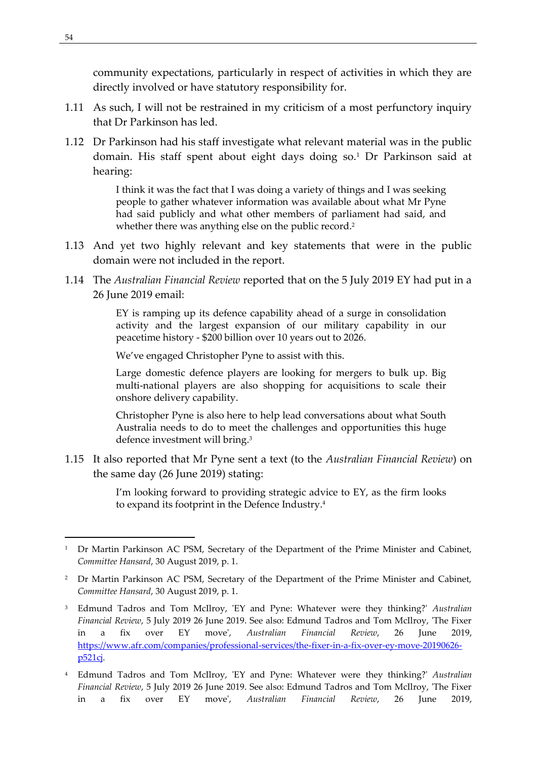community expectations, particularly in respect of activities in which they are directly involved or have statutory responsibility for.

1.11 As such, I will not be restrained in my criticism of a most perfunctory inquiry that Dr Parkinson has led.

1.12 Dr Parkinson had his staff investigate what relevant material was in the public domain. His staff spent about eight days doing so.[1] Dr Parkinson said at hearing:

> I think it was the fact that I was doing a variety of things and I was seeking people to gather whatever information was available about what Mr Pyne had said publicly and what other members of parliament had said, and whether there was anything else on the public record.[2]

1.13 And yet two highly relevant and key statements that were in the public domain were not included in the report.

1.14 The *Australian Financial Review* reported that on the 5 July 2019 EY had put in a 26 June 2019 email:

> EY is ramping up its defence capability ahead of a surge in consolidation activity and the largest expansion of our military capability in our peacetime history - $200 billion over 10 years out to 2026.
>
> We've engaged Christopher Pyne to assist with this.
>
> Large domestic defence players are looking for mergers to bulk up. Big multi-national players are also shopping for acquisitions to scale their onshore delivery capability.
>
> Christopher Pyne is also here to help lead conversations about what South Australia needs to do to meet the challenges and opportunities this huge defence investment will bring.[3]

1.15 It also reported that Mr Pyne sent a text (to the *Australian Financial Review*) on the same day (26 June 2019) stating:

> I'm looking forward to providing strategic advice to EY, as the firm looks to expand its footprint in the Defence Industry.[4]

---

[1] Dr Martin Parkinson AC PSM, Secretary of the Department of the Prime Minister and Cabinet, *Committee Hansard*, 30 August 2019, p. 1.

[2] Dr Martin Parkinson AC PSM, Secretary of the Department of the Prime Minister and Cabinet, *Committee Hansard*, 30 August 2019, p. 1.

[3] Edmund Tadros and Tom McIlroy, 'EY and Pyne: Whatever were they thinking?' *Australian Financial Review*, 5 July 2019 26 June 2019. See also: Edmund Tadros and Tom McIlroy, 'The Fixer in a fix over EY move', *Australian Financial Review*, 26 June 2019, https://www.afr.com/companies/professional-services/the-fixer-in-a-fix-over-ey-move-20190626-p521cj.

[4] Edmund Tadros and Tom McIlroy, 'EY and Pyne: Whatever were they thinking?' *Australian Financial Review*, 5 July 2019 26 June 2019. See also: Edmund Tadros and Tom McIlroy, 'The Fixer in a fix over EY move', *Australian Financial Review*, 26 June 2019,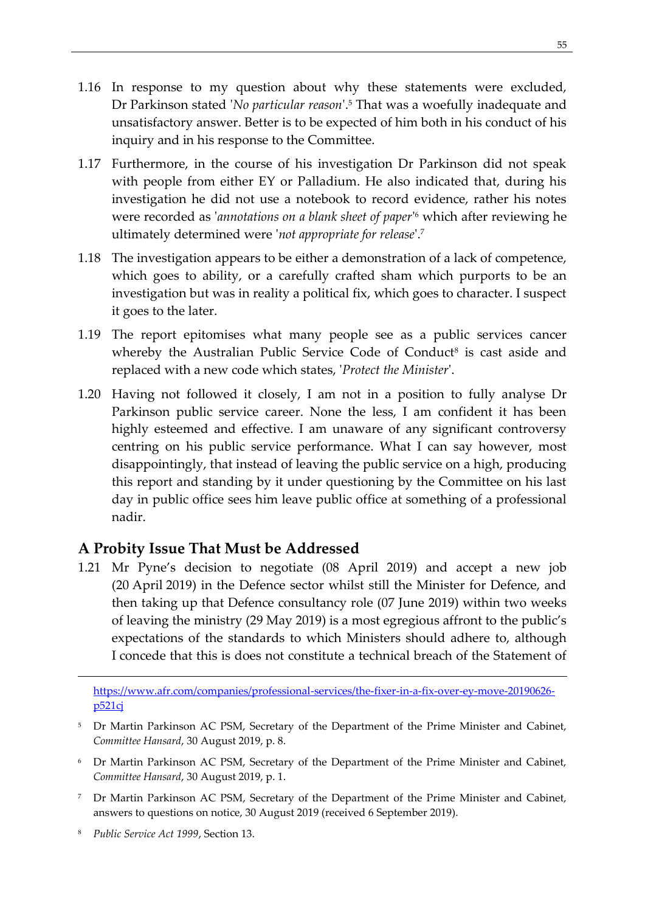1.16 In response to my question about why these statements were excluded, Dr Parkinson stated '*No particular reason*'.[5] That was a woefully inadequate and unsatisfactory answer. Better is to be expected of him both in his conduct of his inquiry and in his response to the Committee.

1.17 Furthermore, in the course of his investigation Dr Parkinson did not speak with people from either EY or Palladium. He also indicated that, during his investigation he did not use a notebook to record evidence, rather his notes were recorded as '*annotations on a blank sheet of paper*'[6] which after reviewing he ultimately determined were '*not appropriate for release*'.[7]

1.18 The investigation appears to be either a demonstration of a lack of competence, which goes to ability, or a carefully crafted sham which purports to be an investigation but was in reality a political fix, which goes to character. I suspect it goes to the later.

1.19 The report epitomises what many people see as a public services cancer whereby the Australian Public Service Code of Conduct[8] is cast aside and replaced with a new code which states, '*Protect the Minister*'.

1.20 Having not followed it closely, I am not in a position to fully analyse Dr Parkinson public service career. None the less, I am confident it has been highly esteemed and effective. I am unaware of any significant controversy centring on his public service performance. What I can say however, most disappointingly, that instead of leaving the public service on a high, producing this report and standing by it under questioning by the Committee on his last day in public office sees him leave public office at something of a professional nadir.

## A Probity Issue That Must be Addressed

1.21 Mr Pyne's decision to negotiate (08 April 2019) and accept a new job (20 April 2019) in the Defence sector whilst still the Minister for Defence, and then taking up that Defence consultancy role (07 June 2019) within two weeks of leaving the ministry (29 May 2019) is a most egregious affront to the public's expectations of the standards to which Ministers should adhere to, although I concede that this is does not constitute a technical breach of the Statement of

---

https://www.afr.com/companies/professional-services/the-fixer-in-a-fix-over-ey-move-20190626-p521cj

[5] Dr Martin Parkinson AC PSM, Secretary of the Department of the Prime Minister and Cabinet, *Committee Hansard*, 30 August 2019, p. 8.

[6] Dr Martin Parkinson AC PSM, Secretary of the Department of the Prime Minister and Cabinet, *Committee Hansard*, 30 August 2019, p. 1.

[7] Dr Martin Parkinson AC PSM, Secretary of the Department of the Prime Minister and Cabinet, answers to questions on notice, 30 August 2019 (received 6 September 2019).

[8] *Public Service Act 1999*, Section 13.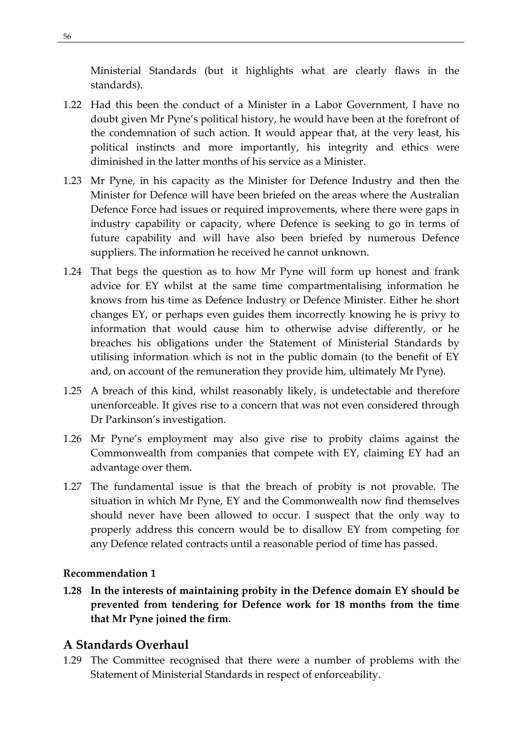Ministerial Standards (but it highlights what are clearly flaws in the standards).

1.22 Had this been the conduct of a Minister in a Labor Government, I have no doubt given Mr Pyne's political history, he would have been at the forefront of the condemnation of such action. It would appear that, at the very least, his political instincts and more importantly, his integrity and ethics were diminished in the latter months of his service as a Minister.

1.23 Mr Pyne, in his capacity as the Minister for Defence Industry and then the Minister for Defence will have been briefed on the areas where the Australian Defence Force had issues or required improvements, where there were gaps in industry capability or capacity, where Defence is seeking to go in terms of future capability and will have also been briefed by numerous Defence suppliers. The information he received he cannot unknown.

1.24 That begs the question as to how Mr Pyne will form up honest and frank advice for EY whilst at the same time compartmentalising information he knows from his time as Defence Industry or Defence Minister. Either he short changes EY, or perhaps even guides them incorrectly knowing he is privy to information that would cause him to otherwise advise differently, or he breaches his obligations under the Statement of Ministerial Standards by utilising information which is not in the public domain (to the benefit of EY and, on account of the remuneration they provide him, ultimately Mr Pyne).

1.25 A breach of this kind, whilst reasonably likely, is undetectable and therefore unenforceable. It gives rise to a concern that was not even considered through Dr Parkinson's investigation.

1.26 Mr Pyne's employment may also give rise to probity claims against the Commonwealth from companies that compete with EY, claiming EY had an advantage over them.

1.27 The fundamental issue is that the breach of probity is not provable. The situation in which Mr Pyne, EY and the Commonwealth now find themselves should never have been allowed to occur. I suspect that the only way to properly address this concern would be to disallow EY from competing for any Defence related contracts until a reasonable period of time has passed.

**Recommendation 1**

**1.28 In the interests of maintaining probity in the Defence domain EY should be prevented from tendering for Defence work for 18 months from the time that Mr Pyne joined the firm.**

## A Standards Overhaul

1.29 The Committee recognised that there were a number of problems with the Statement of Ministerial Standards in respect of enforceability.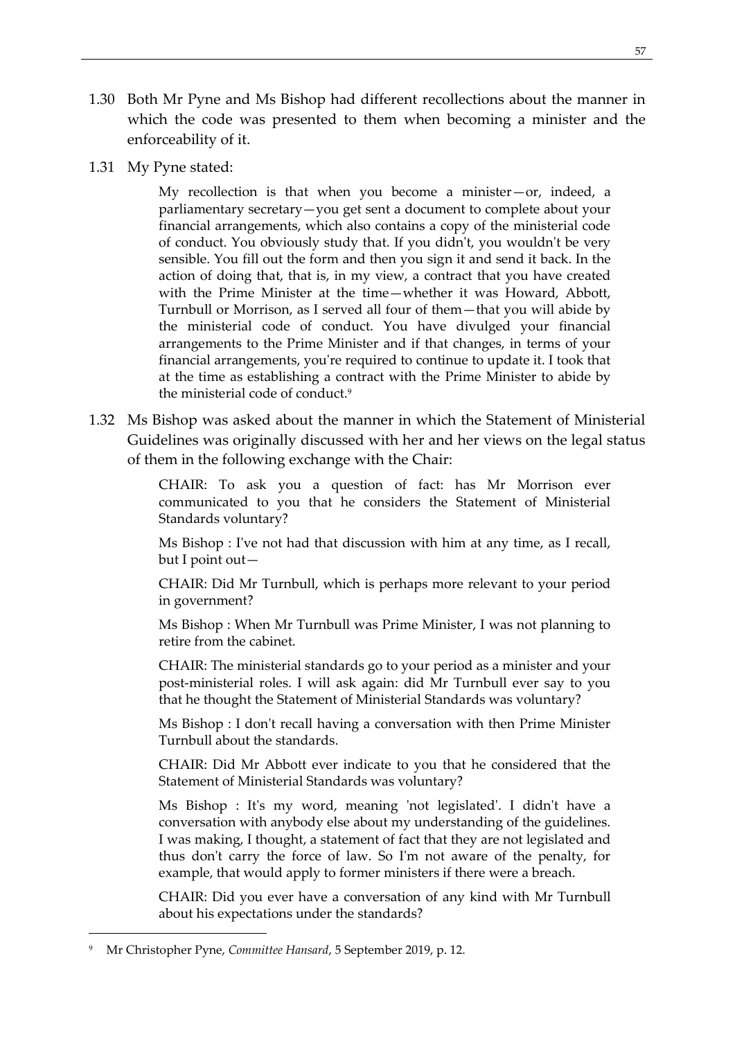1.30 Both Mr Pyne and Ms Bishop had different recollections about the manner in which the code was presented to them when becoming a minister and the enforceability of it.

1.31 My Pyne stated:

> My recollection is that when you become a minister—or, indeed, a parliamentary secretary—you get sent a document to complete about your financial arrangements, which also contains a copy of the ministerial code of conduct. You obviously study that. If you didn't, you wouldn't be very sensible. You fill out the form and then you sign it and send it back. In the action of doing that, that is, in my view, a contract that you have created with the Prime Minister at the time—whether it was Howard, Abbott, Turnbull or Morrison, as I served all four of them—that you will abide by the ministerial code of conduct. You have divulged your financial arrangements to the Prime Minister and if that changes, in terms of your financial arrangements, you're required to continue to update it. I took that at the time as establishing a contract with the Prime Minister to abide by the ministerial code of conduct.[9]

1.32 Ms Bishop was asked about the manner in which the Statement of Ministerial Guidelines was originally discussed with her and her views on the legal status of them in the following exchange with the Chair:

> CHAIR: To ask you a question of fact: has Mr Morrison ever communicated to you that he considers the Statement of Ministerial Standards voluntary?
>
> Ms Bishop : I've not had that discussion with him at any time, as I recall, but I point out—
>
> CHAIR: Did Mr Turnbull, which is perhaps more relevant to your period in government?
>
> Ms Bishop : When Mr Turnbull was Prime Minister, I was not planning to retire from the cabinet.
>
> CHAIR: The ministerial standards go to your period as a minister and your post-ministerial roles. I will ask again: did Mr Turnbull ever say to you that he thought the Statement of Ministerial Standards was voluntary?
>
> Ms Bishop : I don't recall having a conversation with then Prime Minister Turnbull about the standards.
>
> CHAIR: Did Mr Abbott ever indicate to you that he considered that the Statement of Ministerial Standards was voluntary?
>
> Ms Bishop : It's my word, meaning 'not legislated'. I didn't have a conversation with anybody else about my understanding of the guidelines. I was making, I thought, a statement of fact that they are not legislated and thus don't carry the force of law. So I'm not aware of the penalty, for example, that would apply to former ministers if there were a breach.
>
> CHAIR: Did you ever have a conversation of any kind with Mr Turnbull about his expectations under the standards?

[9] Mr Christopher Pyne, *Committee Hansard*, 5 September 2019, p. 12.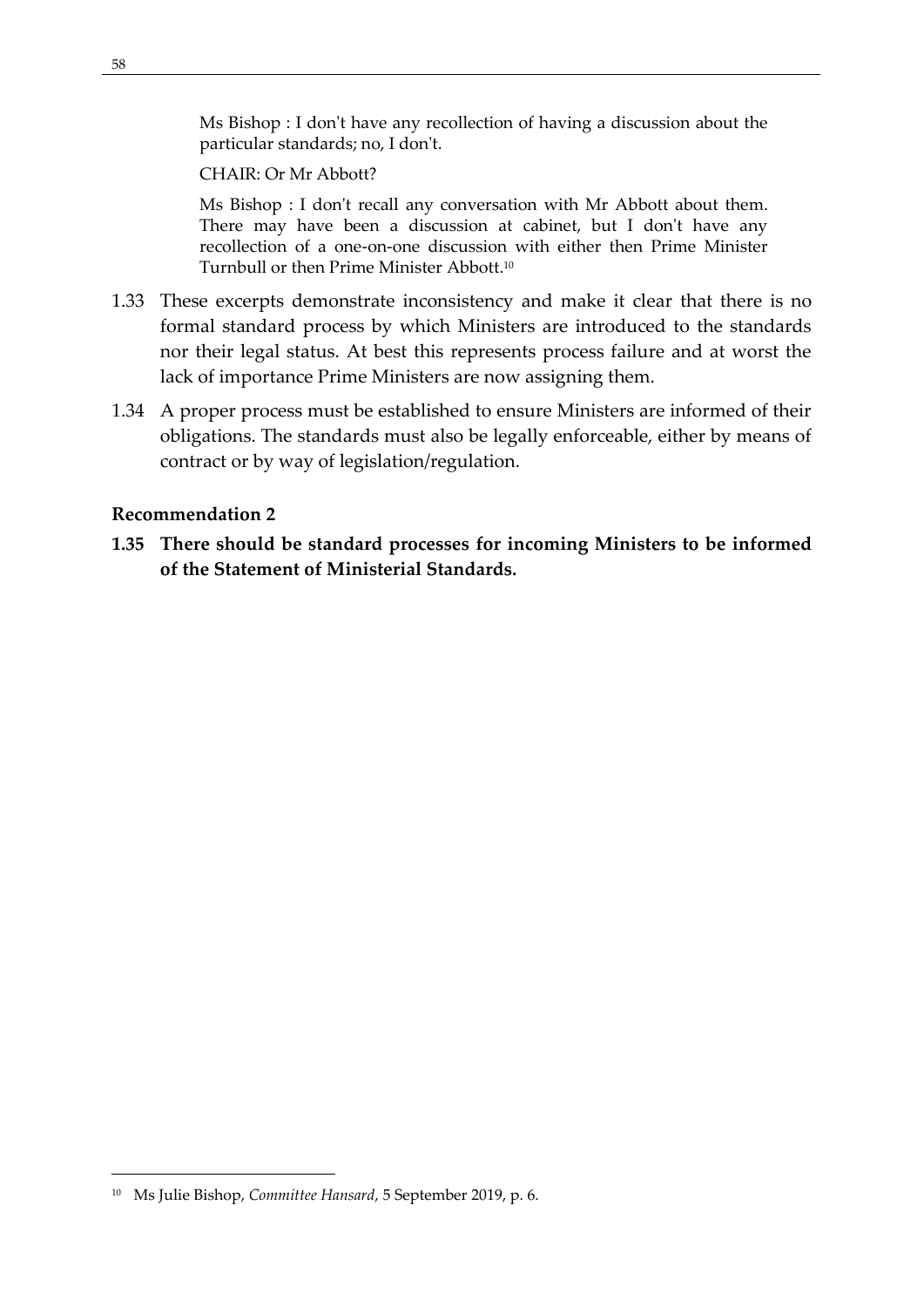> Ms Bishop : I don't have any recollection of having a discussion about the particular standards; no, I don't.
>
> CHAIR: Or Mr Abbott?
>
> Ms Bishop : I don't recall any conversation with Mr Abbott about them. There may have been a discussion at cabinet, but I don't have any recollection of a one-on-one discussion with either then Prime Minister Turnbull or then Prime Minister Abbott.[10]

1.33 These excerpts demonstrate inconsistency and make it clear that there is no formal standard process by which Ministers are introduced to the standards nor their legal status. At best this represents process failure and at worst the lack of importance Prime Ministers are now assigning them.

1.34 A proper process must be established to ensure Ministers are informed of their obligations. The standards must also be legally enforceable, either by means of contract or by way of legislation/regulation.

**Recommendation 2**

**1.35 There should be standard processes for incoming Ministers to be informed of the Statement of Ministerial Standards.**

---

[10] Ms Julie Bishop, *Committee Hansard*, 5 September 2019, p. 6.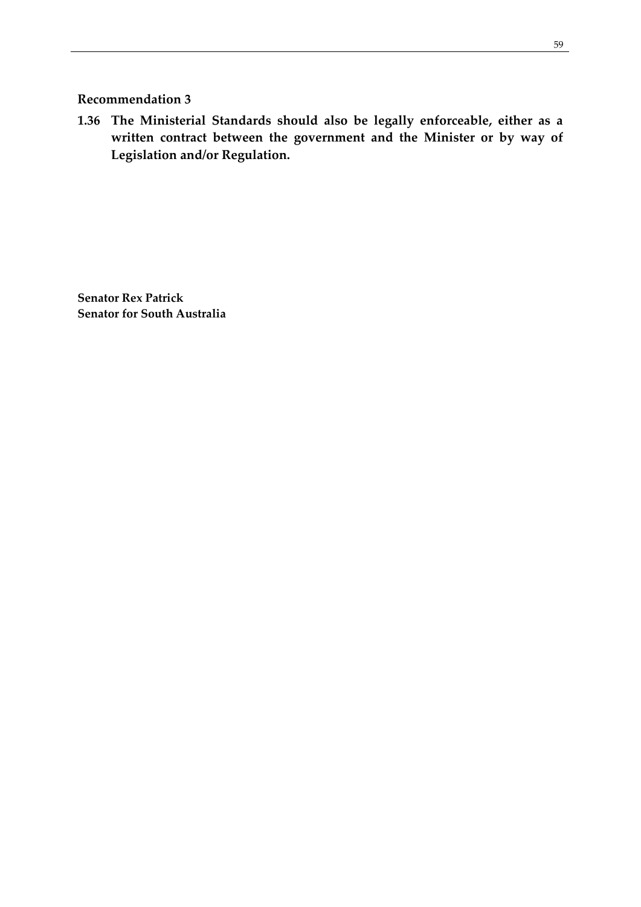**Recommendation 3**

**1.36 The Ministerial Standards should also be legally enforceable, either as a written contract between the government and the Minister or by way of Legislation and/or Regulation.**

**Senator Rex Patrick**
**Senator for South Australia**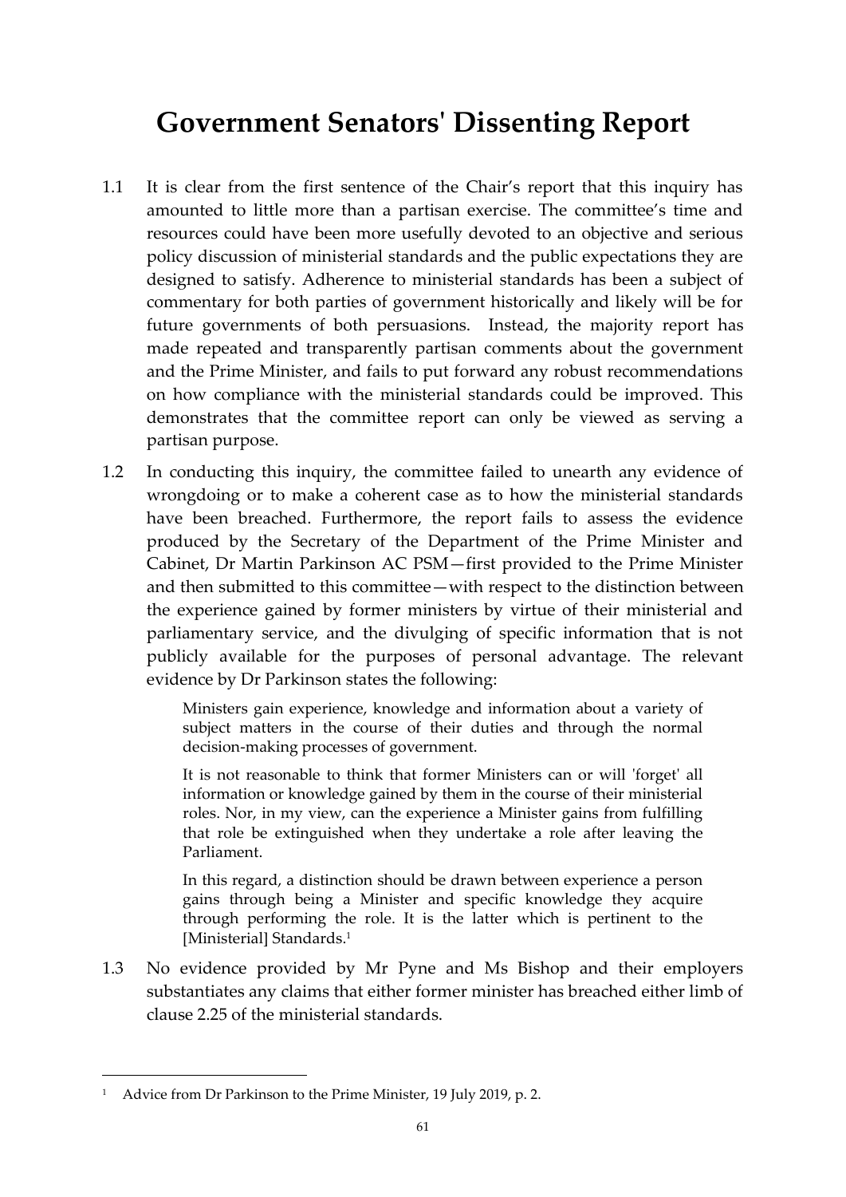# Government Senators' Dissenting Report

1.1 It is clear from the first sentence of the Chair's report that this inquiry has amounted to little more than a partisan exercise. The committee's time and resources could have been more usefully devoted to an objective and serious policy discussion of ministerial standards and the public expectations they are designed to satisfy. Adherence to ministerial standards has been a subject of commentary for both parties of government historically and likely will be for future governments of both persuasions. Instead, the majority report has made repeated and transparently partisan comments about the government and the Prime Minister, and fails to put forward any robust recommendations on how compliance with the ministerial standards could be improved. This demonstrates that the committee report can only be viewed as serving a partisan purpose.

1.2 In conducting this inquiry, the committee failed to unearth any evidence of wrongdoing or to make a coherent case as to how the ministerial standards have been breached. Furthermore, the report fails to assess the evidence produced by the Secretary of the Department of the Prime Minister and Cabinet, Dr Martin Parkinson AC PSM—first provided to the Prime Minister and then submitted to this committee—with respect to the distinction between the experience gained by former ministers by virtue of their ministerial and parliamentary service, and the divulging of specific information that is not publicly available for the purposes of personal advantage. The relevant evidence by Dr Parkinson states the following:

> Ministers gain experience, knowledge and information about a variety of subject matters in the course of their duties and through the normal decision-making processes of government.
>
> It is not reasonable to think that former Ministers can or will 'forget' all information or knowledge gained by them in the course of their ministerial roles. Nor, in my view, can the experience a Minister gains from fulfilling that role be extinguished when they undertake a role after leaving the Parliament.
>
> In this regard, a distinction should be drawn between experience a person gains through being a Minister and specific knowledge they acquire through performing the role. It is the latter which is pertinent to the [Ministerial] Standards.[1]

1.3 No evidence provided by Mr Pyne and Ms Bishop and their employers substantiates any claims that either former minister has breached either limb of clause 2.25 of the ministerial standards.

---

[1] Advice from Dr Parkinson to the Prime Minister, 19 July 2019, p. 2.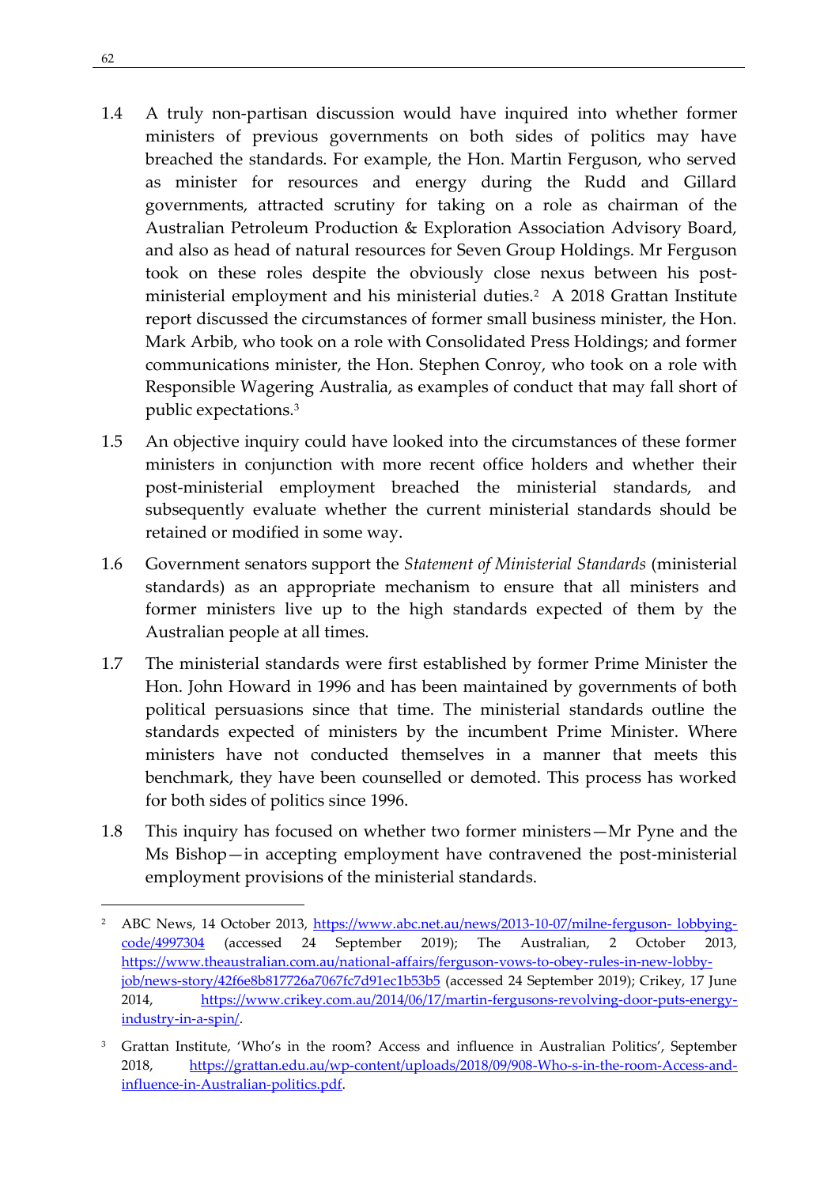1.4 A truly non-partisan discussion would have inquired into whether former ministers of previous governments on both sides of politics may have breached the standards. For example, the Hon. Martin Ferguson, who served as minister for resources and energy during the Rudd and Gillard governments, attracted scrutiny for taking on a role as chairman of the Australian Petroleum Production & Exploration Association Advisory Board, and also as head of natural resources for Seven Group Holdings. Mr Ferguson took on these roles despite the obviously close nexus between his post-ministerial employment and his ministerial duties.[2] A 2018 Grattan Institute report discussed the circumstances of former small business minister, the Hon. Mark Arbib, who took on a role with Consolidated Press Holdings; and former communications minister, the Hon. Stephen Conroy, who took on a role with Responsible Wagering Australia, as examples of conduct that may fall short of public expectations.[3]

1.5 An objective inquiry could have looked into the circumstances of these former ministers in conjunction with more recent office holders and whether their post-ministerial employment breached the ministerial standards, and subsequently evaluate whether the current ministerial standards should be retained or modified in some way.

1.6 Government senators support the *Statement of Ministerial Standards* (ministerial standards) as an appropriate mechanism to ensure that all ministers and former ministers live up to the high standards expected of them by the Australian people at all times.

1.7 The ministerial standards were first established by former Prime Minister the Hon. John Howard in 1996 and has been maintained by governments of both political persuasions since that time. The ministerial standards outline the standards expected of ministers by the incumbent Prime Minister. Where ministers have not conducted themselves in a manner that meets this benchmark, they have been counselled or demoted. This process has worked for both sides of politics since 1996.

1.8 This inquiry has focused on whether two former ministers—Mr Pyne and the Ms Bishop—in accepting employment have contravened the post-ministerial employment provisions of the ministerial standards.

---

[2] ABC News, 14 October 2013, https://www.abc.net.au/news/2013-10-07/milne-ferguson- lobbying-code/4997304 (accessed 24 September 2019); The Australian, 2 October 2013, https://www.theaustralian.com.au/national-affairs/ferguson-vows-to-obey-rules-in-new-lobby-job/news-story/42f6e8b817726a7067fc7d91ec1b53b5 (accessed 24 September 2019); Crikey, 17 June 2014, https://www.crikey.com.au/2014/06/17/martin-fergusons-revolving-door-puts-energy-industry-in-a-spin/.

[3] Grattan Institute, 'Who's in the room? Access and influence in Australian Politics', September 2018, https://grattan.edu.au/wp-content/uploads/2018/09/908-Who-s-in-the-room-Access-and-influence-in-Australian-politics.pdf.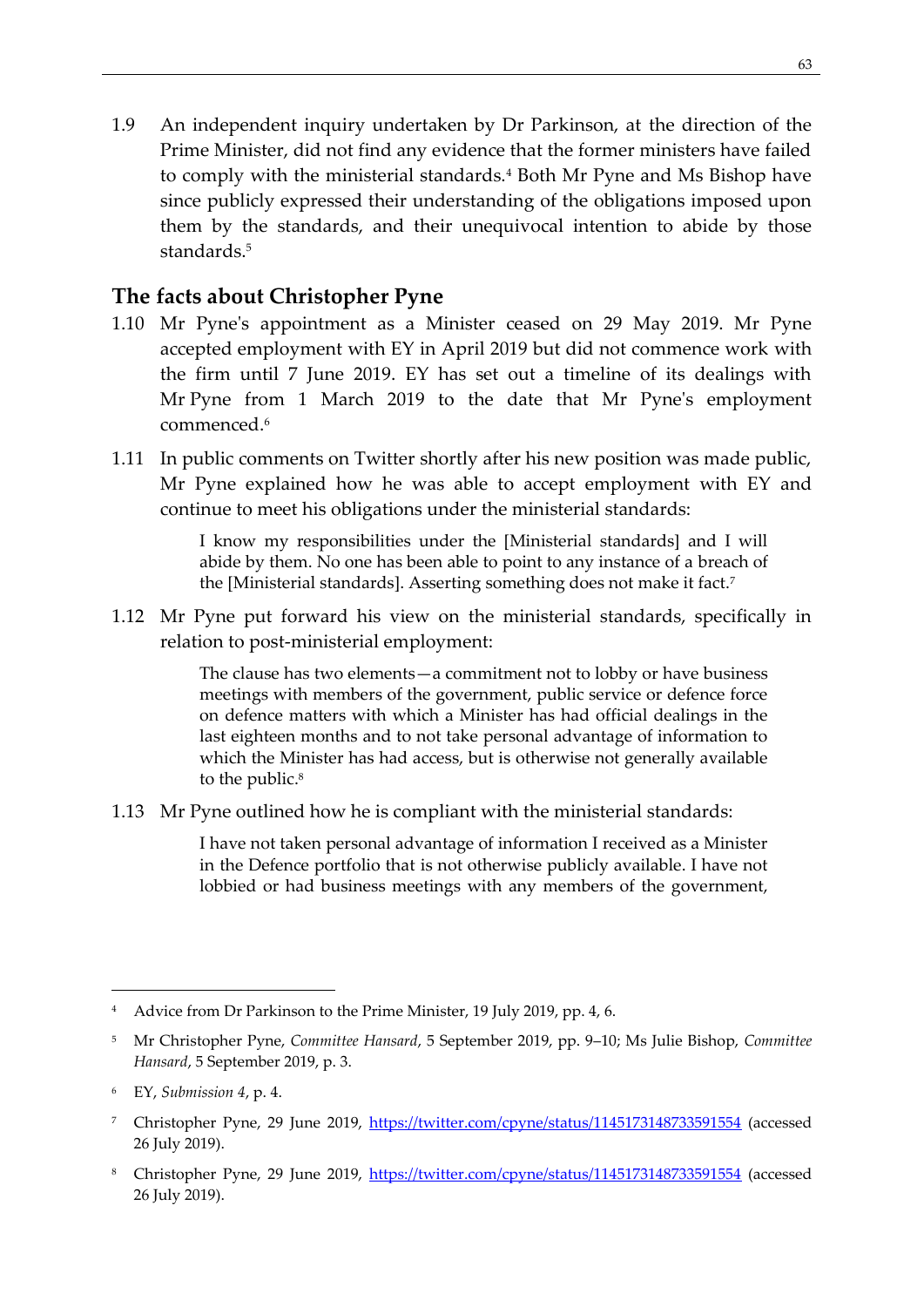1.9 An independent inquiry undertaken by Dr Parkinson, at the direction of the Prime Minister, did not find any evidence that the former ministers have failed to comply with the ministerial standards.[4] Both Mr Pyne and Ms Bishop have since publicly expressed their understanding of the obligations imposed upon them by the standards, and their unequivocal intention to abide by those standards.[5]

## The facts about Christopher Pyne

1.10 Mr Pyne's appointment as a Minister ceased on 29 May 2019. Mr Pyne accepted employment with EY in April 2019 but did not commence work with the firm until 7 June 2019. EY has set out a timeline of its dealings with Mr Pyne from 1 March 2019 to the date that Mr Pyne's employment commenced.[6]

1.11 In public comments on Twitter shortly after his new position was made public, Mr Pyne explained how he was able to accept employment with EY and continue to meet his obligations under the ministerial standards:

> I know my responsibilities under the [Ministerial standards] and I will abide by them. No one has been able to point to any instance of a breach of the [Ministerial standards]. Asserting something does not make it fact.[7]

1.12 Mr Pyne put forward his view on the ministerial standards, specifically in relation to post-ministerial employment:

> The clause has two elements—a commitment not to lobby or have business meetings with members of the government, public service or defence force on defence matters with which a Minister has had official dealings in the last eighteen months and to not take personal advantage of information to which the Minister has had access, but is otherwise not generally available to the public.[8]

1.13 Mr Pyne outlined how he is compliant with the ministerial standards:

> I have not taken personal advantage of information I received as a Minister in the Defence portfolio that is not otherwise publicly available. I have not lobbied or had business meetings with any members of the government,

---

[4] Advice from Dr Parkinson to the Prime Minister, 19 July 2019, pp. 4, 6.

[5] Mr Christopher Pyne, *Committee Hansard*, 5 September 2019, pp. 9–10; Ms Julie Bishop, *Committee Hansard*, 5 September 2019, p. 3.

[6] EY, *Submission 4*, p. 4.

[7] Christopher Pyne, 29 June 2019, https://twitter.com/cpyne/status/1145173148733591554 (accessed 26 July 2019).

[8] Christopher Pyne, 29 June 2019, https://twitter.com/cpyne/status/1145173148733591554 (accessed 26 July 2019).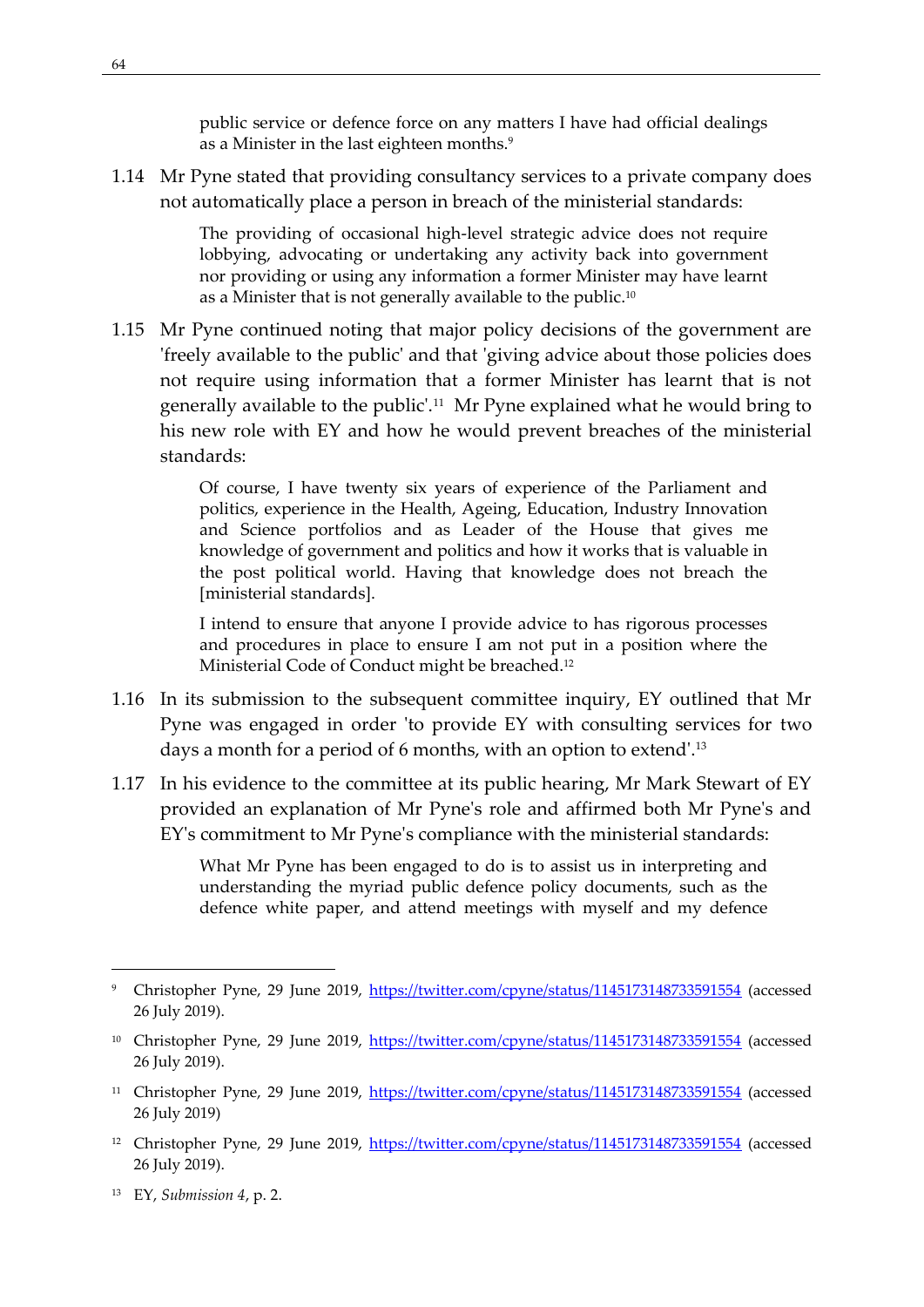> public service or defence force on any matters I have had official dealings as a Minister in the last eighteen months.[9]

1.14 Mr Pyne stated that providing consultancy services to a private company does not automatically place a person in breach of the ministerial standards:

> The providing of occasional high-level strategic advice does not require lobbying, advocating or undertaking any activity back into government nor providing or using any information a former Minister may have learnt as a Minister that is not generally available to the public.[10]

1.15 Mr Pyne continued noting that major policy decisions of the government are 'freely available to the public' and that 'giving advice about those policies does not require using information that a former Minister has learnt that is not generally available to the public'.[11] Mr Pyne explained what he would bring to his new role with EY and how he would prevent breaches of the ministerial standards:

> Of course, I have twenty six years of experience of the Parliament and politics, experience in the Health, Ageing, Education, Industry Innovation and Science portfolios and as Leader of the House that gives me knowledge of government and politics and how it works that is valuable in the post political world. Having that knowledge does not breach the [ministerial standards].
>
> I intend to ensure that anyone I provide advice to has rigorous processes and procedures in place to ensure I am not put in a position where the Ministerial Code of Conduct might be breached.[12]

1.16 In its submission to the subsequent committee inquiry, EY outlined that Mr Pyne was engaged in order 'to provide EY with consulting services for two days a month for a period of 6 months, with an option to extend'.[13]

1.17 In his evidence to the committee at its public hearing, Mr Mark Stewart of EY provided an explanation of Mr Pyne's role and affirmed both Mr Pyne's and EY's commitment to Mr Pyne's compliance with the ministerial standards:

> What Mr Pyne has been engaged to do is to assist us in interpreting and understanding the myriad public defence policy documents, such as the defence white paper, and attend meetings with myself and my defence

---

[9] Christopher Pyne, 29 June 2019, https://twitter.com/cpyne/status/1145173148733591554 (accessed 26 July 2019).

[10] Christopher Pyne, 29 June 2019, https://twitter.com/cpyne/status/1145173148733591554 (accessed 26 July 2019).

[11] Christopher Pyne, 29 June 2019, https://twitter.com/cpyne/status/1145173148733591554 (accessed 26 July 2019)

[12] Christopher Pyne, 29 June 2019, https://twitter.com/cpyne/status/1145173148733591554 (accessed 26 July 2019).

[13] EY, *Submission 4*, p. 2.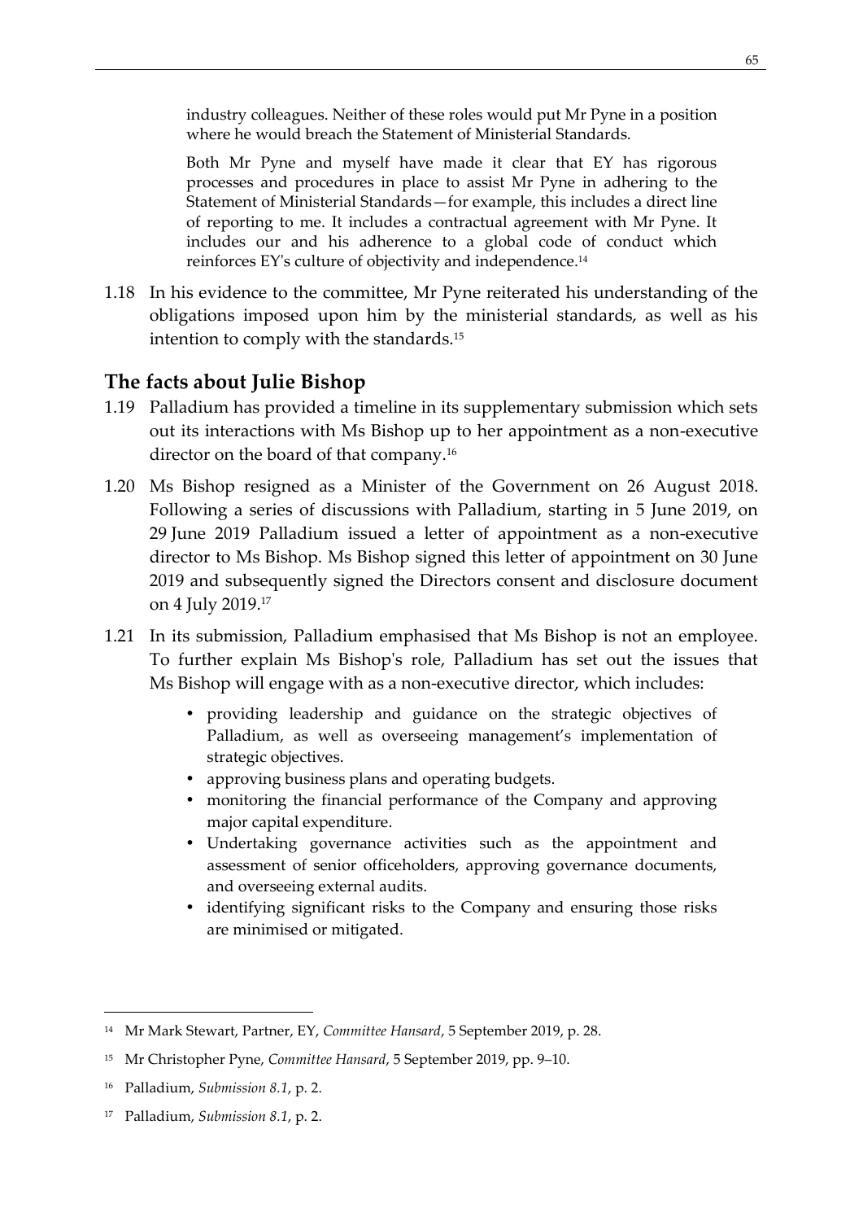> industry colleagues. Neither of these roles would put Mr Pyne in a position where he would breach the Statement of Ministerial Standards.
>
> Both Mr Pyne and myself have made it clear that EY has rigorous processes and procedures in place to assist Mr Pyne in adhering to the Statement of Ministerial Standards—for example, this includes a direct line of reporting to me. It includes a contractual agreement with Mr Pyne. It includes our and his adherence to a global code of conduct which reinforces EY's culture of objectivity and independence.[14]

1.18 In his evidence to the committee, Mr Pyne reiterated his understanding of the obligations imposed upon him by the ministerial standards, as well as his intention to comply with the standards.[15]

## The facts about Julie Bishop

1.19 Palladium has provided a timeline in its supplementary submission which sets out its interactions with Ms Bishop up to her appointment as a non-executive director on the board of that company.[16]

1.20 Ms Bishop resigned as a Minister of the Government on 26 August 2018. Following a series of discussions with Palladium, starting in 5 June 2019, on 29 June 2019 Palladium issued a letter of appointment as a non-executive director to Ms Bishop. Ms Bishop signed this letter of appointment on 30 June 2019 and subsequently signed the Directors consent and disclosure document on 4 July 2019.[17]

1.21 In its submission, Palladium emphasised that Ms Bishop is not an employee. To further explain Ms Bishop's role, Palladium has set out the issues that Ms Bishop will engage with as a non-executive director, which includes:

- providing leadership and guidance on the strategic objectives of Palladium, as well as overseeing management's implementation of strategic objectives.
- approving business plans and operating budgets.
- monitoring the financial performance of the Company and approving major capital expenditure.
- Undertaking governance activities such as the appointment and assessment of senior officeholders, approving governance documents, and overseeing external audits.
- identifying significant risks to the Company and ensuring those risks are minimised or mitigated.

---

[14] Mr Mark Stewart, Partner, EY, *Committee Hansard*, 5 September 2019, p. 28.

[15] Mr Christopher Pyne, *Committee Hansard*, 5 September 2019, pp. 9–10.

[16] Palladium, *Submission 8.1*, p. 2.

[17] Palladium, *Submission 8.1*, p. 2.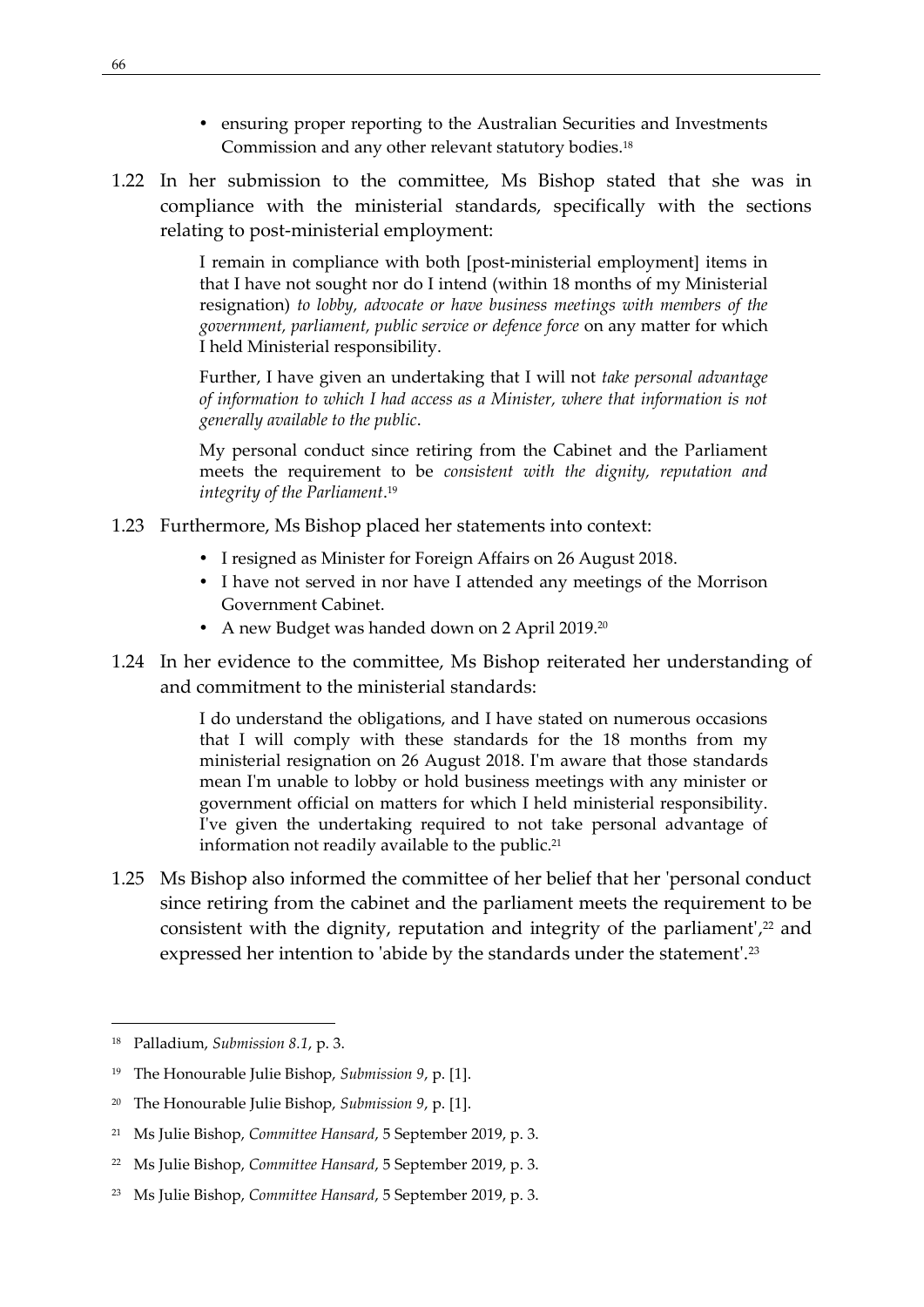- ensuring proper reporting to the Australian Securities and Investments Commission and any other relevant statutory bodies.[18]

1.22 In her submission to the committee, Ms Bishop stated that she was in compliance with the ministerial standards, specifically with the sections relating to post-ministerial employment:

> I remain in compliance with both [post-ministerial employment] items in that I have not sought nor do I intend (within 18 months of my Ministerial resignation) *to lobby, advocate or have business meetings with members of the government, parliament, public service or defence force* on any matter for which I held Ministerial responsibility.
>
> Further, I have given an undertaking that I will not *take personal advantage of information to which I had access as a Minister, where that information is not generally available to the public*.
>
> My personal conduct since retiring from the Cabinet and the Parliament meets the requirement to be *consistent with the dignity, reputation and integrity of the Parliament*.[19]

1.23 Furthermore, Ms Bishop placed her statements into context:

- I resigned as Minister for Foreign Affairs on 26 August 2018.
- I have not served in nor have I attended any meetings of the Morrison Government Cabinet.
- A new Budget was handed down on 2 April 2019.[20]

1.24 In her evidence to the committee, Ms Bishop reiterated her understanding of and commitment to the ministerial standards:

> I do understand the obligations, and I have stated on numerous occasions that I will comply with these standards for the 18 months from my ministerial resignation on 26 August 2018. I'm aware that those standards mean I'm unable to lobby or hold business meetings with any minister or government official on matters for which I held ministerial responsibility. I've given the undertaking required to not take personal advantage of information not readily available to the public.[21]

1.25 Ms Bishop also informed the committee of her belief that her 'personal conduct since retiring from the cabinet and the parliament meets the requirement to be consistent with the dignity, reputation and integrity of the parliament',[22] and expressed her intention to 'abide by the standards under the statement'.[23]

---

[18] Palladium, *Submission 8.1*, p. 3.

[19] The Honourable Julie Bishop, *Submission 9*, p. [1].

[20] The Honourable Julie Bishop, *Submission 9*, p. [1].

[21] Ms Julie Bishop, *Committee Hansard*, 5 September 2019, p. 3.

[22] Ms Julie Bishop, *Committee Hansard*, 5 September 2019, p. 3.

[23] Ms Julie Bishop, *Committee Hansard*, 5 September 2019, p. 3.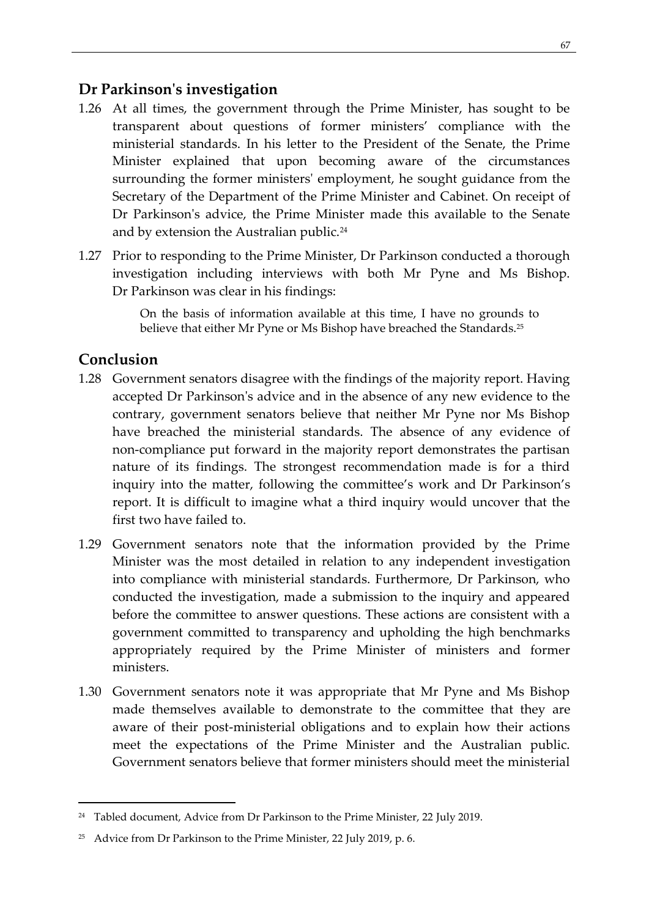## Dr Parkinson's investigation

1.26 At all times, the government through the Prime Minister, has sought to be transparent about questions of former ministers' compliance with the ministerial standards. In his letter to the President of the Senate, the Prime Minister explained that upon becoming aware of the circumstances surrounding the former ministers' employment, he sought guidance from the Secretary of the Department of the Prime Minister and Cabinet. On receipt of Dr Parkinson's advice, the Prime Minister made this available to the Senate and by extension the Australian public.[24]

1.27 Prior to responding to the Prime Minister, Dr Parkinson conducted a thorough investigation including interviews with both Mr Pyne and Ms Bishop. Dr Parkinson was clear in his findings:

> On the basis of information available at this time, I have no grounds to believe that either Mr Pyne or Ms Bishop have breached the Standards.[25]

## Conclusion

1.28 Government senators disagree with the findings of the majority report. Having accepted Dr Parkinson's advice and in the absence of any new evidence to the contrary, government senators believe that neither Mr Pyne nor Ms Bishop have breached the ministerial standards. The absence of any evidence of non-compliance put forward in the majority report demonstrates the partisan nature of its findings. The strongest recommendation made is for a third inquiry into the matter, following the committee's work and Dr Parkinson's report. It is difficult to imagine what a third inquiry would uncover that the first two have failed to.

1.29 Government senators note that the information provided by the Prime Minister was the most detailed in relation to any independent investigation into compliance with ministerial standards. Furthermore, Dr Parkinson, who conducted the investigation, made a submission to the inquiry and appeared before the committee to answer questions. These actions are consistent with a government committed to transparency and upholding the high benchmarks appropriately required by the Prime Minister of ministers and former ministers.

1.30 Government senators note it was appropriate that Mr Pyne and Ms Bishop made themselves available to demonstrate to the committee that they are aware of their post-ministerial obligations and to explain how their actions meet the expectations of the Prime Minister and the Australian public. Government senators believe that former ministers should meet the ministerial

---

[24] Tabled document, Advice from Dr Parkinson to the Prime Minister, 22 July 2019.

[25] Advice from Dr Parkinson to the Prime Minister, 22 July 2019, p. 6.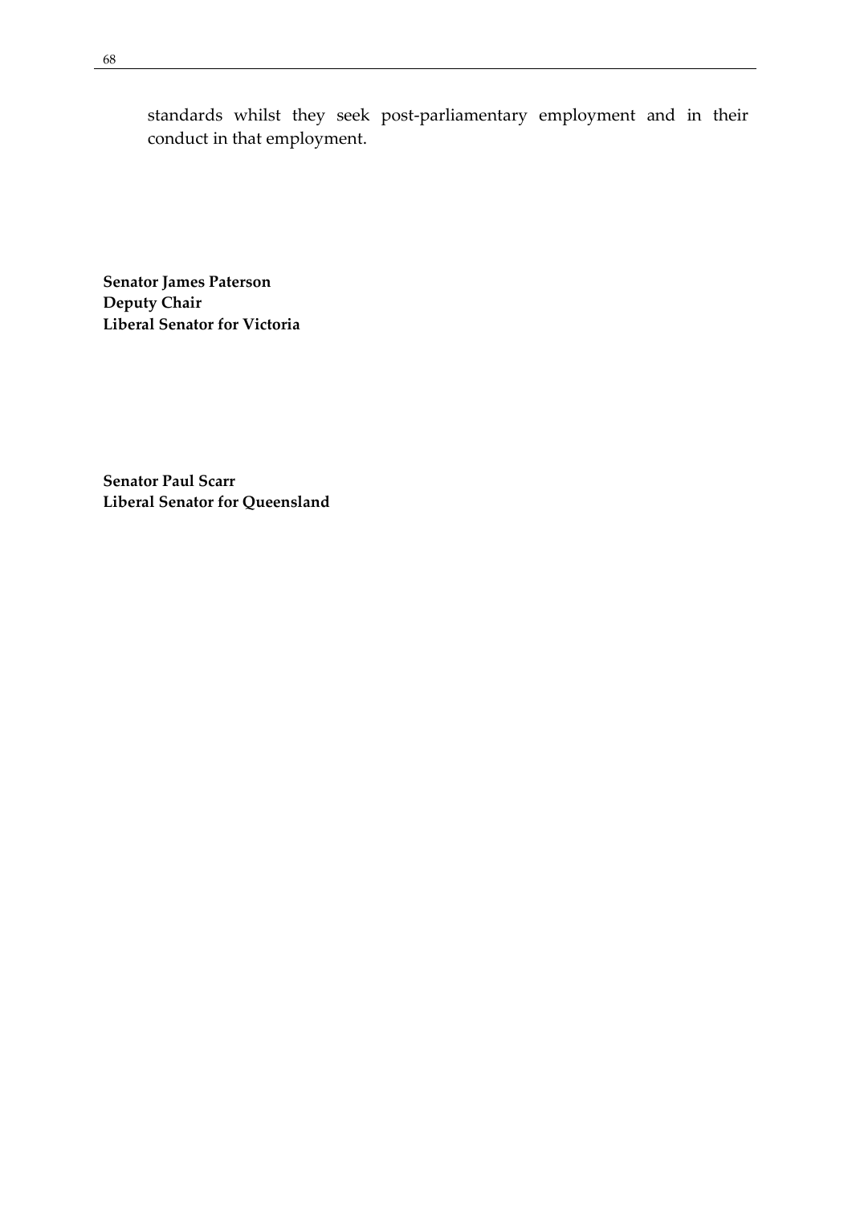standards whilst they seek post-parliamentary employment and in their conduct in that employment.

**Senator James Paterson**
**Deputy Chair**
**Liberal Senator for Victoria**

**Senator Paul Scarr**
**Liberal Senator for Queensland**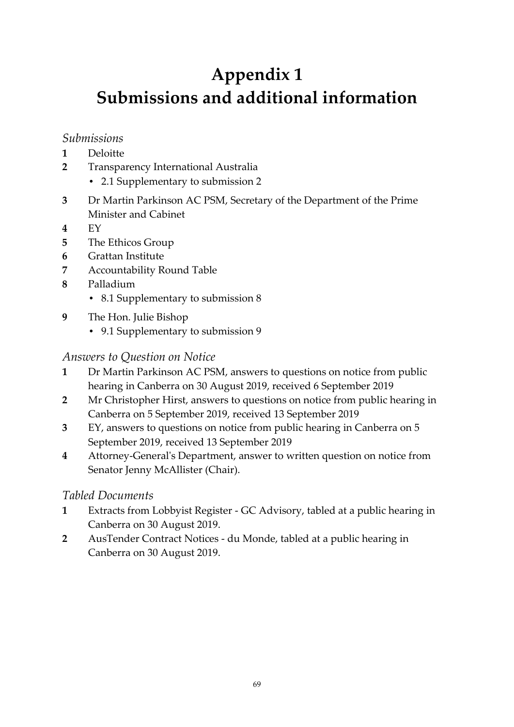# Appendix 1
# Submissions and additional information

*Submissions*

**1** Deloitte

**2** Transparency International Australia

- 2.1 Supplementary to submission 2

**3** Dr Martin Parkinson AC PSM, Secretary of the Department of the Prime Minister and Cabinet

**4** EY

**5** The Ethicos Group

**6** Grattan Institute

**7** Accountability Round Table

**8** Palladium

- 8.1 Supplementary to submission 8

**9** The Hon. Julie Bishop

- 9.1 Supplementary to submission 9

*Answers to Question on Notice*

**1** Dr Martin Parkinson AC PSM, answers to questions on notice from public hearing in Canberra on 30 August 2019, received 6 September 2019

**2** Mr Christopher Hirst, answers to questions on notice from public hearing in Canberra on 5 September 2019, received 13 September 2019

**3** EY, answers to questions on notice from public hearing in Canberra on 5 September 2019, received 13 September 2019

**4** Attorney-General's Department, answer to written question on notice from Senator Jenny McAllister (Chair).

*Tabled Documents*

**1** Extracts from Lobbyist Register - GC Advisory, tabled at a public hearing in Canberra on 30 August 2019.

**2** AusTender Contract Notices - du Monde, tabled at a public hearing in Canberra on 30 August 2019.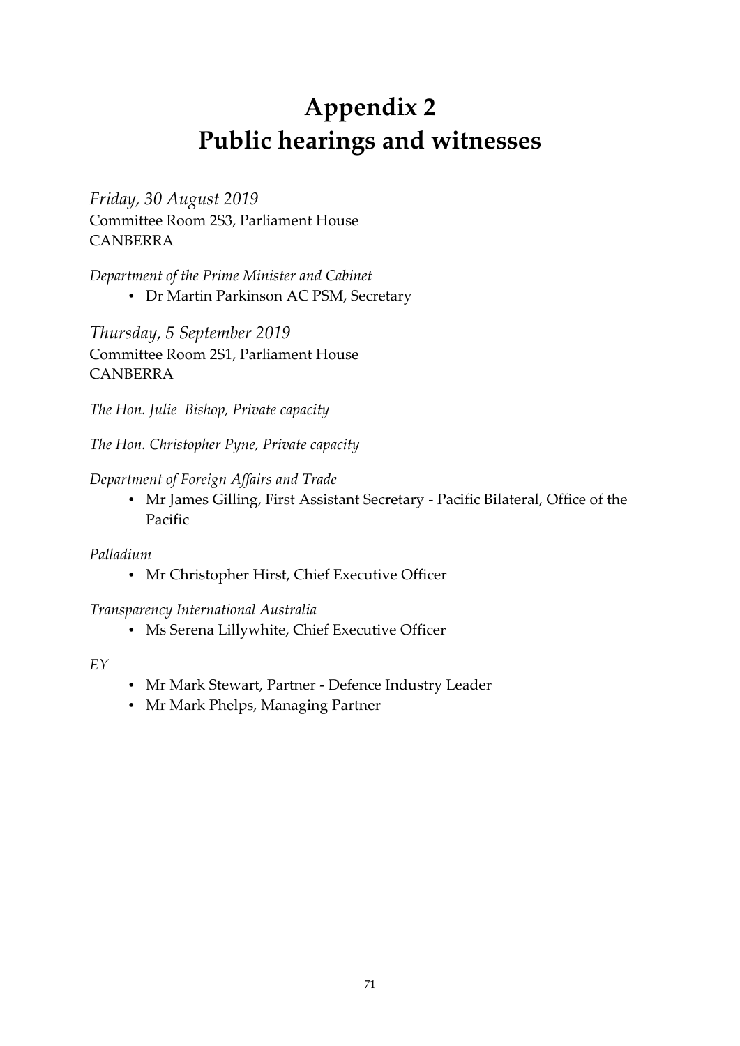# Appendix 2
# Public hearings and witnesses

*Friday, 30 August 2019*
Committee Room 2S3, Parliament House
CANBERRA

*Department of the Prime Minister and Cabinet*

- Dr Martin Parkinson AC PSM, Secretary

*Thursday, 5 September 2019*
Committee Room 2S1, Parliament House
CANBERRA

*The Hon. Julie Bishop, Private capacity*

*The Hon. Christopher Pyne, Private capacity*

*Department of Foreign Affairs and Trade*

- Mr James Gilling, First Assistant Secretary - Pacific Bilateral, Office of the Pacific

*Palladium*

- Mr Christopher Hirst, Chief Executive Officer

*Transparency International Australia*

- Ms Serena Lillywhite, Chief Executive Officer

*EY*

- Mr Mark Stewart, Partner - Defence Industry Leader
- Mr Mark Phelps, Managing Partner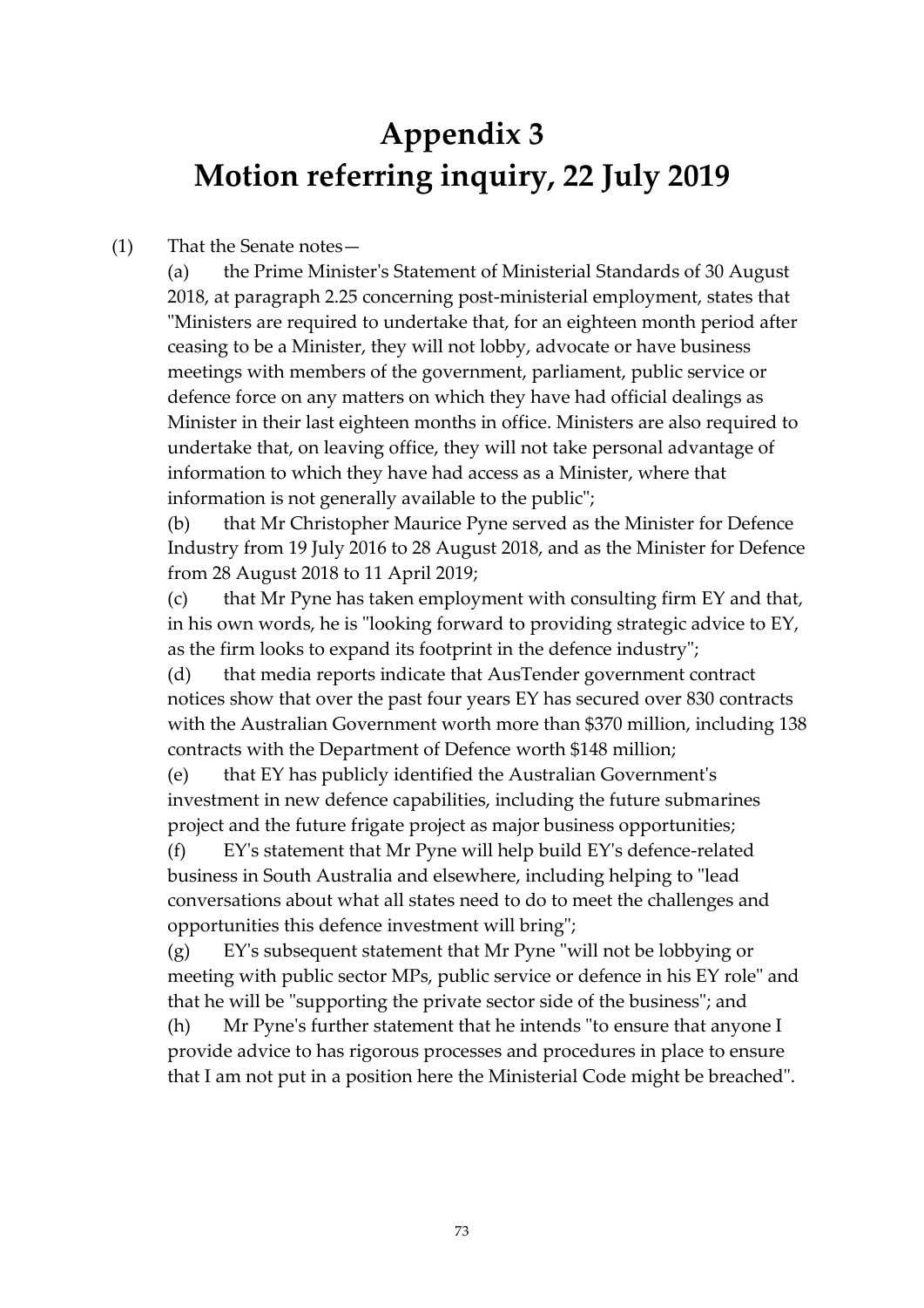# Appendix 3
# Motion referring inquiry, 22 July 2019

(1) That the Senate notes—

(a) the Prime Minister's Statement of Ministerial Standards of 30 August 2018, at paragraph 2.25 concerning post-ministerial employment, states that "Ministers are required to undertake that, for an eighteen month period after ceasing to be a Minister, they will not lobby, advocate or have business meetings with members of the government, parliament, public service or defence force on any matters on which they have had official dealings as Minister in their last eighteen months in office. Ministers are also required to undertake that, on leaving office, they will not take personal advantage of information to which they have had access as a Minister, where that information is not generally available to the public";

(b) that Mr Christopher Maurice Pyne served as the Minister for Defence Industry from 19 July 2016 to 28 August 2018, and as the Minister for Defence from 28 August 2018 to 11 April 2019;

(c) that Mr Pyne has taken employment with consulting firm EY and that, in his own words, he is "looking forward to providing strategic advice to EY, as the firm looks to expand its footprint in the defence industry";

(d) that media reports indicate that AusTender government contract notices show that over the past four years EY has secured over 830 contracts with the Australian Government worth more than $370 million, including 138 contracts with the Department of Defence worth $148 million;

(e) that EY has publicly identified the Australian Government's investment in new defence capabilities, including the future submarines project and the future frigate project as major business opportunities;

(f) EY's statement that Mr Pyne will help build EY's defence-related business in South Australia and elsewhere, including helping to "lead conversations about what all states need to do to meet the challenges and opportunities this defence investment will bring";

(g) EY's subsequent statement that Mr Pyne "will not be lobbying or meeting with public sector MPs, public service or defence in his EY role" and that he will be "supporting the private sector side of the business"; and

(h) Mr Pyne's further statement that he intends "to ensure that anyone I provide advice to has rigorous processes and procedures in place to ensure that I am not put in a position here the Ministerial Code might be breached".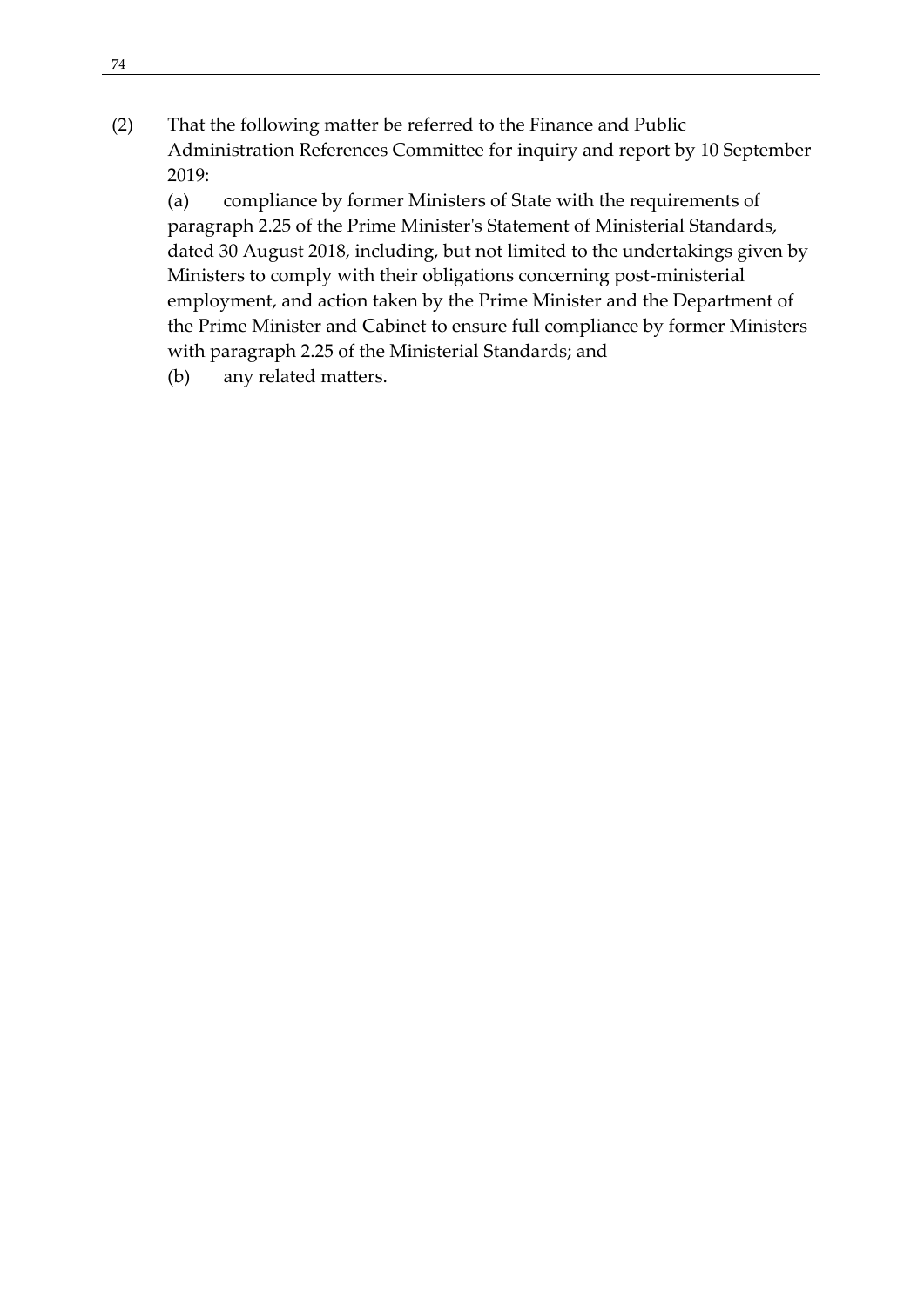(2) That the following matter be referred to the Finance and Public Administration References Committee for inquiry and report by 10 September 2019:

(a) compliance by former Ministers of State with the requirements of paragraph 2.25 of the Prime Minister's Statement of Ministerial Standards, dated 30 August 2018, including, but not limited to the undertakings given by Ministers to comply with their obligations concerning post-ministerial employment, and action taken by the Prime Minister and the Department of the Prime Minister and Cabinet to ensure full compliance by former Ministers with paragraph 2.25 of the Ministerial Standards; and

(b) any related matters.